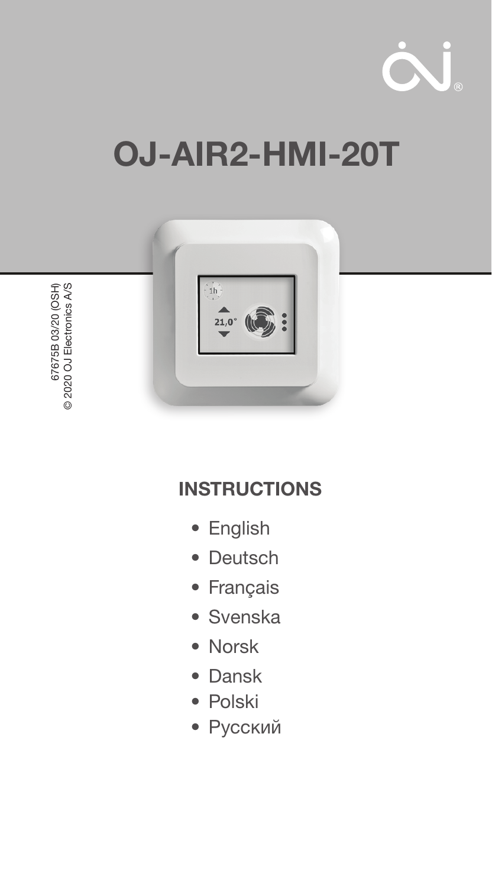# OJ-AIR2-HMI-20T

67675B 03/20 (OSH)
© 2020 OJ Electronics A/S

## INSTRUCTIONS

- English
- Deutsch
- Français
- Svenska
- Norsk
- Dansk
- Polski
- Русский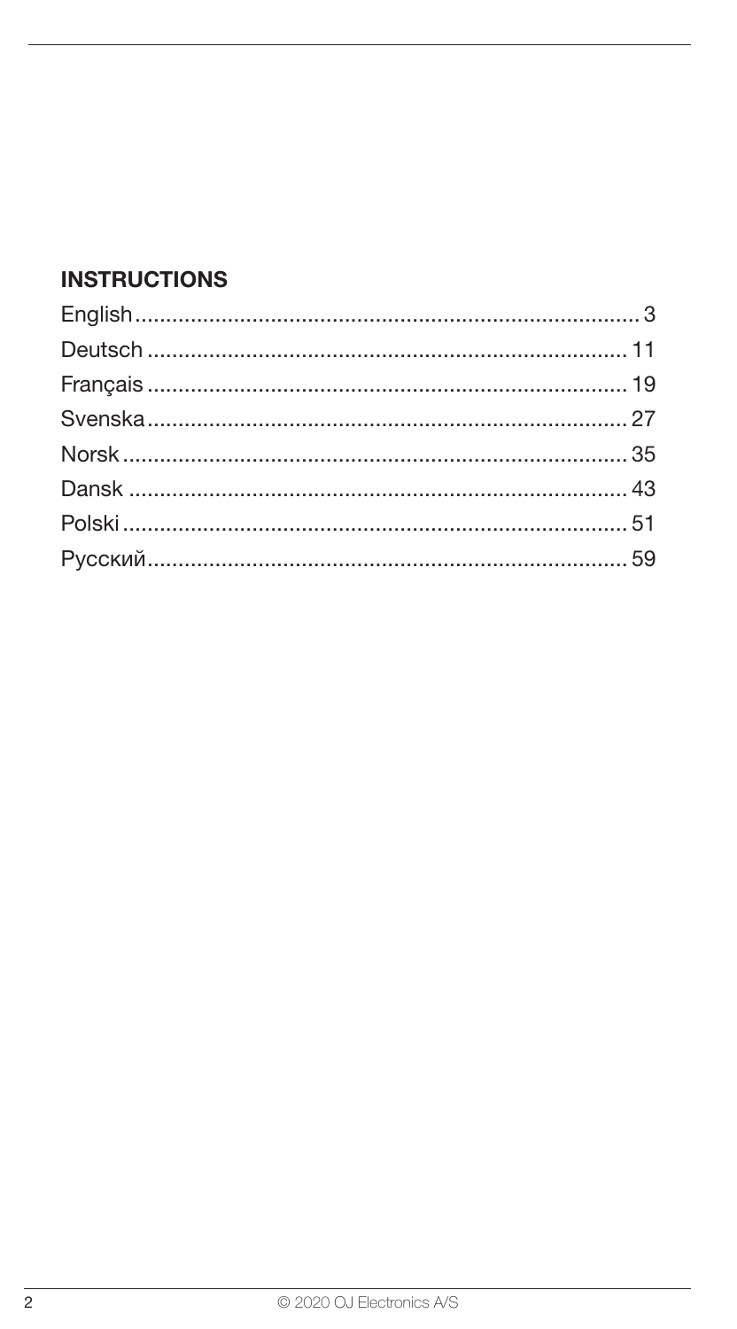## INSTRUCTIONS

English.......................................................................3
Deutsch.....................................................................11
Français.....................................................................19
Svenska.....................................................................27
Norsk........................................................................35
Dansk........................................................................43
Polski........................................................................51
Русский.....................................................................59

© 2020 OJ Electronics A/S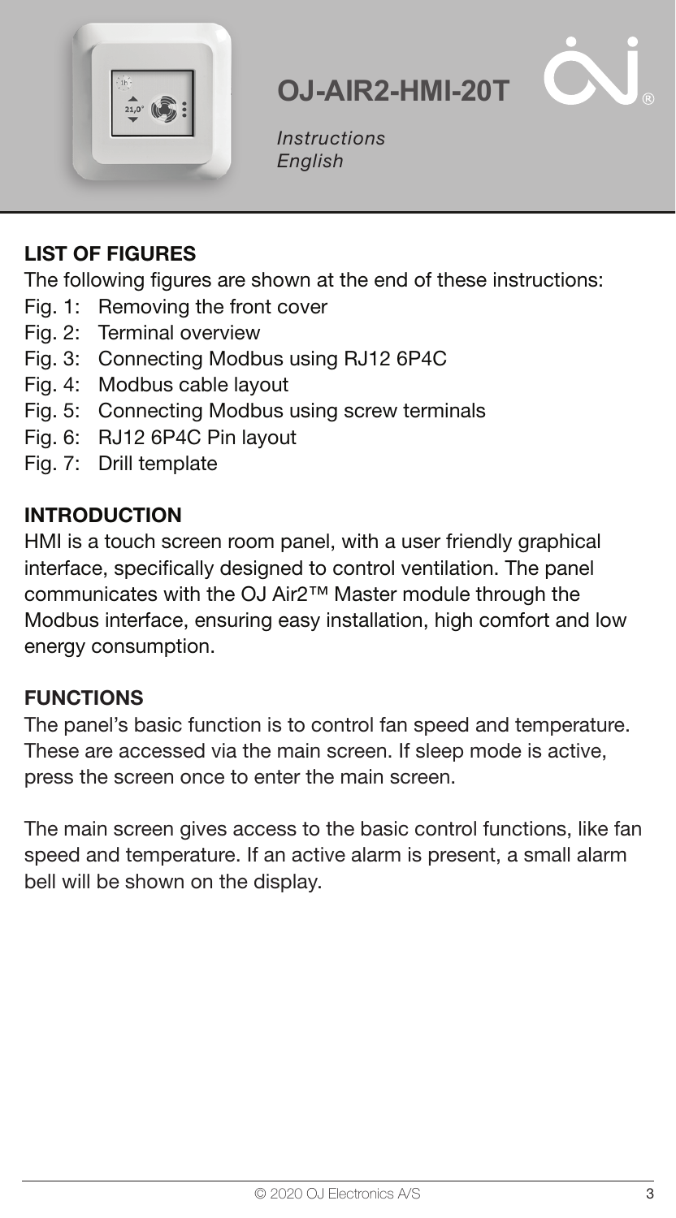# OJ-AIR2-HMI-20T

*Instructions*
*English*

## LIST OF FIGURES

The following figures are shown at the end of these instructions:

- Fig. 1: Removing the front cover
- Fig. 2: Terminal overview
- Fig. 3: Connecting Modbus using RJ12 6P4C
- Fig. 4: Modbus cable layout
- Fig. 5: Connecting Modbus using screw terminals
- Fig. 6: RJ12 6P4C Pin layout
- Fig. 7: Drill template

## INTRODUCTION

HMI is a touch screen room panel, with a user friendly graphical interface, specifically designed to control ventilation. The panel communicates with the OJ Air2™ Master module through the Modbus interface, ensuring easy installation, high comfort and low energy consumption.

## FUNCTIONS

The panel's basic function is to control fan speed and temperature. These are accessed via the main screen. If sleep mode is active, press the screen once to enter the main screen.

The main screen gives access to the basic control functions, like fan speed and temperature. If an active alarm is present, a small alarm bell will be shown on the display.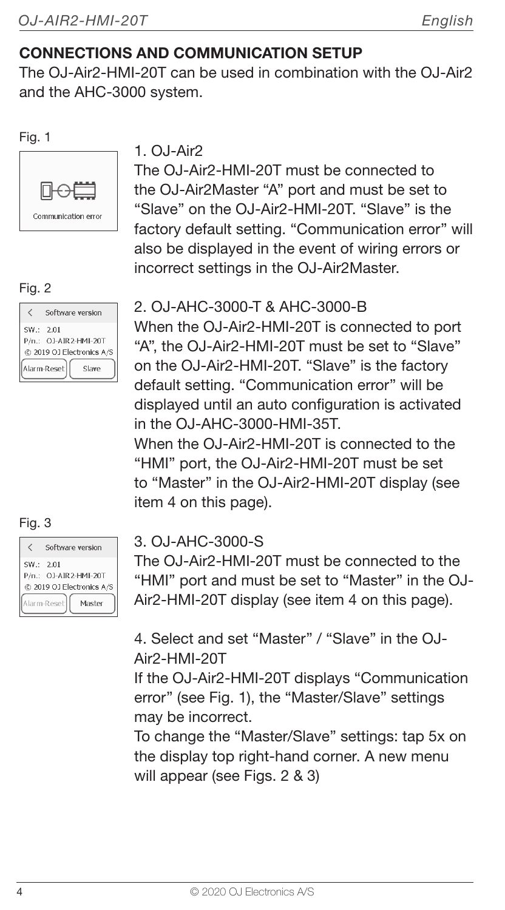## CONNECTIONS AND COMMUNICATION SETUP

The OJ-Air2-HMI-20T can be used in combination with the OJ-Air2 and the AHC-3000 system.

Fig. 1

Communication error

Fig. 2

Software version
SW.: 2.01
P/n.: OJ-AIR2-HMI-20T
© 2019 OJ Electronics A/S
Alarm-Reset | Slave

Fig. 3

Software version
SW.: 2.01
P/n.: OJ-AIR2-HMI-20T
© 2019 OJ Electronics A/S
Alarm-Reset | Master

1. OJ-Air2

The OJ-Air2-HMI-20T must be connected to the OJ-Air2Master "A" port and must be set to "Slave" on the OJ-Air2-HMI-20T. "Slave" is the factory default setting. "Communication error" will also be displayed in the event of wiring errors or incorrect settings in the OJ-Air2Master.

2. OJ-AHC-3000-T & AHC-3000-B

When the OJ-Air2-HMI-20T is connected to port "A", the OJ-Air2-HMI-20T must be set to "Slave" on the OJ-Air2-HMI-20T. "Slave" is the factory default setting. "Communication error" will be displayed until an auto configuration is activated in the OJ-AHC-3000-HMI-35T.

When the OJ-Air2-HMI-20T is connected to the "HMI" port, the OJ-Air2-HMI-20T must be set to "Master" in the OJ-Air2-HMI-20T display (see item 4 on this page).

3. OJ-AHC-3000-S

The OJ-Air2-HMI-20T must be connected to the "HMI" port and must be set to "Master" in the OJ-Air2-HMI-20T display (see item 4 on this page).

4. Select and set "Master" / "Slave" in the OJ-Air2-HMI-20T

If the OJ-Air2-HMI-20T displays "Communication error" (see Fig. 1), the "Master/Slave" settings may be incorrect.

To change the "Master/Slave" settings: tap 5x on the display top right-hand corner. A new menu will appear (see Figs. 2 & 3)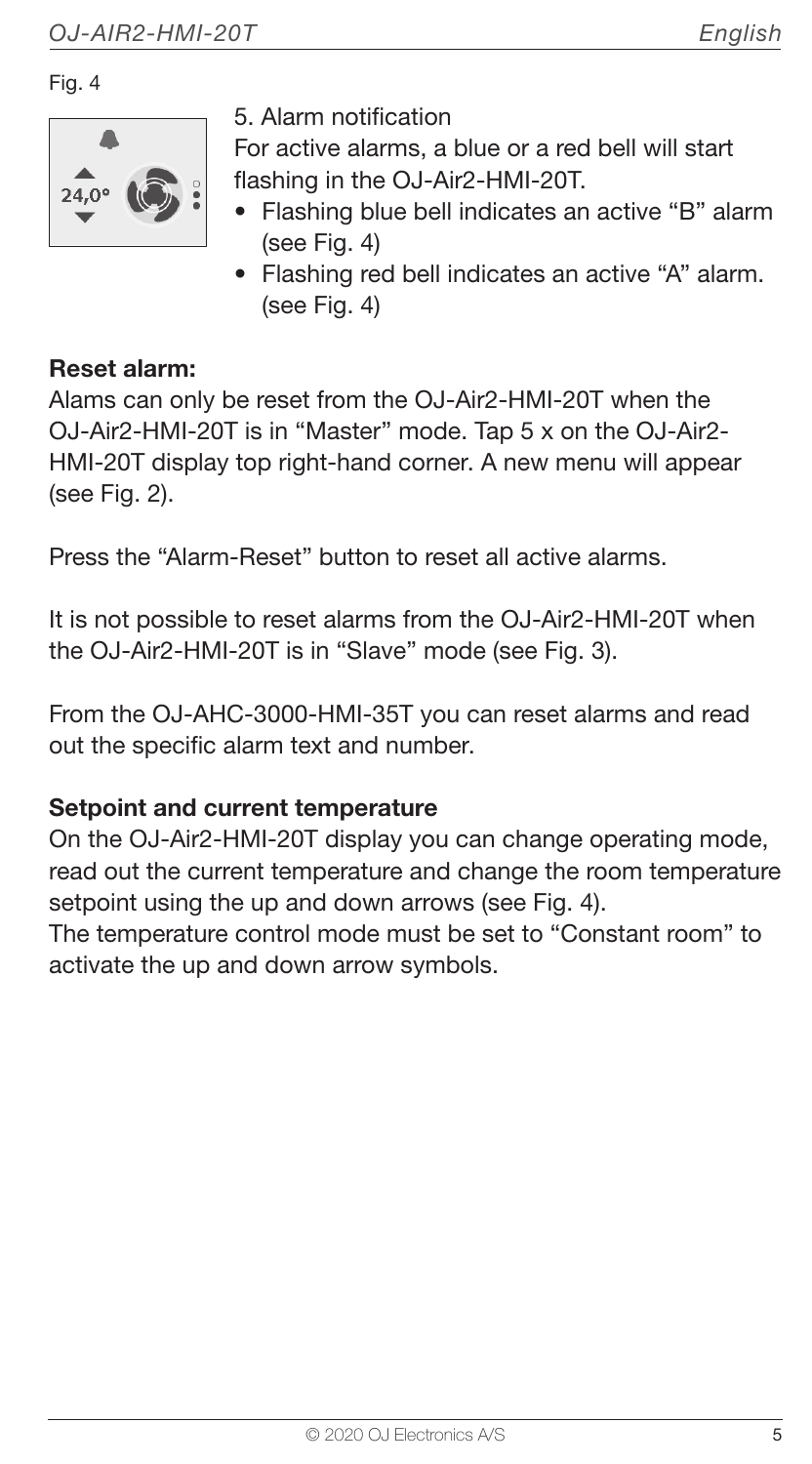Fig. 4

5. Alarm notification

For active alarms, a blue or a red bell will start flashing in the OJ-Air2-HMI-20T.

- Flashing blue bell indicates an active "B" alarm (see Fig. 4)
- Flashing red bell indicates an active "A" alarm. (see Fig. 4)

**Reset alarm:**

Alams can only be reset from the OJ-Air2-HMI-20T when the OJ-Air2-HMI-20T is in "Master" mode. Tap 5 x on the OJ-Air2-HMI-20T display top right-hand corner. A new menu will appear (see Fig. 2).

Press the "Alarm-Reset" button to reset all active alarms.

It is not possible to reset alarms from the OJ-Air2-HMI-20T when the OJ-Air2-HMI-20T is in "Slave" mode (see Fig. 3).

From the OJ-AHC-3000-HMI-35T you can reset alarms and read out the specific alarm text and number.

**Setpoint and current temperature**

On the OJ-Air2-HMI-20T display you can change operating mode, read out the current temperature and change the room temperature setpoint using the up and down arrows (see Fig. 4).

The temperature control mode must be set to "Constant room" to activate the up and down arrow symbols.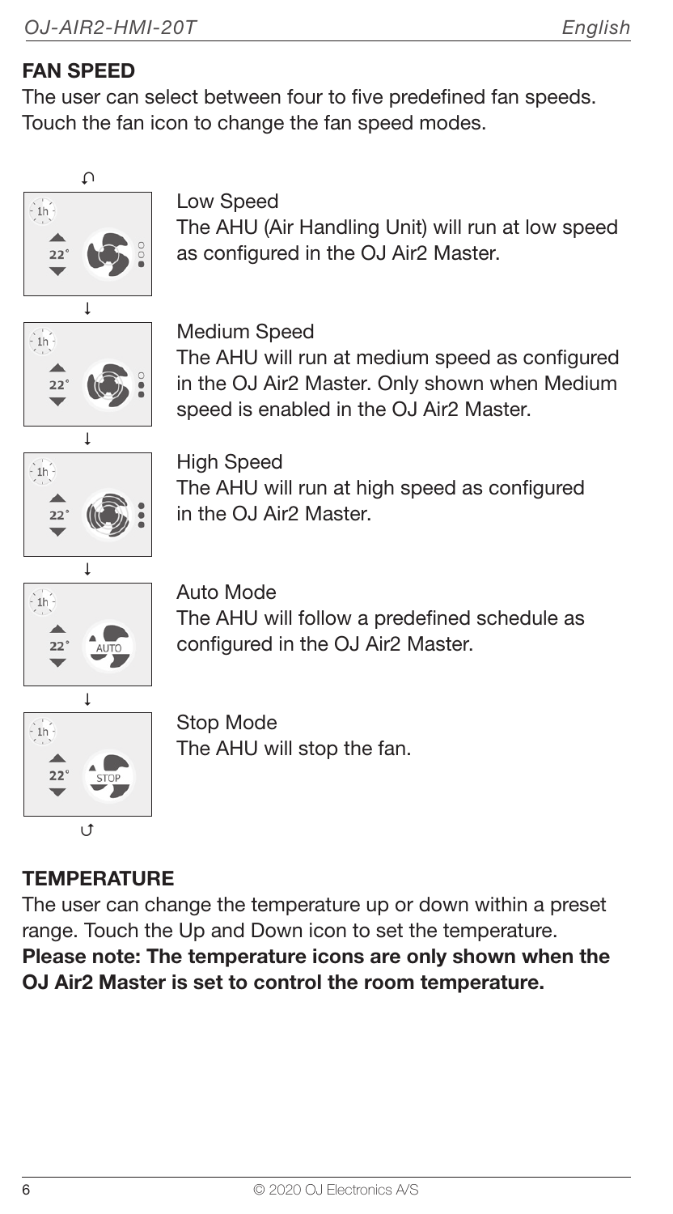## FAN SPEED

The user can select between four to five predefined fan speeds. Touch the fan icon to change the fan speed modes.

**Low Speed**
The AHU (Air Handling Unit) will run at low speed as configured in the OJ Air2 Master.

**Medium Speed**
The AHU will run at medium speed as configured in the OJ Air2 Master. Only shown when Medium speed is enabled in the OJ Air2 Master.

**High Speed**
The AHU will run at high speed as configured in the OJ Air2 Master.

**Auto Mode**
The AHU will follow a predefined schedule as configured in the OJ Air2 Master.

**Stop Mode**
The AHU will stop the fan.

## TEMPERATURE

The user can change the temperature up or down within a preset range. Touch the Up and Down icon to set the temperature.

**Please note: The temperature icons are only shown when the OJ Air2 Master is set to control the room temperature.**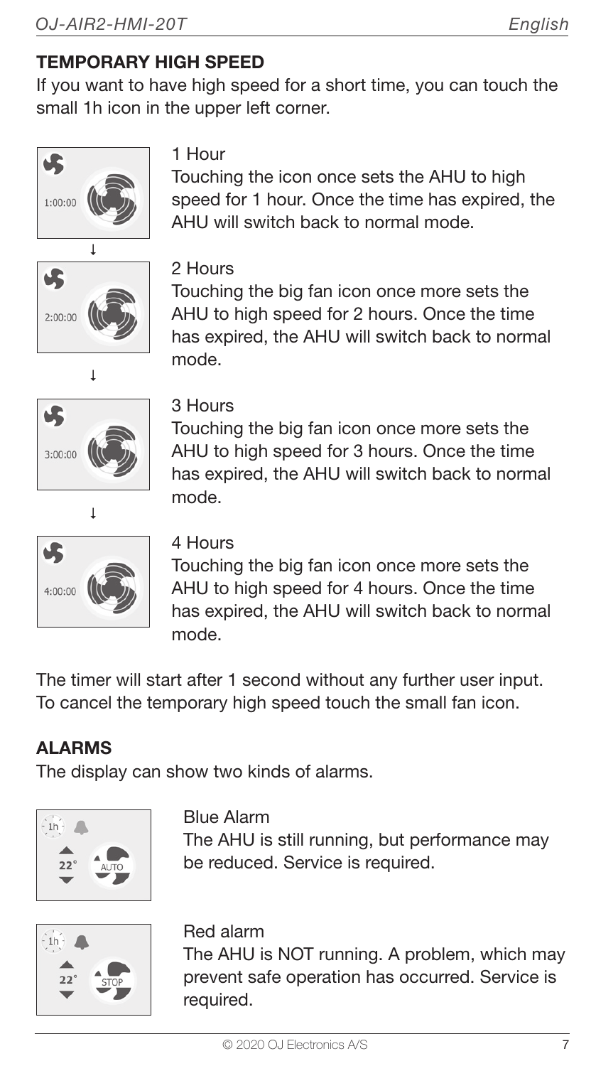## TEMPORARY HIGH SPEED

If you want to have high speed for a short time, you can touch the small 1h icon in the upper left corner.

1 Hour

Touching the icon once sets the AHU to high speed for 1 hour. Once the time has expired, the AHU will switch back to normal mode.

2 Hours

Touching the big fan icon once more sets the AHU to high speed for 2 hours. Once the time has expired, the AHU will switch back to normal mode.

3 Hours

Touching the big fan icon once more sets the AHU to high speed for 3 hours. Once the time has expired, the AHU will switch back to normal mode.

4 Hours

Touching the big fan icon once more sets the AHU to high speed for 4 hours. Once the time has expired, the AHU will switch back to normal mode.

The timer will start after 1 second without any further user input. To cancel the temporary high speed touch the small fan icon.

## ALARMS

The display can show two kinds of alarms.

Blue Alarm

The AHU is still running, but performance may be reduced. Service is required.

Red alarm

The AHU is NOT running. A problem, which may prevent safe operation has occurred. Service is required.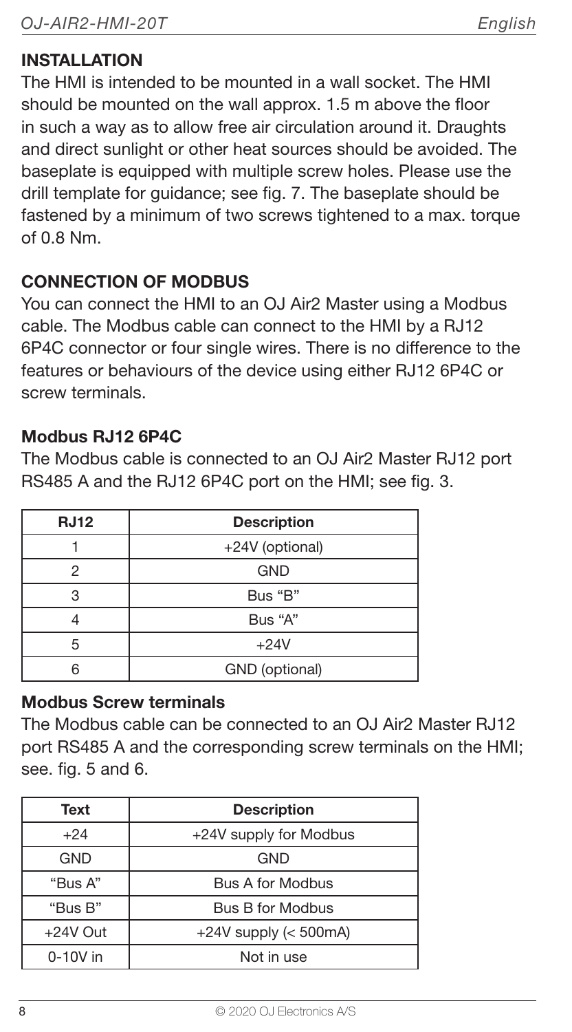## INSTALLATION

The HMI is intended to be mounted in a wall socket. The HMI should be mounted on the wall approx. 1.5 m above the floor in such a way as to allow free air circulation around it. Draughts and direct sunlight or other heat sources should be avoided. The baseplate is equipped with multiple screw holes. Please use the drill template for guidance; see fig. 7. The baseplate should be fastened by a minimum of two screws tightened to a max. torque of 0.8 Nm.

## CONNECTION OF MODBUS

You can connect the HMI to an OJ Air2 Master using a Modbus cable. The Modbus cable can connect to the HMI by a RJ12 6P4C connector or four single wires. There is no difference to the features or behaviours of the device using either RJ12 6P4C or screw terminals.

### Modbus RJ12 6P4C

The Modbus cable is connected to an OJ Air2 Master RJ12 port RS485 A and the RJ12 6P4C port on the HMI; see fig. 3.

| RJ12 | Description |
| --- | --- |
| 1 | +24V (optional) |
| 2 | GND |
| 3 | Bus "B" |
| 4 | Bus "A" |
| 5 | +24V |
| 6 | GND (optional) |

### Modbus Screw terminals

The Modbus cable can be connected to an OJ Air2 Master RJ12 port RS485 A and the corresponding screw terminals on the HMI; see. fig. 5 and 6.

| Text | Description |
| --- | --- |
| +24 | +24V supply for Modbus |
| GND | GND |
| "Bus A" | Bus A for Modbus |
| "Bus B" | Bus B for Modbus |
| +24V Out | +24V supply (< 500mA) |
| 0-10V in | Not in use |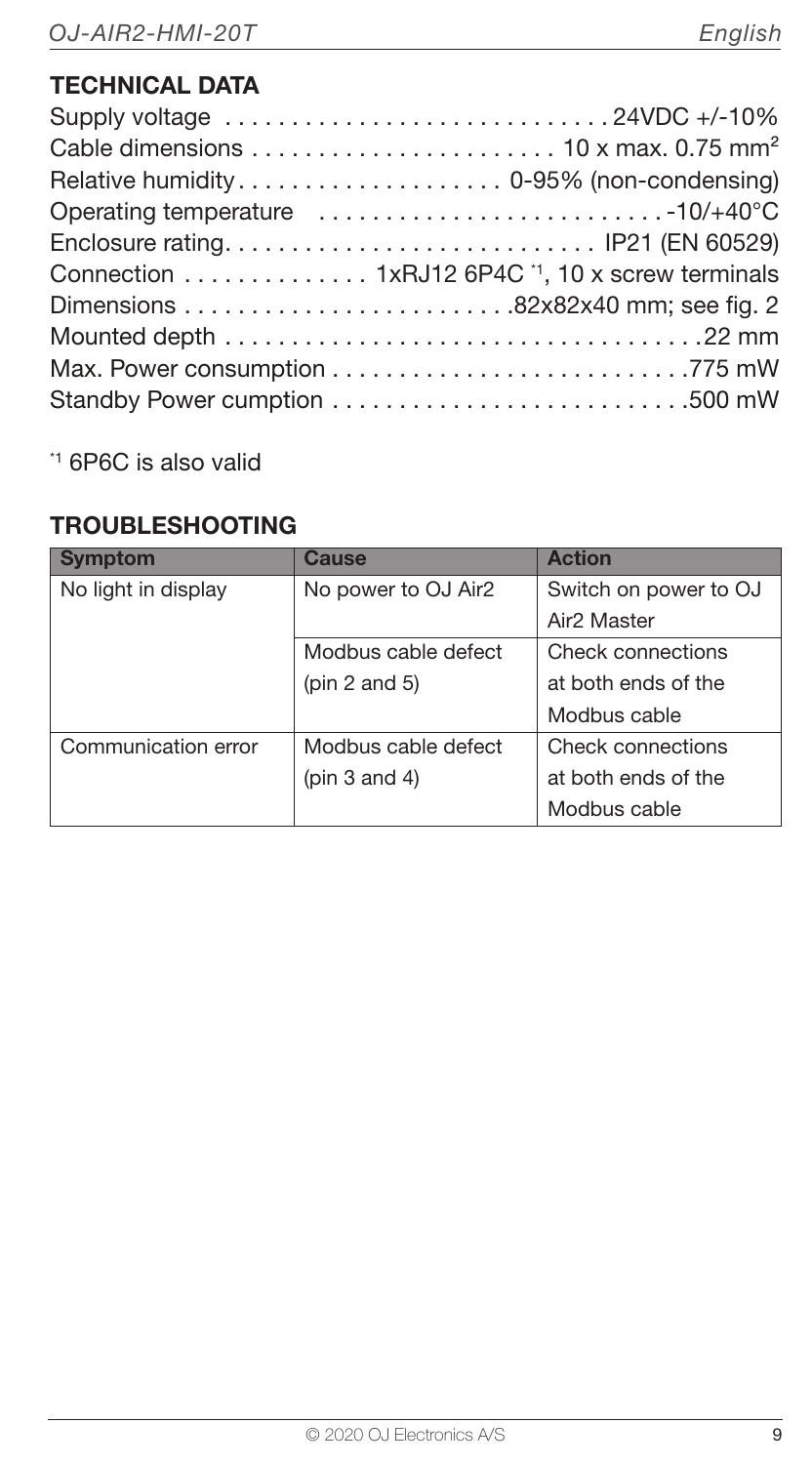## TECHNICAL DATA

Supply voltage . . . . . . . . . . . . . . . . . . . . . . . . . . . . 24VDC +/-10%
Cable dimensions . . . . . . . . . . . . . . . . . . . . . . . 10 x max. 0.75 mm²
Relative humidity. . . . . . . . . . . . . . . . . . . . 0-95% (non-condensing)
Operating temperature . . . . . . . . . . . . . . . . . . . . . . . . . . -10/+40°C
Enclosure rating. . . . . . . . . . . . . . . . . . . . . . . . . . . . IP21 (EN 60529)
Connection . . . . . . . . . . . . . . 1xRJ12 6P4C [*1], 10 x screw terminals
Dimensions . . . . . . . . . . . . . . . . . . . . . . . .82x82x40 mm; see fig. 2
Mounted depth . . . . . . . . . . . . . . . . . . . . . . . . . . . . . . . . . . . .22 mm
Max. Power consumption . . . . . . . . . . . . . . . . . . . . . . . . . . .775 mW
Standby Power cumption . . . . . . . . . . . . . . . . . . . . . . . . . . .500 mW

[*1] 6P6C is also valid

## TROUBLESHOOTING

| Symptom | Cause | Action |
|---|---|---|
| No light in display | No power to OJ Air2 | Switch on power to OJ Air2 Master |
| | Modbus cable defect (pin 2 and 5) | Check connections at both ends of the Modbus cable |
| Communication error | Modbus cable defect (pin 3 and 4) | Check connections at both ends of the Modbus cable |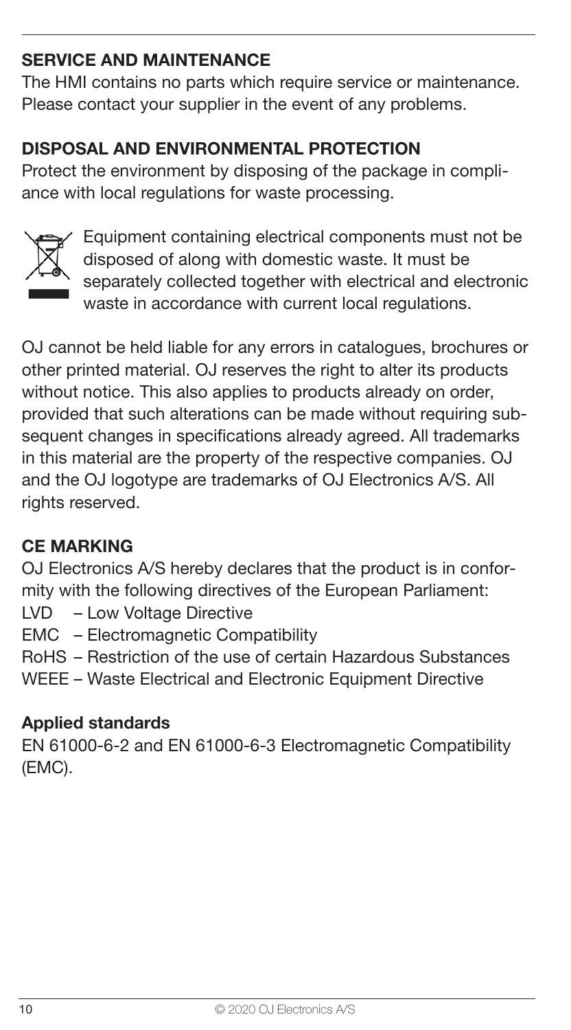## SERVICE AND MAINTENANCE

The HMI contains no parts which require service or maintenance. Please contact your supplier in the event of any problems.

## DISPOSAL AND ENVIRONMENTAL PROTECTION

Protect the environment by disposing of the package in compliance with local regulations for waste processing.

Equipment containing electrical components must not be disposed of along with domestic waste. It must be separately collected together with electrical and electronic waste in accordance with current local regulations.

OJ cannot be held liable for any errors in catalogues, brochures or other printed material. OJ reserves the right to alter its products without notice. This also applies to products already on order, provided that such alterations can be made without requiring subsequent changes in specifications already agreed. All trademarks in this material are the property of the respective companies. OJ and the OJ logotype are trademarks of OJ Electronics A/S. All rights reserved.

## CE MARKING

OJ Electronics A/S hereby declares that the product is in conformity with the following directives of the European Parliament:

LVD – Low Voltage Directive
EMC – Electromagnetic Compatibility
RoHS – Restriction of the use of certain Hazardous Substances
WEEE – Waste Electrical and Electronic Equipment Directive

### Applied standards

EN 61000-6-2 and EN 61000-6-3 Electromagnetic Compatibility (EMC).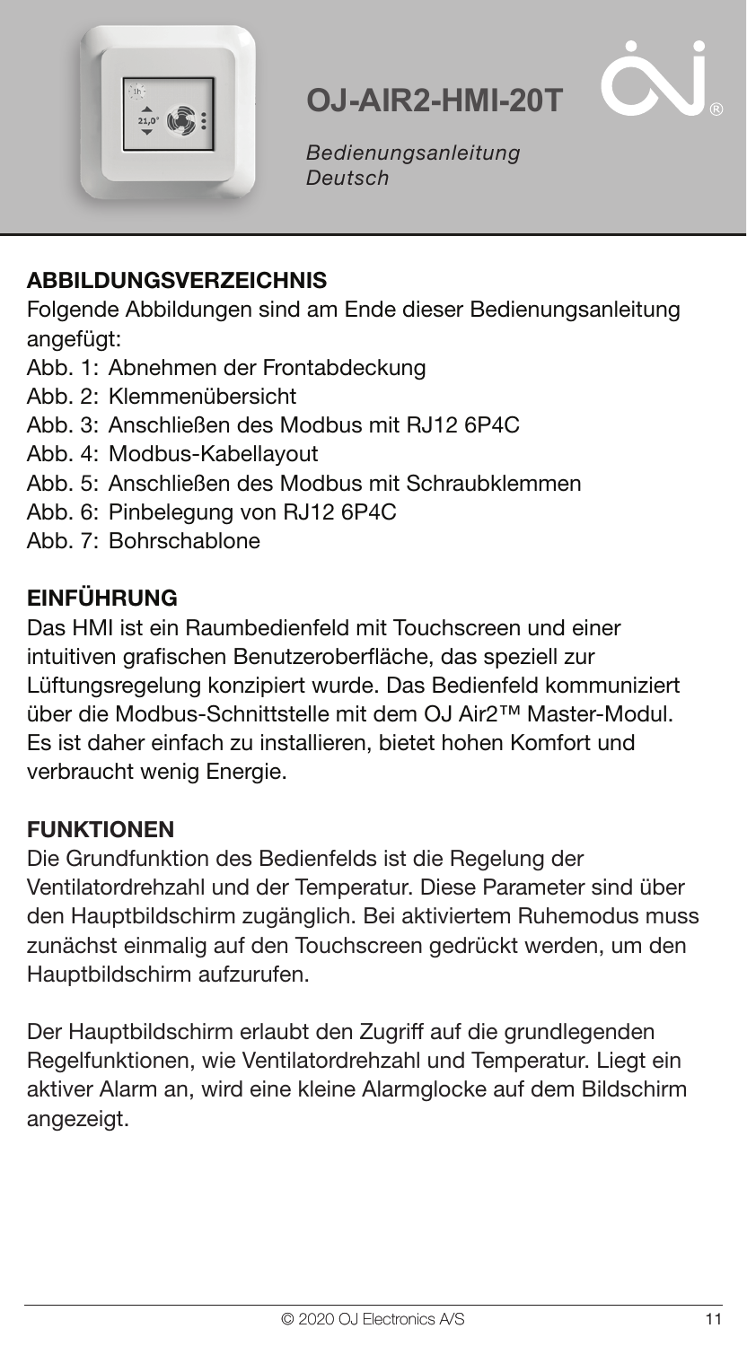# OJ-AIR2-HMI-20T

*Bedienungsanleitung*
*Deutsch*

## ABBILDUNGSVERZEICHNIS

Folgende Abbildungen sind am Ende dieser Bedienungsanleitung angefügt:

- Abb. 1: Abnehmen der Frontabdeckung
- Abb. 2: Klemmenübersicht
- Abb. 3: Anschließen des Modbus mit RJ12 6P4C
- Abb. 4: Modbus-Kabellayout
- Abb. 5: Anschließen des Modbus mit Schraubklemmen
- Abb. 6: Pinbelegung von RJ12 6P4C
- Abb. 7: Bohrschablone

## EINFÜHRUNG

Das HMI ist ein Raumbedienfeld mit Touchscreen und einer intuitiven grafischen Benutzeroberfläche, das speziell zur Lüftungsregelung konzipiert wurde. Das Bedienfeld kommuniziert über die Modbus-Schnittstelle mit dem OJ Air2™ Master-Modul. Es ist daher einfach zu installieren, bietet hohen Komfort und verbraucht wenig Energie.

## FUNKTIONEN

Die Grundfunktion des Bedienfelds ist die Regelung der Ventilatordrehzahl und der Temperatur. Diese Parameter sind über den Hauptbildschirm zugänglich. Bei aktiviertem Ruhemodus muss zunächst einmalig auf den Touchscreen gedrückt werden, um den Hauptbildschirm aufzurufen.

Der Hauptbildschirm erlaubt den Zugriff auf die grundlegenden Regelfunktionen, wie Ventilatordrehzahl und Temperatur. Liegt ein aktiver Alarm an, wird eine kleine Alarmglocke auf dem Bildschirm angezeigt.

© 2020 OJ Electronics A/S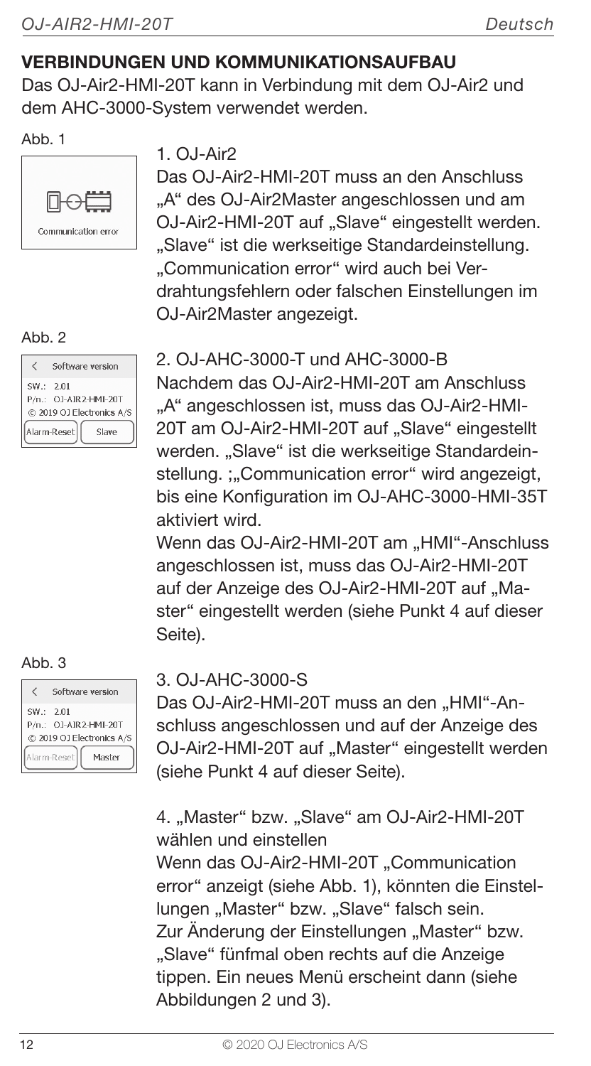## VERBINDUNGEN UND KOMMUNIKATIONSAUFBAU

Das OJ-Air2-HMI-20T kann in Verbindung mit dem OJ-Air2 und dem AHC-3000-System verwendet werden.

Abb. 1

Communication error

1. OJ-Air2

Das OJ-Air2-HMI-20T muss an den Anschluss „A" des OJ-Air2Master angeschlossen und am OJ-Air2-HMI-20T auf „Slave" eingestellt werden. „Slave" ist die werkseitige Standardeinstellung. „Communication error" wird auch bei Verdrahtungsfehlern oder falschen Einstellungen im OJ-Air2Master angezeigt.

Abb. 2

Software version
SW.: 2.01
P/n.: OJ-AIR2-HMI-20T
© 2019 OJ Electronics A/S
Alarm-Reset | Slave

2. OJ-AHC-3000-T und AHC-3000-B

Nachdem das OJ-Air2-HMI-20T am Anschluss „A" angeschlossen ist, muss das OJ-Air2-HMI-20T am OJ-Air2-HMI-20T auf „Slave" eingestellt werden. „Slave" ist die werkseitige Standardeinstellung. ;„Communication error" wird angezeigt, bis eine Konfiguration im OJ-AHC-3000-HMI-35T aktiviert wird.

Wenn das OJ-Air2-HMI-20T am „HMI"-Anschluss angeschlossen ist, muss das OJ-Air2-HMI-20T auf der Anzeige des OJ-Air2-HMI-20T auf „Master" eingestellt werden (siehe Punkt 4 auf dieser Seite).

Abb. 3

Software version
SW.: 2.01
P/n.: OJ-AIR2-HMI-20T
© 2019 OJ Electronics A/S
Alarm-Reset | Master

3. OJ-AHC-3000-S

Das OJ-Air2-HMI-20T muss an den „HMI"-Anschluss angeschlossen und auf der Anzeige des OJ-Air2-HMI-20T auf „Master" eingestellt werden (siehe Punkt 4 auf dieser Seite).

4. „Master" bzw. „Slave" am OJ-Air2-HMI-20T wählen und einstellen

Wenn das OJ-Air2-HMI-20T „Communication error" anzeigt (siehe Abb. 1), könnten die Einstellungen „Master" bzw. „Slave" falsch sein. Zur Änderung der Einstellungen „Master" bzw. „Slave" fünfmal oben rechts auf die Anzeige tippen. Ein neues Menü erscheint dann (siehe Abbildungen 2 und 3).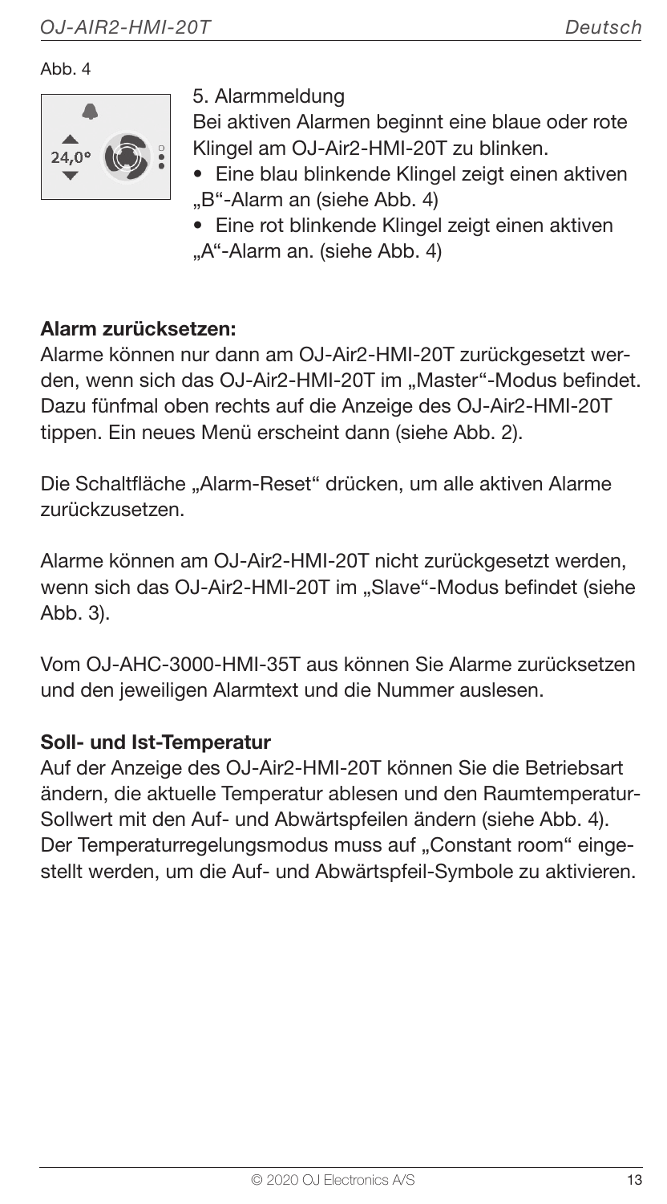Abb. 4

5. Alarmmeldung

Bei aktiven Alarmen beginnt eine blaue oder rote Klingel am OJ-Air2-HMI-20T zu blinken.

- Eine blau blinkende Klingel zeigt einen aktiven „B“-Alarm an (siehe Abb. 4)
- Eine rot blinkende Klingel zeigt einen aktiven „A“-Alarm an. (siehe Abb. 4)

**Alarm zurücksetzen:**

Alarme können nur dann am OJ-Air2-HMI-20T zurückgesetzt werden, wenn sich das OJ-Air2-HMI-20T im „Master“-Modus befindet. Dazu fünfmal oben rechts auf die Anzeige des OJ-Air2-HMI-20T tippen. Ein neues Menü erscheint dann (siehe Abb. 2).

Die Schaltfläche „Alarm-Reset“ drücken, um alle aktiven Alarme zurückzusetzen.

Alarme können am OJ-Air2-HMI-20T nicht zurückgesetzt werden, wenn sich das OJ-Air2-HMI-20T im „Slave“-Modus befindet (siehe Abb. 3).

Vom OJ-AHC-3000-HMI-35T aus können Sie Alarme zurücksetzen und den jeweiligen Alarmtext und die Nummer auslesen.

**Soll- und Ist-Temperatur**

Auf der Anzeige des OJ-Air2-HMI-20T können Sie die Betriebsart ändern, die aktuelle Temperatur ablesen und den Raumtemperatur-Sollwert mit den Auf- und Abwärtspfeilen ändern (siehe Abb. 4). Der Temperaturregelungsmodus muss auf „Constant room“ eingestellt werden, um die Auf- und Abwärtspfeil-Symbole zu aktivieren.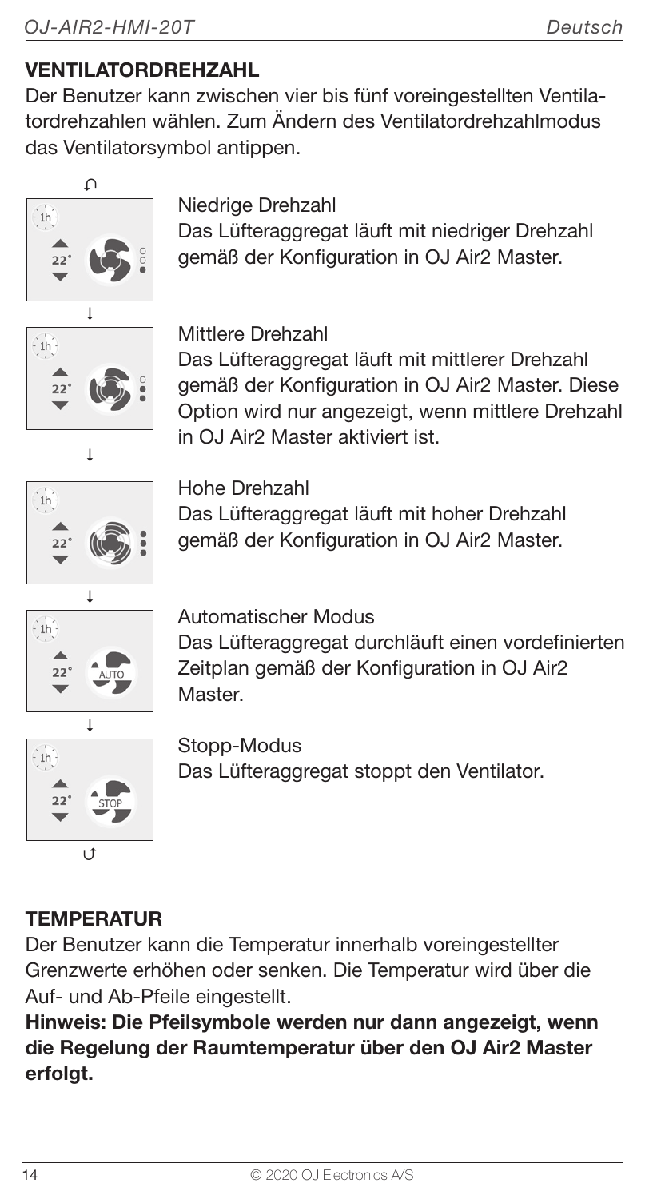## VENTILATORDREHZAHL

Der Benutzer kann zwischen vier bis fünf voreingestellten Ventilatordrehzahlen wählen. Zum Ändern des Ventilatordrehzahlmodus das Ventilatorsymbol antippen.

Niedrige Drehzahl
Das Lüfteraggregat läuft mit niedriger Drehzahl gemäß der Konfiguration in OJ Air2 Master.

Mittlere Drehzahl
Das Lüfteraggregat läuft mit mittlerer Drehzahl gemäß der Konfiguration in OJ Air2 Master. Diese Option wird nur angezeigt, wenn mittlere Drehzahl in OJ Air2 Master aktiviert ist.

Hohe Drehzahl
Das Lüfteraggregat läuft mit hoher Drehzahl gemäß der Konfiguration in OJ Air2 Master.

Automatischer Modus
Das Lüfteraggregat durchläuft einen vordefinierten Zeitplan gemäß der Konfiguration in OJ Air2 Master.

Stopp-Modus
Das Lüfteraggregat stoppt den Ventilator.

## TEMPERATUR

Der Benutzer kann die Temperatur innerhalb voreingestellter Grenzwerte erhöhen oder senken. Die Temperatur wird über die Auf- und Ab-Pfeile eingestellt.

**Hinweis: Die Pfeilsymbole werden nur dann angezeigt, wenn die Regelung der Raumtemperatur über den OJ Air2 Master erfolgt.**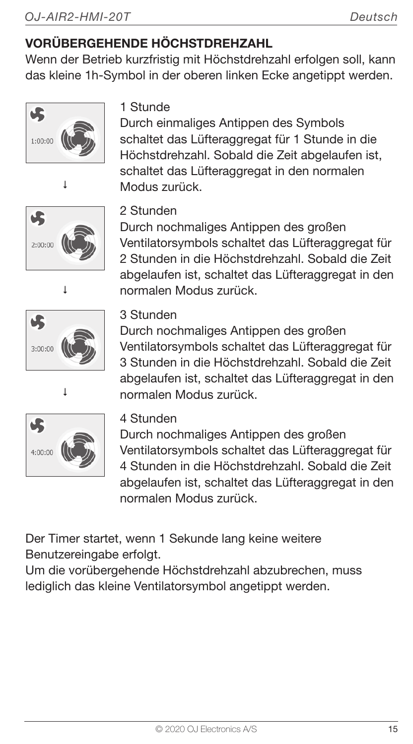## VORÜBERGEHENDE HÖCHSTDREHZAHL

Wenn der Betrieb kurzfristig mit Höchstdrehzahl erfolgen soll, kann das kleine 1h-Symbol in der oberen linken Ecke angetippt werden.

1:00:00

1 Stunde

Durch einmaliges Antippen des Symbols schaltet das Lüfteraggregat für 1 Stunde in die Höchstdrehzahl. Sobald die Zeit abgelaufen ist, schaltet das Lüfteraggregat in den normalen Modus zurück.

↓

2:00:00

2 Stunden

Durch nochmaliges Antippen des großen Ventilatorsymbols schaltet das Lüfteraggregat für 2 Stunden in die Höchstdrehzahl. Sobald die Zeit abgelaufen ist, schaltet das Lüfteraggregat in den normalen Modus zurück.

↓

3:00:00

3 Stunden

Durch nochmaliges Antippen des großen Ventilatorsymbols schaltet das Lüfteraggregat für 3 Stunden in die Höchstdrehzahl. Sobald die Zeit abgelaufen ist, schaltet das Lüfteraggregat in den normalen Modus zurück.

↓

4:00:00

4 Stunden

Durch nochmaliges Antippen des großen Ventilatorsymbols schaltet das Lüfteraggregat für 4 Stunden in die Höchstdrehzahl. Sobald die Zeit abgelaufen ist, schaltet das Lüfteraggregat in den normalen Modus zurück.

Der Timer startet, wenn 1 Sekunde lang keine weitere Benutzereingabe erfolgt.

Um die vorübergehende Höchstdrehzahl abzubrechen, muss lediglich das kleine Ventilatorsymbol angetippt werden.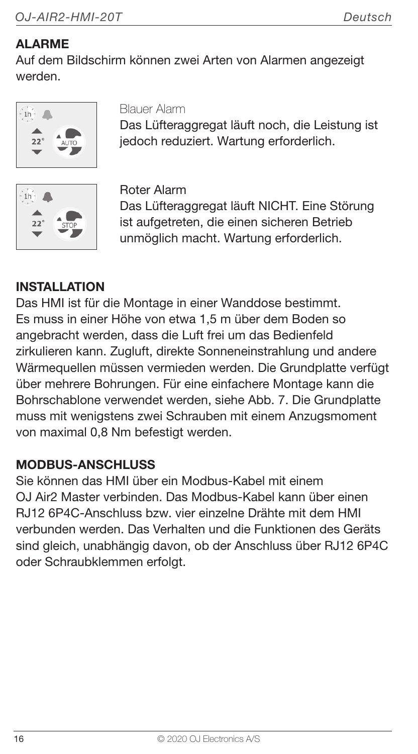## ALARME

Auf dem Bildschirm können zwei Arten von Alarmen angezeigt werden.

Blauer Alarm

Das Lüfteraggregat läuft noch, die Leistung ist jedoch reduziert. Wartung erforderlich.

Roter Alarm

Das Lüfteraggregat läuft NICHT. Eine Störung ist aufgetreten, die einen sicheren Betrieb unmöglich macht. Wartung erforderlich.

## INSTALLATION

Das HMI ist für die Montage in einer Wanddose bestimmt. Es muss in einer Höhe von etwa 1,5 m über dem Boden so angebracht werden, dass die Luft frei um das Bedienfeld zirkulieren kann. Zugluft, direkte Sonneneinstrahlung und andere Wärmequellen müssen vermieden werden. Die Grundplatte verfügt über mehrere Bohrungen. Für eine einfachere Montage kann die Bohrschablone verwendet werden, siehe Abb. 7. Die Grundplatte muss mit wenigstens zwei Schrauben mit einem Anzugsmoment von maximal 0,8 Nm befestigt werden.

## MODBUS-ANSCHLUSS

Sie können das HMI über ein Modbus-Kabel mit einem OJ Air2 Master verbinden. Das Modbus-Kabel kann über einen RJ12 6P4C-Anschluss bzw. vier einzelne Drähte mit dem HMI verbunden werden. Das Verhalten und die Funktionen des Geräts sind gleich, unabhängig davon, ob der Anschluss über RJ12 6P4C oder Schraubklemmen erfolgt.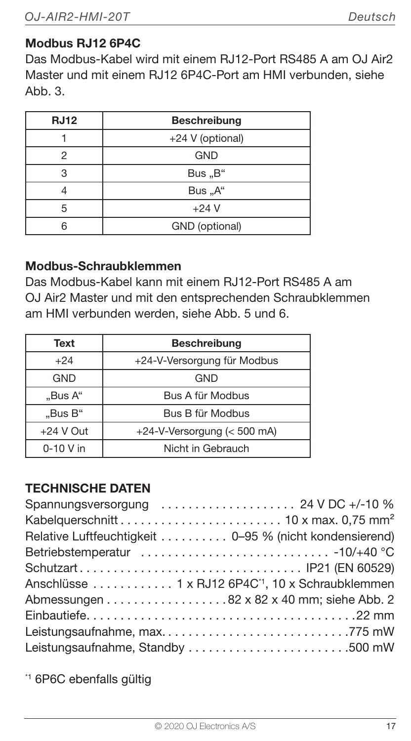### Modbus RJ12 6P4C

Das Modbus-Kabel wird mit einem RJ12-Port RS485 A am OJ Air2 Master und mit einem RJ12 6P4C-Port am HMI verbunden, siehe Abb. 3.

| RJ12 | Beschreibung |
|---|---|
| 1 | +24 V (optional) |
| 2 | GND |
| 3 | Bus „B“ |
| 4 | Bus „A“ |
| 5 | +24 V |
| 6 | GND (optional) |

### Modbus-Schraubklemmen

Das Modbus-Kabel kann mit einem RJ12-Port RS485 A am OJ Air2 Master und mit den entsprechenden Schraubklemmen am HMI verbunden werden, siehe Abb. 5 und 6.

| Text | Beschreibung |
|---|---|
| +24 | +24-V-Versorgung für Modbus |
| GND | GND |
| „Bus A“ | Bus A für Modbus |
| „Bus B“ | Bus B für Modbus |
| +24 V Out | +24-V-Versorgung (< 500 mA) |
| 0-10 V in | Nicht in Gebrauch |

### TECHNISCHE DATEN

Spannungsversorgung ..................... 24 V DC +/-10 %
Kabelquerschnitt ........................ 10 x max. 0,75 mm²
Relative Luftfeuchtigkeit .......... 0–95 % (nicht kondensierend)
Betriebstemperatur ............................ -10/+40 °C
Schutzart .................................. IP21 (EN 60529)
Anschlüsse ............ 1 x RJ12 6P4C[*1], 10 x Schraubklemmen
Abmessungen .................. 82 x 82 x 40 mm; siehe Abb. 2
Einbautiefe ........................................ 22 mm
Leistungsaufnahme, max. ............................ 775 mW
Leistungsaufnahme, Standby ......................... 500 mW

[*1] 6P6C ebenfalls gültig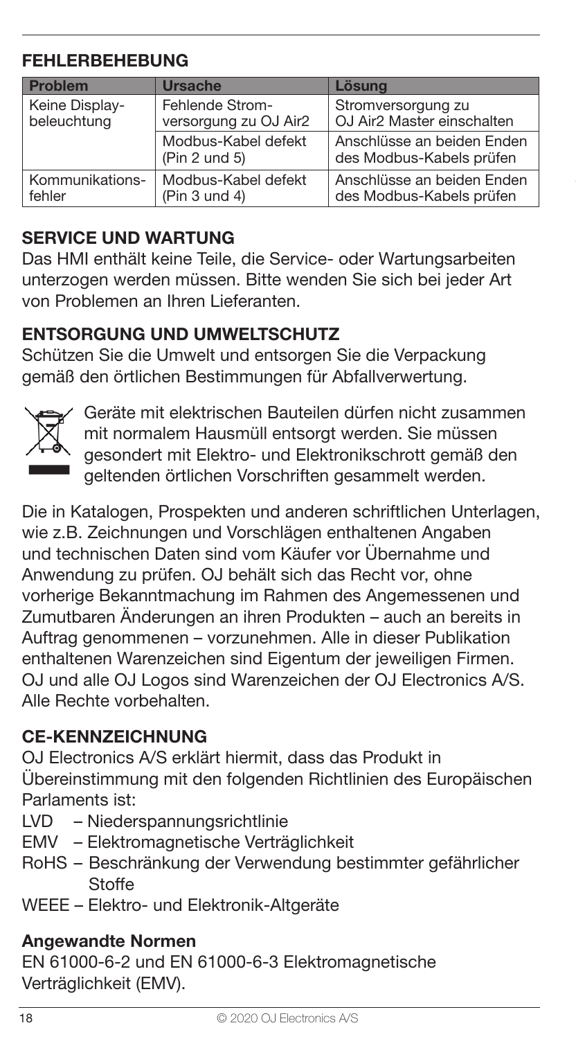## FEHLERBEHEBUNG

| Problem | Ursache | Lösung |
|---|---|---|
| Keine Display-beleuchtung | Fehlende Strom-versorgung zu OJ Air2 | Stromversorgung zu OJ Air2 Master einschalten |
| | Modbus-Kabel defekt (Pin 2 und 5) | Anschlüsse an beiden Enden des Modbus-Kabels prüfen |
| Kommunikations-fehler | Modbus-Kabel defekt (Pin 3 und 4) | Anschlüsse an beiden Enden des Modbus-Kabels prüfen |

## SERVICE UND WARTUNG

Das HMI enthält keine Teile, die Service- oder Wartungsarbeiten unterzogen werden müssen. Bitte wenden Sie sich bei jeder Art von Problemen an Ihren Lieferanten.

## ENTSORGUNG UND UMWELTSCHUTZ

Schützen Sie die Umwelt und entsorgen Sie die Verpackung gemäß den örtlichen Bestimmungen für Abfallverwertung.

Geräte mit elektrischen Bauteilen dürfen nicht zusammen mit normalem Hausmüll entsorgt werden. Sie müssen gesondert mit Elektro- und Elektronikschrott gemäß den geltenden örtlichen Vorschriften gesammelt werden.

Die in Katalogen, Prospekten und anderen schriftlichen Unterlagen, wie z.B. Zeichnungen und Vorschlägen enthaltenen Angaben und technischen Daten sind vom Käufer vor Übernahme und Anwendung zu prüfen. OJ behält sich das Recht vor, ohne vorherige Bekanntmachung im Rahmen des Angemessenen und Zumutbaren Änderungen an ihren Produkten – auch an bereits in Auftrag genommenen – vorzunehmen. Alle in dieser Publikation enthaltenen Warenzeichen sind Eigentum der jeweiligen Firmen. OJ und alle OJ Logos sind Warenzeichen der OJ Electronics A/S. Alle Rechte vorbehalten.

## CE-KENNZEICHNUNG

OJ Electronics A/S erklärt hiermit, dass das Produkt in Übereinstimmung mit den folgenden Richtlinien des Europäischen Parlaments ist:

- LVD – Niederspannungsrichtlinie
- EMV – Elektromagnetische Verträglichkeit
- RoHS – Beschränkung der Verwendung bestimmter gefährlicher Stoffe
- WEEE – Elektro- und Elektronik-Altgeräte

### Angewandte Normen

EN 61000-6-2 und EN 61000-6-3 Elektromagnetische Verträglichkeit (EMV).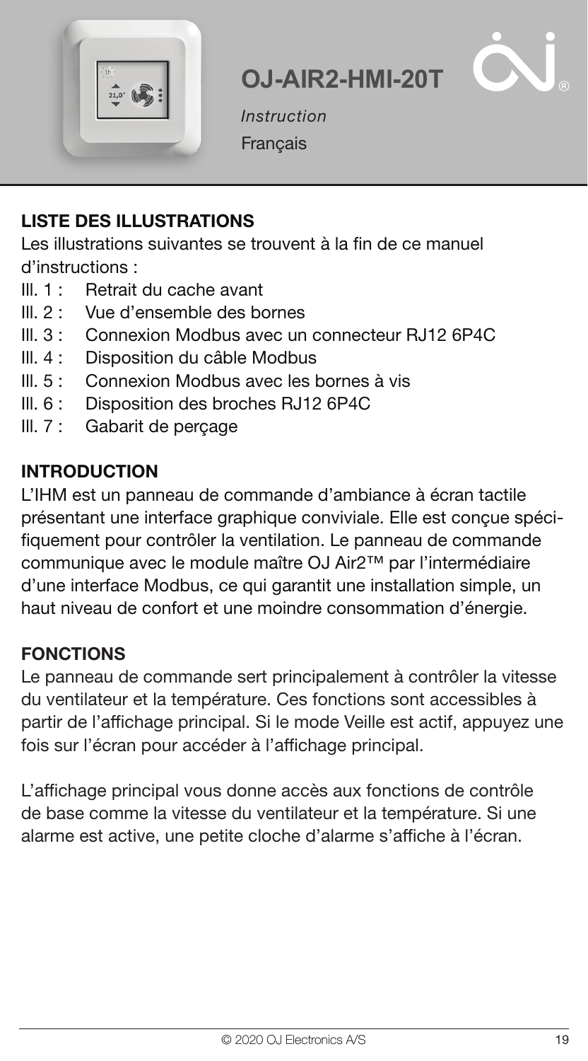# OJ-AIR2-HMI-20T

*Instruction*

Français

## LISTE DES ILLUSTRATIONS

Les illustrations suivantes se trouvent à la fin de ce manuel d'instructions :

- Ill. 1 : Retrait du cache avant
- Ill. 2 : Vue d'ensemble des bornes
- Ill. 3 : Connexion Modbus avec un connecteur RJ12 6P4C
- Ill. 4 : Disposition du câble Modbus
- Ill. 5 : Connexion Modbus avec les bornes à vis
- Ill. 6 : Disposition des broches RJ12 6P4C
- Ill. 7 : Gabarit de perçage

## INTRODUCTION

L'IHM est un panneau de commande d'ambiance à écran tactile présentant une interface graphique conviviale. Elle est conçue spécifiquement pour contrôler la ventilation. Le panneau de commande communique avec le module maître OJ Air2™ par l'intermédiaire d'une interface Modbus, ce qui garantit une installation simple, un haut niveau de confort et une moindre consommation d'énergie.

## FONCTIONS

Le panneau de commande sert principalement à contrôler la vitesse du ventilateur et la température. Ces fonctions sont accessibles à partir de l'affichage principal. Si le mode Veille est actif, appuyez une fois sur l'écran pour accéder à l'affichage principal.

L'affichage principal vous donne accès aux fonctions de contrôle de base comme la vitesse du ventilateur et la température. Si une alarme est active, une petite cloche d'alarme s'affiche à l'écran.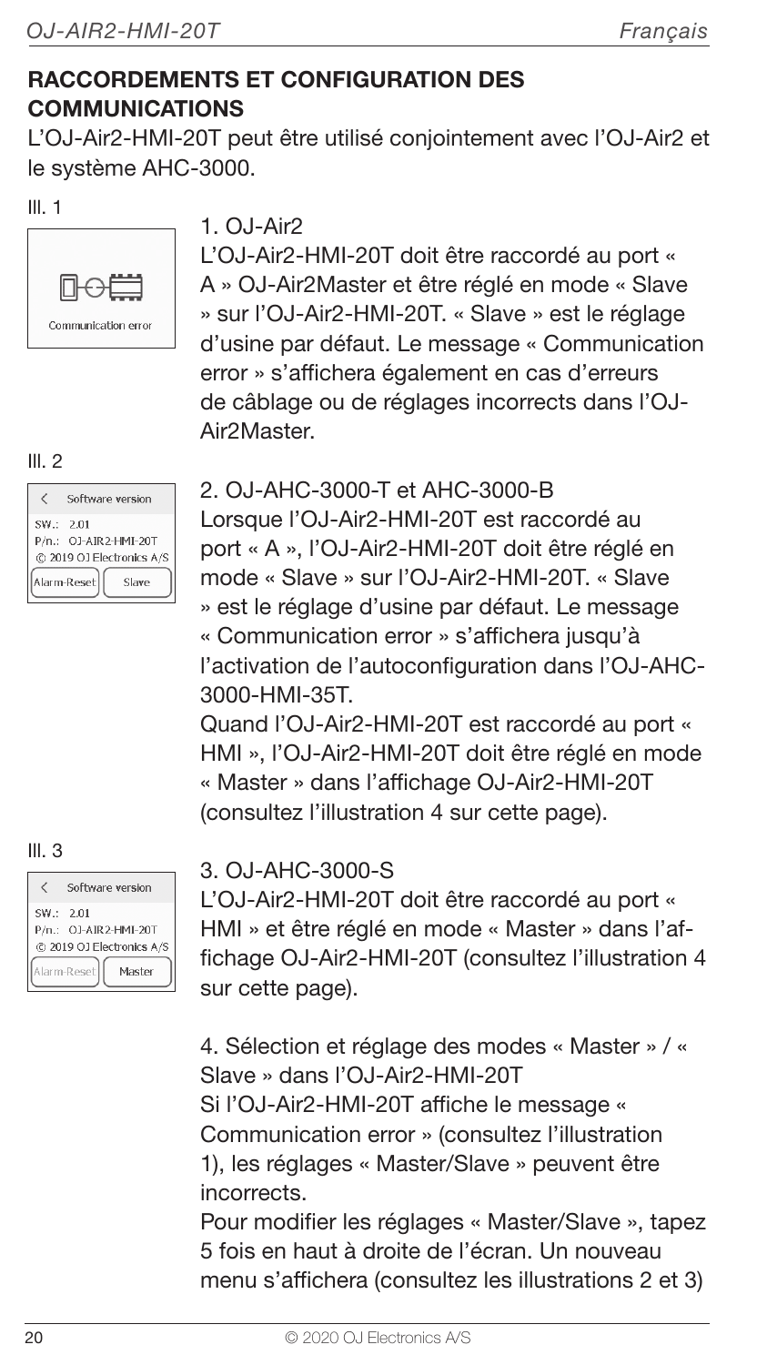## RACCORDEMENTS ET CONFIGURATION DES COMMUNICATIONS

L'OJ-Air2-HMI-20T peut être utilisé conjointement avec l'OJ-Air2 et le système AHC-3000.

Ill. 1

Communication error

1. OJ-Air2

L'OJ-Air2-HMI-20T doit être raccordé au port « A » OJ-Air2Master et être réglé en mode « Slave » sur l'OJ-Air2-HMI-20T. « Slave » est le réglage d'usine par défaut. Le message « Communication error » s'affichera également en cas d'erreurs de câblage ou de réglages incorrects dans l'OJ-Air2Master.

Ill. 2

Software version
SW.: 2.01
P/n.: OJ-AIR2-HMI-20T
© 2019 OJ Electronics A/S
Alarm-Reset | Slave

2. OJ-AHC-3000-T et AHC-3000-B

Lorsque l'OJ-Air2-HMI-20T est raccordé au port « A », l'OJ-Air2-HMI-20T doit être réglé en mode « Slave » sur l'OJ-Air2-HMI-20T. « Slave » est le réglage d'usine par défaut. Le message « Communication error » s'affichera jusqu'à l'activation de l'autoconfiguration dans l'OJ-AHC-3000-HMI-35T.

Quand l'OJ-Air2-HMI-20T est raccordé au port « HMI », l'OJ-Air2-HMI-20T doit être réglé en mode « Master » dans l'affichage OJ-Air2-HMI-20T (consultez l'illustration 4 sur cette page).

Ill. 3

Software version
SW.: 2.01
P/n.: OJ-AIR2-HMI-20T
© 2019 OJ Electronics A/S
Alarm-Reset | Master

3. OJ-AHC-3000-S

L'OJ-Air2-HMI-20T doit être raccordé au port « HMI » et être réglé en mode « Master » dans l'affichage OJ-Air2-HMI-20T (consultez l'illustration 4 sur cette page).

4. Sélection et réglage des modes « Master » / « Slave » dans l'OJ-Air2-HMI-20T

Si l'OJ-Air2-HMI-20T affiche le message « Communication error » (consultez l'illustration 1), les réglages « Master/Slave » peuvent être incorrects.

Pour modifier les réglages « Master/Slave », tapez 5 fois en haut à droite de l'écran. Un nouveau menu s'affichera (consultez les illustrations 2 et 3)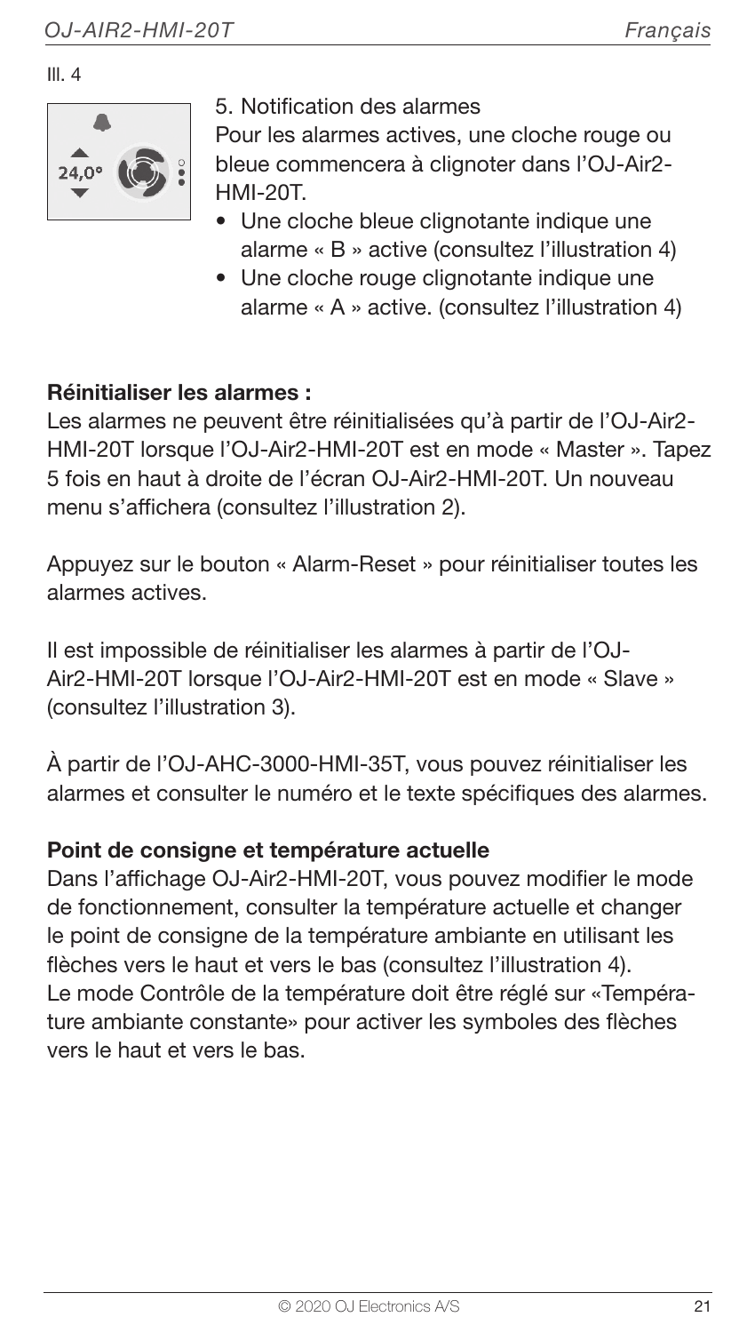Ill. 4

5. Notification des alarmes

Pour les alarmes actives, une cloche rouge ou bleue commencera à clignoter dans l'OJ-Air2-HMI-20T.

- Une cloche bleue clignotante indique une alarme « B » active (consultez l'illustration 4)
- Une cloche rouge clignotante indique une alarme « A » active. (consultez l'illustration 4)

**Réinitialiser les alarmes :**

Les alarmes ne peuvent être réinitialisées qu'à partir de l'OJ-Air2-HMI-20T lorsque l'OJ-Air2-HMI-20T est en mode « Master ». Tapez 5 fois en haut à droite de l'écran OJ-Air2-HMI-20T. Un nouveau menu s'affichera (consultez l'illustration 2).

Appuyez sur le bouton « Alarm-Reset » pour réinitialiser toutes les alarmes actives.

Il est impossible de réinitialiser les alarmes à partir de l'OJ-Air2-HMI-20T lorsque l'OJ-Air2-HMI-20T est en mode « Slave » (consultez l'illustration 3).

À partir de l'OJ-AHC-3000-HMI-35T, vous pouvez réinitialiser les alarmes et consulter le numéro et le texte spécifiques des alarmes.

**Point de consigne et température actuelle**

Dans l'affichage OJ-Air2-HMI-20T, vous pouvez modifier le mode de fonctionnement, consulter la température actuelle et changer le point de consigne de la température ambiante en utilisant les flèches vers le haut et vers le bas (consultez l'illustration 4). Le mode Contrôle de la température doit être réglé sur «Température ambiante constante» pour activer les symboles des flèches vers le haut et vers le bas.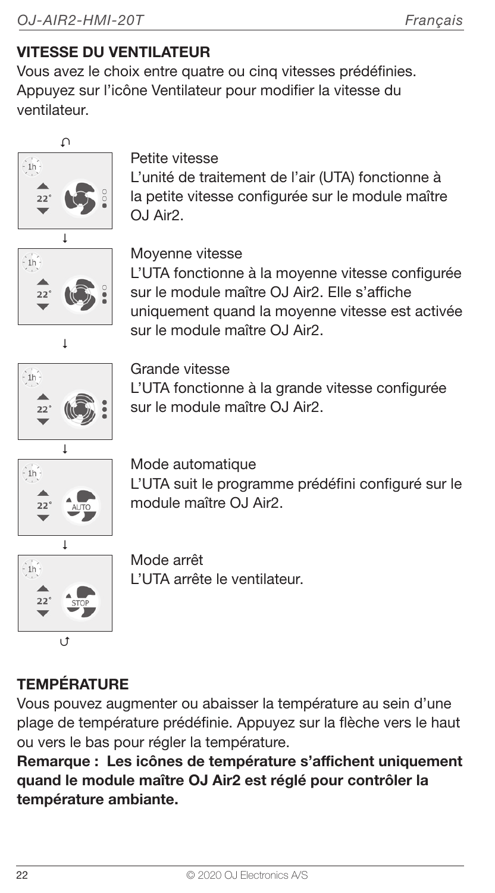## VITESSE DU VENTILATEUR

Vous avez le choix entre quatre ou cinq vitesses prédéfinies. Appuyez sur l'icône Ventilateur pour modifier la vitesse du ventilateur.

Petite vitesse
L'unité de traitement de l'air (UTA) fonctionne à la petite vitesse configurée sur le module maître OJ Air2.

Moyenne vitesse
L'UTA fonctionne à la moyenne vitesse configurée sur le module maître OJ Air2. Elle s'affiche uniquement quand la moyenne vitesse est activée sur le module maître OJ Air2.

Grande vitesse
L'UTA fonctionne à la grande vitesse configurée sur le module maître OJ Air2.

Mode automatique
L'UTA suit le programme prédéfini configuré sur le module maître OJ Air2.

Mode arrêt
L'UTA arrête le ventilateur.

## TEMPÉRATURE

Vous pouvez augmenter ou abaisser la température au sein d'une plage de température prédéfinie. Appuyez sur la flèche vers le haut ou vers le bas pour régler la température.

**Remarque : Les icônes de température s'affichent uniquement quand le module maître OJ Air2 est réglé pour contrôler la température ambiante.**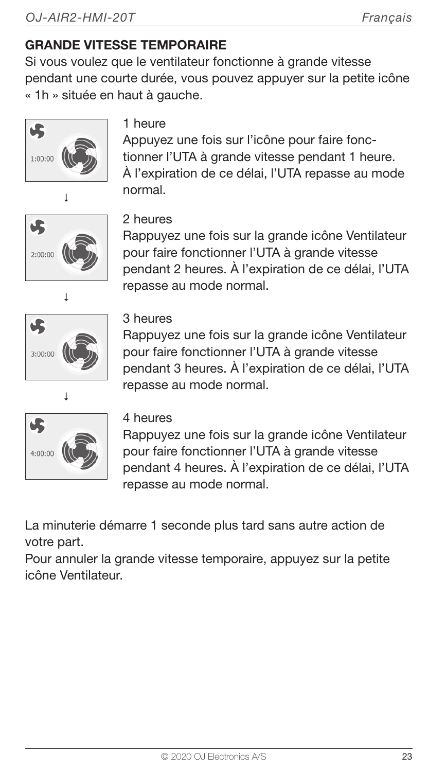## GRANDE VITESSE TEMPORAIRE

Si vous voulez que le ventilateur fonctionne à grande vitesse pendant une courte durée, vous pouvez appuyer sur la petite icône « 1h » située en haut à gauche.

1 heure

Appuyez une fois sur l'icône pour faire fonctionner l'UTA à grande vitesse pendant 1 heure. À l'expiration de ce délai, l'UTA repasse au mode normal.

↓

2 heures

Rappuyez une fois sur la grande icône Ventilateur pour faire fonctionner l'UTA à grande vitesse pendant 2 heures. À l'expiration de ce délai, l'UTA repasse au mode normal.

↓

3 heures

Rappuyez une fois sur la grande icône Ventilateur pour faire fonctionner l'UTA à grande vitesse pendant 3 heures. À l'expiration de ce délai, l'UTA repasse au mode normal.

↓

4 heures

Rappuyez une fois sur la grande icône Ventilateur pour faire fonctionner l'UTA à grande vitesse pendant 4 heures. À l'expiration de ce délai, l'UTA repasse au mode normal.

La minuterie démarre 1 seconde plus tard sans autre action de votre part.

Pour annuler la grande vitesse temporaire, appuyez sur la petite icône Ventilateur.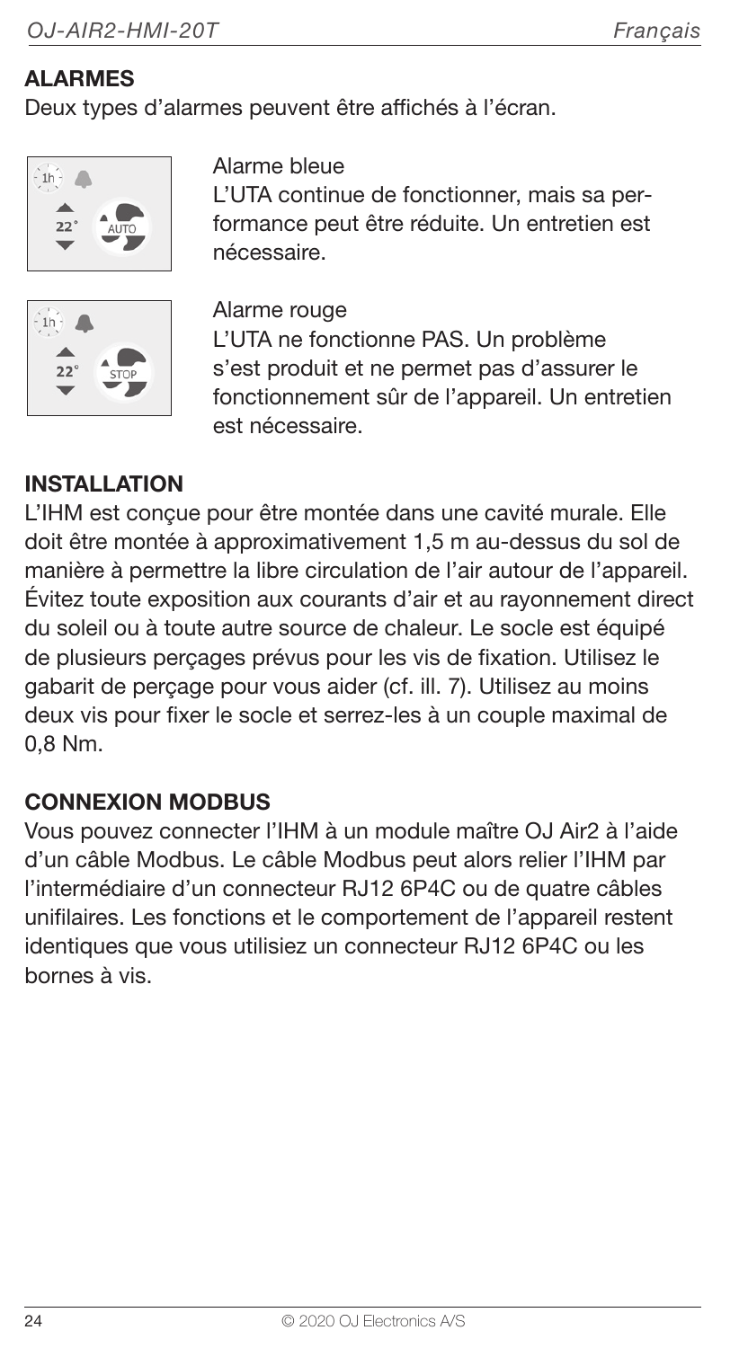## ALARMES

Deux types d'alarmes peuvent être affichés à l'écran.

Alarme bleue
L'UTA continue de fonctionner, mais sa performance peut être réduite. Un entretien est nécessaire.

Alarme rouge
L'UTA ne fonctionne PAS. Un problème s'est produit et ne permet pas d'assurer le fonctionnement sûr de l'appareil. Un entretien est nécessaire.

## INSTALLATION

L'IHM est conçue pour être montée dans une cavité murale. Elle doit être montée à approximativement 1,5 m au-dessus du sol de manière à permettre la libre circulation de l'air autour de l'appareil. Évitez toute exposition aux courants d'air et au rayonnement direct du soleil ou à toute autre source de chaleur. Le socle est équipé de plusieurs perçages prévus pour les vis de fixation. Utilisez le gabarit de perçage pour vous aider (cf. ill. 7). Utilisez au moins deux vis pour fixer le socle et serrez-les à un couple maximal de 0,8 Nm.

## CONNEXION MODBUS

Vous pouvez connecter l'IHM à un module maître OJ Air2 à l'aide d'un câble Modbus. Le câble Modbus peut alors relier l'IHM par l'intermédiaire d'un connecteur RJ12 6P4C ou de quatre câbles unifilaires. Les fonctions et le comportement de l'appareil restent identiques que vous utilisiez un connecteur RJ12 6P4C ou les bornes à vis.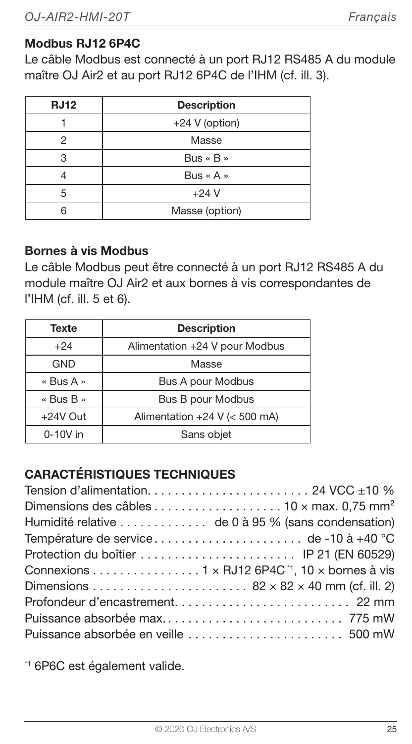### Modbus RJ12 6P4C

Le câble Modbus est connecté à un port RJ12 RS485 A du module maître OJ Air2 et au port RJ12 6P4C de l'IHM (cf. ill. 3).

| RJ12 | Description |
|---|---|
| 1 | +24 V (option) |
| 2 | Masse |
| 3 | Bus « B » |
| 4 | Bus « A » |
| 5 | +24 V |
| 6 | Masse (option) |

### Bornes à vis Modbus

Le câble Modbus peut être connecté à un port RJ12 RS485 A du module maître OJ Air2 et aux bornes à vis correspondantes de l'IHM (cf. ill. 5 et 6).

| Texte | Description |
|---|---|
| +24 | Alimentation +24 V pour Modbus |
| GND | Masse |
| « Bus A » | Bus A pour Modbus |
| « Bus B » | Bus B pour Modbus |
| +24V Out | Alimentation +24 V (< 500 mA) |
| 0-10V in | Sans objet |

## CARACTÉRISTIQUES TECHNIQUES

Tension d'alimentation. . . . . . . . . . . . . . . . . . . . . . . . 24 VCC ±10 %
Dimensions des câbles . . . . . . . . . . . . . . . . . . . 10 × max. 0,75 mm²
Humidité relative . . . . . . . . . . . . . de 0 à 95 % (sans condensation)
Température de service. . . . . . . . . . . . . . . . . . . . . . . de -10 à +40 °C
Protection du boîtier . . . . . . . . . . . . . . . . . . . . . . . IP 21 (EN 60529)
Connexions . . . . . . . . . . . . . . . . 1 × RJ12 6P4C[*1], 10 × bornes à vis
Dimensions . . . . . . . . . . . . . . . . . . . . . . . 82 × 82 × 40 mm (cf. ill. 2)
Profondeur d'encastrement. . . . . . . . . . . . . . . . . . . . . . . . . . 22 mm
Puissance absorbée max. . . . . . . . . . . . . . . . . . . . . . . . . . . 775 mW
Puissance absorbée en veille . . . . . . . . . . . . . . . . . . . . . . . 500 mW

[*1] 6P6C est également valide.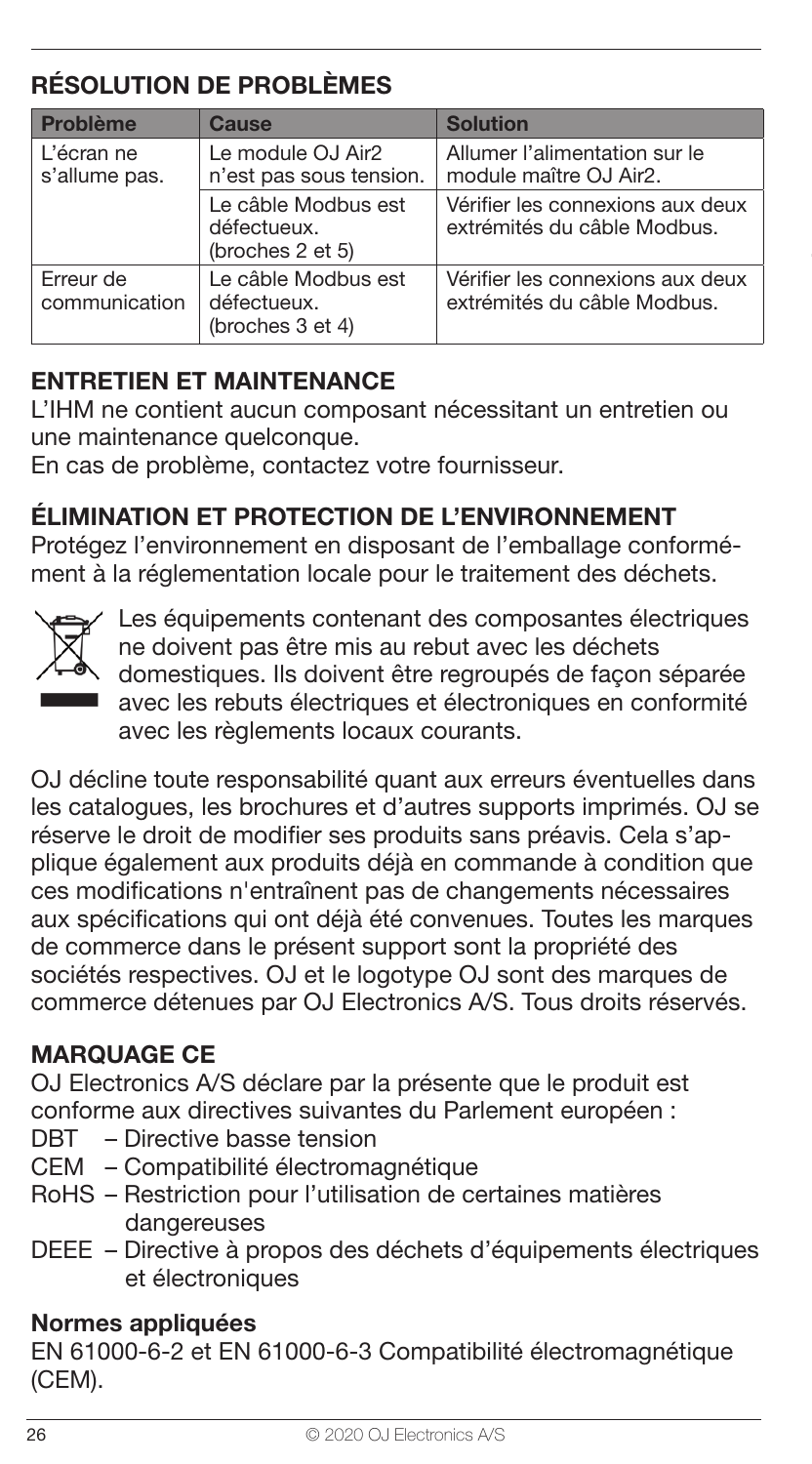## RÉSOLUTION DE PROBLÈMES

| Problème | Cause | Solution |
| --- | --- | --- |
| L'écran ne s'allume pas. | Le module OJ Air2 n'est pas sous tension. | Allumer l'alimentation sur le module maître OJ Air2. |
| | Le câble Modbus est défectueux. (broches 2 et 5) | Vérifier les connexions aux deux extrémités du câble Modbus. |
| Erreur de communication | Le câble Modbus est défectueux. (broches 3 et 4) | Vérifier les connexions aux deux extrémités du câble Modbus. |

## ENTRETIEN ET MAINTENANCE

L'IHM ne contient aucun composant nécessitant un entretien ou une maintenance quelconque.
En cas de problème, contactez votre fournisseur.

## ÉLIMINATION ET PROTECTION DE L'ENVIRONNEMENT

Protégez l'environnement en disposant de l'emballage conformément à la réglementation locale pour le traitement des déchets.

Les équipements contenant des composantes électriques ne doivent pas être mis au rebut avec les déchets domestiques. Ils doivent être regroupés de façon séparée avec les rebuts électriques et électroniques en conformité avec les règlements locaux courants.

OJ décline toute responsabilité quant aux erreurs éventuelles dans les catalogues, les brochures et d'autres supports imprimés. OJ se réserve le droit de modifier ses produits sans préavis. Cela s'applique également aux produits déjà en commande à condition que ces modifications n'entraînent pas de changements nécessaires aux spécifications qui ont déjà été convenues. Toutes les marques de commerce dans le présent support sont la propriété des sociétés respectives. OJ et le logotype OJ sont des marques de commerce détenues par OJ Electronics A/S. Tous droits réservés.

## MARQUAGE CE

OJ Electronics A/S déclare par la présente que le produit est conforme aux directives suivantes du Parlement européen :

- DBT – Directive basse tension
- CEM – Compatibilité électromagnétique
- RoHS – Restriction pour l'utilisation de certaines matières dangereuses
- DEEE – Directive à propos des déchets d'équipements électriques et électroniques

### Normes appliquées

EN 61000-6-2 et EN 61000-6-3 Compatibilité électromagnétique (CEM).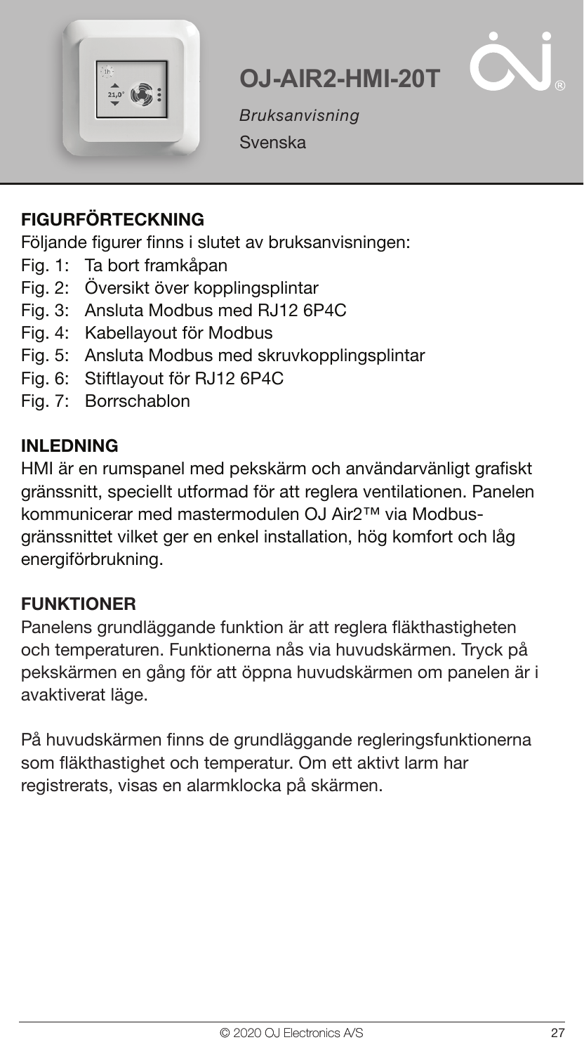# OJ-AIR2-HMI-20T

*Bruksanvisning*

Svenska

## FIGURFÖRTECKNING

Följande figurer finns i slutet av bruksanvisningen:

- Fig. 1: Ta bort framkåpan
- Fig. 2: Översikt över kopplingsplintar
- Fig. 3: Ansluta Modbus med RJ12 6P4C
- Fig. 4: Kabellayout för Modbus
- Fig. 5: Ansluta Modbus med skruvkopplingsplintar
- Fig. 6: Stiftlayout för RJ12 6P4C
- Fig. 7: Borrschablon

## INLEDNING

HMI är en rumspanel med pekskärm och användarvänligt grafiskt gränssnitt, speciellt utformad för att reglera ventilationen. Panelen kommunicerar med mastermodulen OJ Air2™ via Modbus-gränssnittet vilket ger en enkel installation, hög komfort och låg energiförbrukning.

## FUNKTIONER

Panelens grundläggande funktion är att reglera fläkthastigheten och temperaturen. Funktionerna nås via huvudskärmen. Tryck på pekskärmen en gång för att öppna huvudskärmen om panelen är i avaktiverat läge.

På huvudskärmen finns de grundläggande regleringsfunktionerna som fläkthastighet och temperatur. Om ett aktivt larm har registrerats, visas en alarmklocka på skärmen.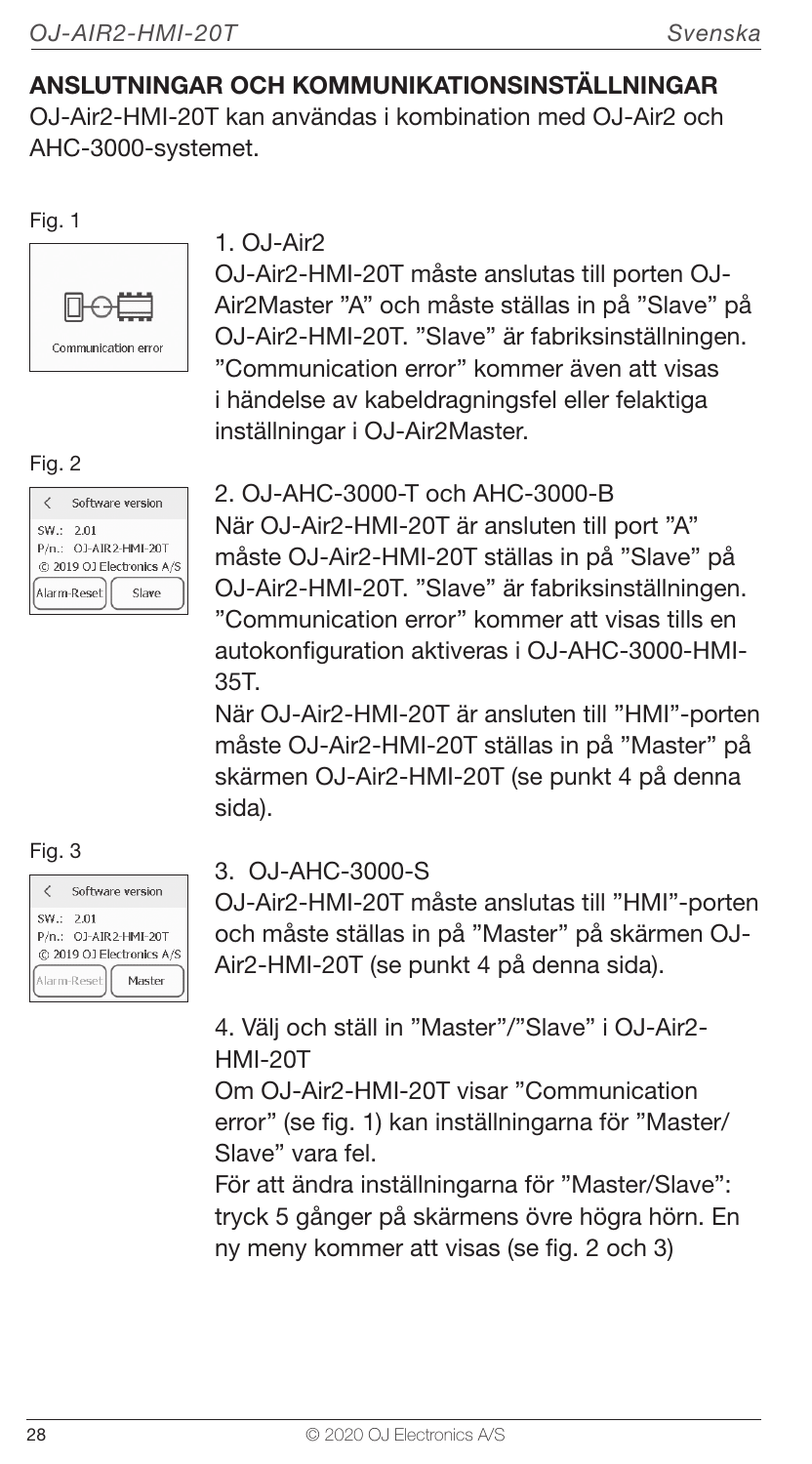## ANSLUTNINGAR OCH KOMMUNIKATIONSINSTÄLLNINGAR

OJ-Air2-HMI-20T kan användas i kombination med OJ-Air2 och AHC-3000-systemet.

Fig. 1

Communication error

1. OJ-Air2

OJ-Air2-HMI-20T måste anslutas till porten OJ-Air2Master "A" och måste ställas in på "Slave" på OJ-Air2-HMI-20T. "Slave" är fabriksinställningen. "Communication error" kommer även att visas i händelse av kabeldragningsfel eller felaktiga inställningar i OJ-Air2Master.

Fig. 2

Software version
SW.: 2.01
P/n.: OJ-AIR2-HMI-20T
© 2019 OJ Electronics A/S
Alarm-Reset | Slave

2. OJ-AHC-3000-T och AHC-3000-B

När OJ-Air2-HMI-20T är ansluten till port "A" måste OJ-Air2-HMI-20T ställas in på "Slave" på OJ-Air2-HMI-20T. "Slave" är fabriksinställningen. "Communication error" kommer att visas tills en autokonfiguration aktiveras i OJ-AHC-3000-HMI-35T.

När OJ-Air2-HMI-20T är ansluten till "HMI"-porten måste OJ-Air2-HMI-20T ställas in på "Master" på skärmen OJ-Air2-HMI-20T (se punkt 4 på denna sida).

Fig. 3

Software version
SW.: 2.01
P/n.: OJ-AIR2-HMI-20T
© 2019 OJ Electronics A/S
Alarm-Reset | Master

3. OJ-AHC-3000-S

OJ-Air2-HMI-20T måste anslutas till "HMI"-porten och måste ställas in på "Master" på skärmen OJ-Air2-HMI-20T (se punkt 4 på denna sida).

4. Välj och ställ in "Master"/"Slave" i OJ-Air2-HMI-20T

Om OJ-Air2-HMI-20T visar "Communication error" (se fig. 1) kan inställningarna för "Master/Slave" vara fel.

För att ändra inställningarna för "Master/Slave": tryck 5 gånger på skärmens övre högra hörn. En ny meny kommer att visas (se fig. 2 och 3)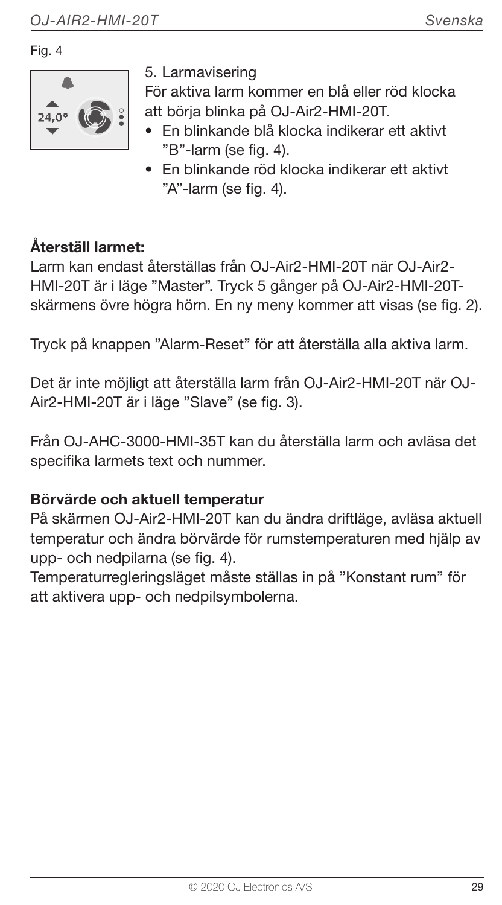Fig. 4

5. Larmavisering

För aktiva larm kommer en blå eller röd klocka att börja blinka på OJ-Air2-HMI-20T.

- En blinkande blå klocka indikerar ett aktivt ”B”-larm (se fig. 4).
- En blinkande röd klocka indikerar ett aktivt ”A”-larm (se fig. 4).

**Återställ larmet:**

Larm kan endast återställas från OJ-Air2-HMI-20T när OJ-Air2-HMI-20T är i läge ”Master”. Tryck 5 gånger på OJ-Air2-HMI-20T-skärmens övre högra hörn. En ny meny kommer att visas (se fig. 2).

Tryck på knappen ”Alarm-Reset” för att återställa alla aktiva larm.

Det är inte möjligt att återställa larm från OJ-Air2-HMI-20T när OJ-Air2-HMI-20T är i läge ”Slave” (se fig. 3).

Från OJ-AHC-3000-HMI-35T kan du återställa larm och avläsa det specifika larmets text och nummer.

**Börvärde och aktuell temperatur**

På skärmen OJ-Air2-HMI-20T kan du ändra driftläge, avläsa aktuell temperatur och ändra börvärde för rumstemperaturen med hjälp av upp- och nedpilarna (se fig. 4).

Temperaturregleringsläget måste ställas in på ”Konstant rum” för att aktivera upp- och nedpilsymbolerna.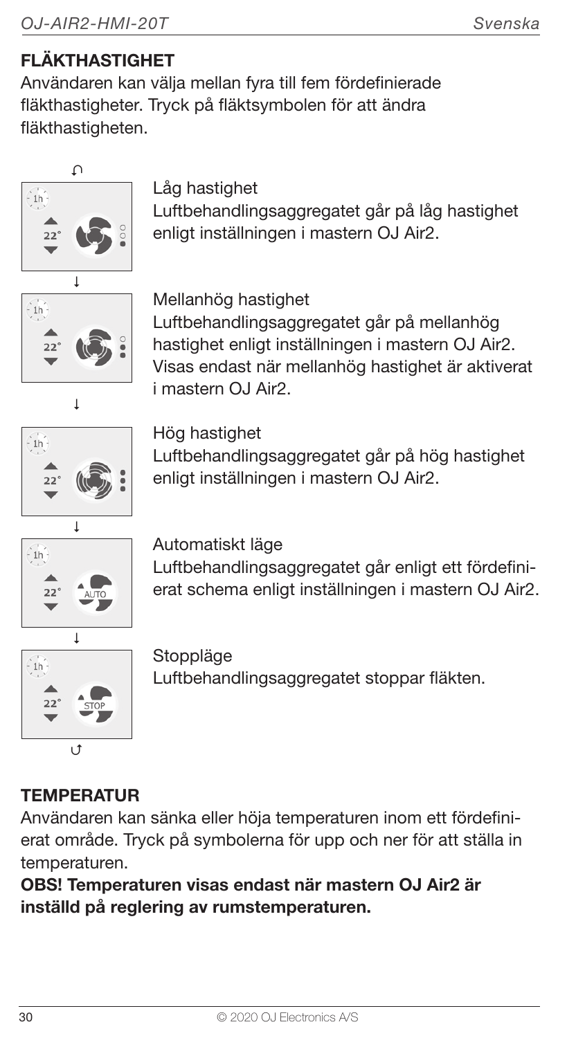## FLÄKTHASTIGHET

Användaren kan välja mellan fyra till fem fördefinierade fläkthastigheter. Tryck på fläktsymbolen för att ändra fläkthastigheten.

**Låg hastighet**
Luftbehandlingsaggregatet går på låg hastighet enligt inställningen i mastern OJ Air2.

**Mellanhög hastighet**
Luftbehandlingsaggregatet går på mellanhög hastighet enligt inställningen i mastern OJ Air2. Visas endast när mellanhög hastighet är aktiverat i mastern OJ Air2.

**Hög hastighet**
Luftbehandlingsaggregatet går på hög hastighet enligt inställningen i mastern OJ Air2.

**Automatiskt läge**
Luftbehandlingsaggregatet går enligt ett fördefinierat schema enligt inställningen i mastern OJ Air2.

**Stoppläge**
Luftbehandlingsaggregatet stoppar fläkten.

## TEMPERATUR

Användaren kan sänka eller höja temperaturen inom ett fördefinierat område. Tryck på symbolerna för upp och ner för att ställa in temperaturen.

**OBS! Temperaturen visas endast när mastern OJ Air2 är inställd på reglering av rumstemperaturen.**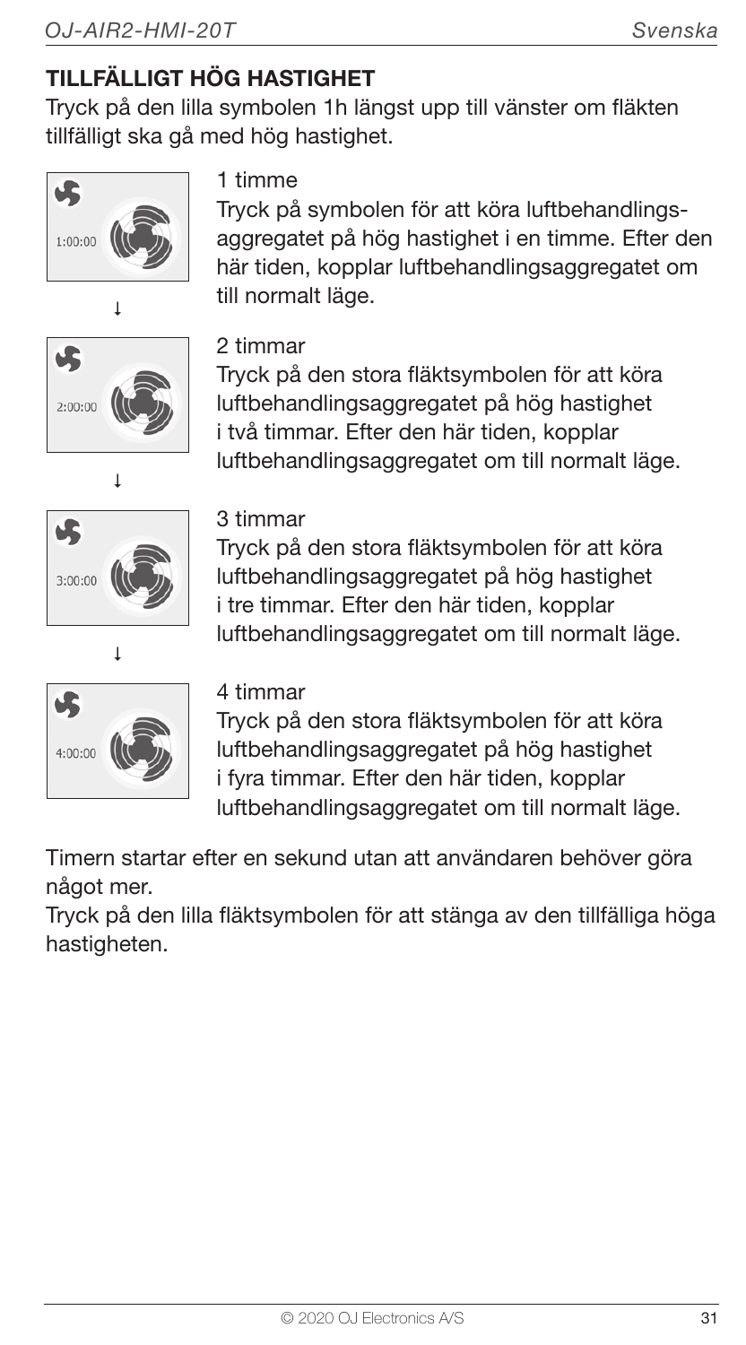## TILLFÄLLIGT HÖG HASTIGHET

Tryck på den lilla symbolen 1h längst upp till vänster om fläkten tillfälligt ska gå med hög hastighet.

1:00:00

1 timme

Tryck på symbolen för att köra luftbehandlingsaggregatet på hög hastighet i en timme. Efter den här tiden, kopplar luftbehandlingsaggregatet om till normalt läge.

↓

2:00:00

2 timmar

Tryck på den stora fläktsymbolen för att köra luftbehandlingsaggregatet på hög hastighet i två timmar. Efter den här tiden, kopplar luftbehandlingsaggregatet om till normalt läge.

↓

3:00:00

3 timmar

Tryck på den stora fläktsymbolen för att köra luftbehandlingsaggregatet på hög hastighet i tre timmar. Efter den här tiden, kopplar luftbehandlingsaggregatet om till normalt läge.

↓

4:00:00

4 timmar

Tryck på den stora fläktsymbolen för att köra luftbehandlingsaggregatet på hög hastighet i fyra timmar. Efter den här tiden, kopplar luftbehandlingsaggregatet om till normalt läge.

Timern startar efter en sekund utan att användaren behöver göra något mer.

Tryck på den lilla fläktsymbolen för att stänga av den tillfälliga höga hastigheten.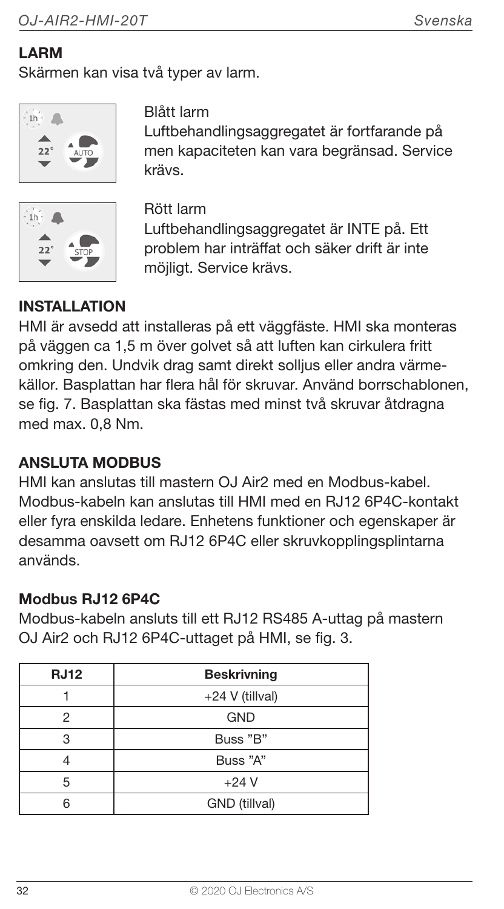## LARM

Skärmen kan visa två typer av larm.

Blått larm
Luftbehandlingsaggregatet är fortfarande på men kapaciteten kan vara begränsad. Service krävs.

Rött larm
Luftbehandlingsaggregatet är INTE på. Ett problem har inträffat och säker drift är inte möjligt. Service krävs.

## INSTALLATION

HMI är avsedd att installeras på ett väggfäste. HMI ska monteras på väggen ca 1,5 m över golvet så att luften kan cirkulera fritt omkring den. Undvik drag samt direkt solljus eller andra värmekällor. Basplattan har flera hål för skruvar. Använd borrschablonen, se fig. 7. Basplattan ska fästas med minst två skruvar åtdragna med max. 0,8 Nm.

## ANSLUTA MODBUS

HMI kan anslutas till mastern OJ Air2 med en Modbus-kabel. Modbus-kabeln kan anslutas till HMI med en RJ12 6P4C-kontakt eller fyra enskilda ledare. Enhetens funktioner och egenskaper är desamma oavsett om RJ12 6P4C eller skruvkopplingsplintarna används.

### Modbus RJ12 6P4C

Modbus-kabeln ansluts till ett RJ12 RS485 A-uttag på mastern OJ Air2 och RJ12 6P4C-uttaget på HMI, se fig. 3.

| RJ12 | Beskrivning |
|---|---|
| 1 | +24 V (tillval) |
| 2 | GND |
| 3 | Buss "B" |
| 4 | Buss "A" |
| 5 | +24 V |
| 6 | GND (tillval) |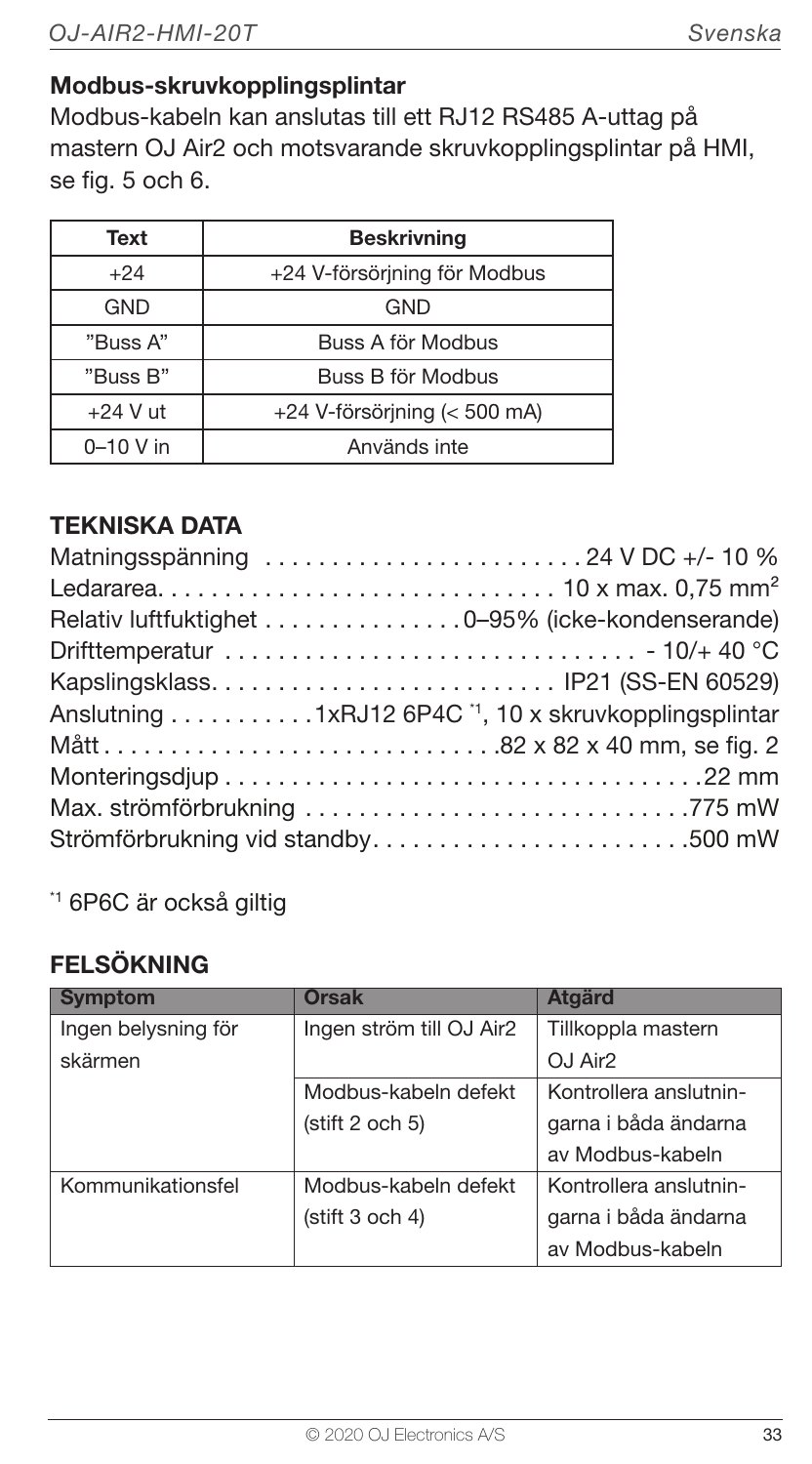### Modbus-skruvkopplingsplintar

Modbus-kabeln kan anslutas till ett RJ12 RS485 A-uttag på mastern OJ Air2 och motsvarande skruvkopplingsplintar på HMI, se fig. 5 och 6.

| Text | Beskrivning |
|---|---|
| +24 | +24 V-försörjning för Modbus |
| GND | GND |
| "Buss A" | Buss A för Modbus |
| "Buss B" | Buss B för Modbus |
| +24 V ut | +24 V-försörjning (< 500 mA) |
| 0–10 V in | Används inte |

## TEKNISKA DATA

Matningsspänning . . . . . . . . . . . . . . . . . . . . . . . . 24 V DC +/- 10 %
Ledararea. . . . . . . . . . . . . . . . . . . . . . . . . . . . . 10 x max. 0,75 mm²
Relativ luftfuktighet . . . . . . . . . . . . . . . 0–95% (icke-kondenserande)
Drifttemperatur . . . . . . . . . . . . . . . . . . . . . . . . . . . . . . - 10/+ 40 °C
Kapslingsklass. . . . . . . . . . . . . . . . . . . . . . . . . IP21 (SS-EN 60529)
Anslutning . . . . . . . . . . . 1xRJ12 6P4C [*1], 10 x skruvkopplingsplintar
Mått . . . . . . . . . . . . . . . . . . . . . . . . . . . . .82 x 82 x 40 mm, se fig. 2
Monteringsdjup . . . . . . . . . . . . . . . . . . . . . . . . . . . . . . . . . . . .22 mm
Max. strömförbrukning . . . . . . . . . . . . . . . . . . . . . . . . . . . . .775 mW
Strömförbrukning vid standby. . . . . . . . . . . . . . . . . . . . . . . .500 mW

[*1] 6P6C är också giltig

## FELSÖKNING

| Symptom | Orsak | Atgärd |
|---|---|---|
| Ingen belysning för skärmen | Ingen ström till OJ Air2 | Tillkoppla mastern OJ Air2 |
| | Modbus-kabeln defekt (stift 2 och 5) | Kontrollera anslutningarna i båda ändarna av Modbus-kabeln |
| Kommunikationsfel | Modbus-kabeln defekt (stift 3 och 4) | Kontrollera anslutningarna i båda ändarna av Modbus-kabeln |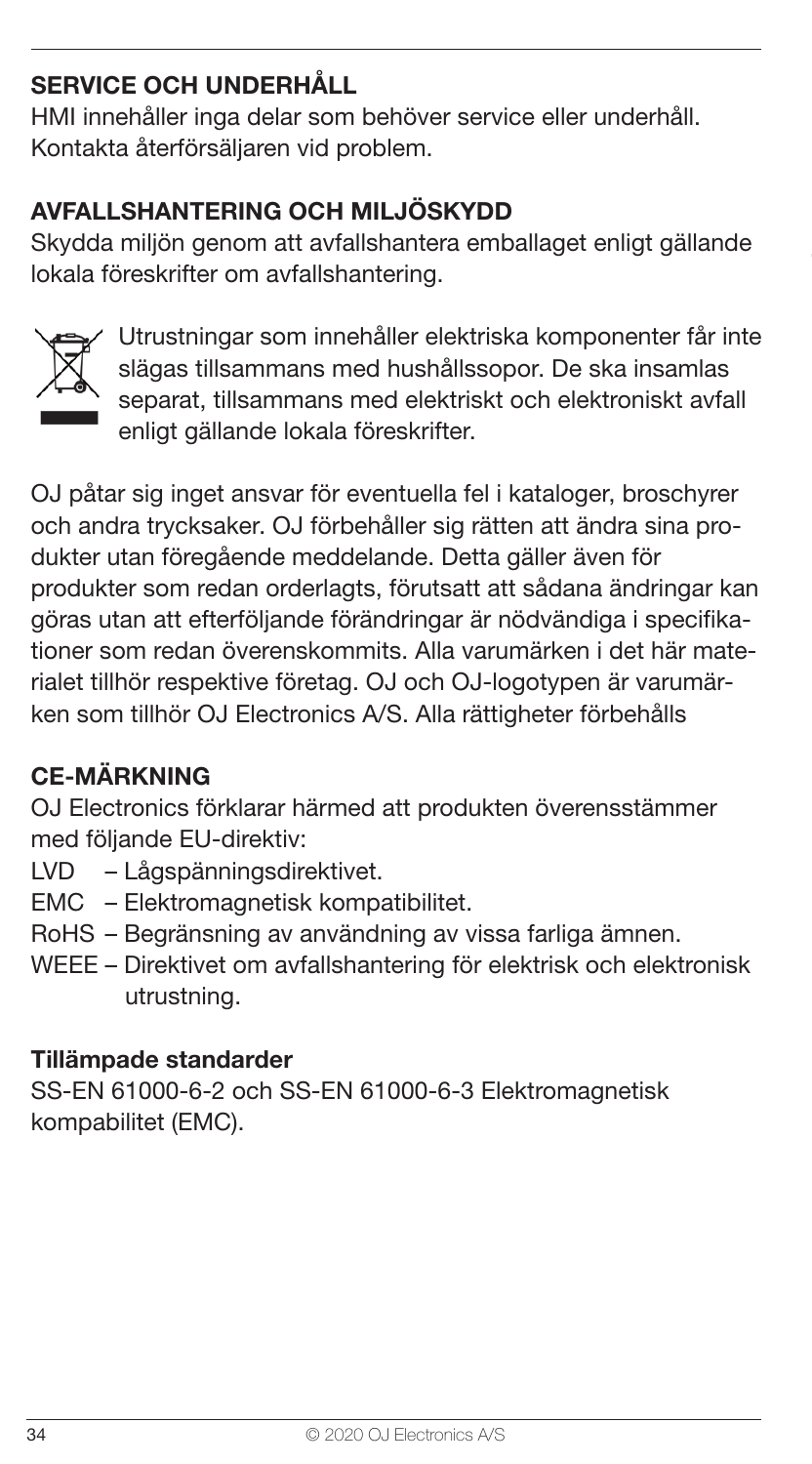## SERVICE OCH UNDERHÅLL

HMI innehåller inga delar som behöver service eller underhåll. Kontakta återförsäljaren vid problem.

## AVFALLSHANTERING OCH MILJÖSKYDD

Skydda miljön genom att avfallshantera emballaget enligt gällande lokala föreskrifter om avfallshantering.

Utrustningar som innehåller elektriska komponenter får inte slägas tillsammans med hushållssopor. De ska insamlas separat, tillsammans med elektriskt och elektroniskt avfall enligt gällande lokala föreskrifter.

OJ påtar sig inget ansvar för eventuella fel i kataloger, broschyrer och andra trycksaker. OJ förbehåller sig rätten att ändra sina produkter utan föregående meddelande. Detta gäller även för produkter som redan orderlagts, förutsatt att sådana ändringar kan göras utan att efterföljande förändringar är nödvändiga i specifikationer som redan överenskommits. Alla varumärken i det här materialet tillhör respektive företag. OJ och OJ-logotypen är varumärken som tillhör OJ Electronics A/S. Alla rättigheter förbehålls

## CE-MÄRKNING

OJ Electronics förklarar härmed att produkten överensstämmer med följande EU-direktiv:

- LVD – Lågspänningsdirektivet.
- EMC – Elektromagnetisk kompatibilitet.
- RoHS – Begränsning av användning av vissa farliga ämnen.
- WEEE – Direktivet om avfallshantering för elektrisk och elektronisk utrustning.

### Tillämpade standarder

SS-EN 61000-6-2 och SS-EN 61000-6-3 Elektromagnetisk kompabilitet (EMC).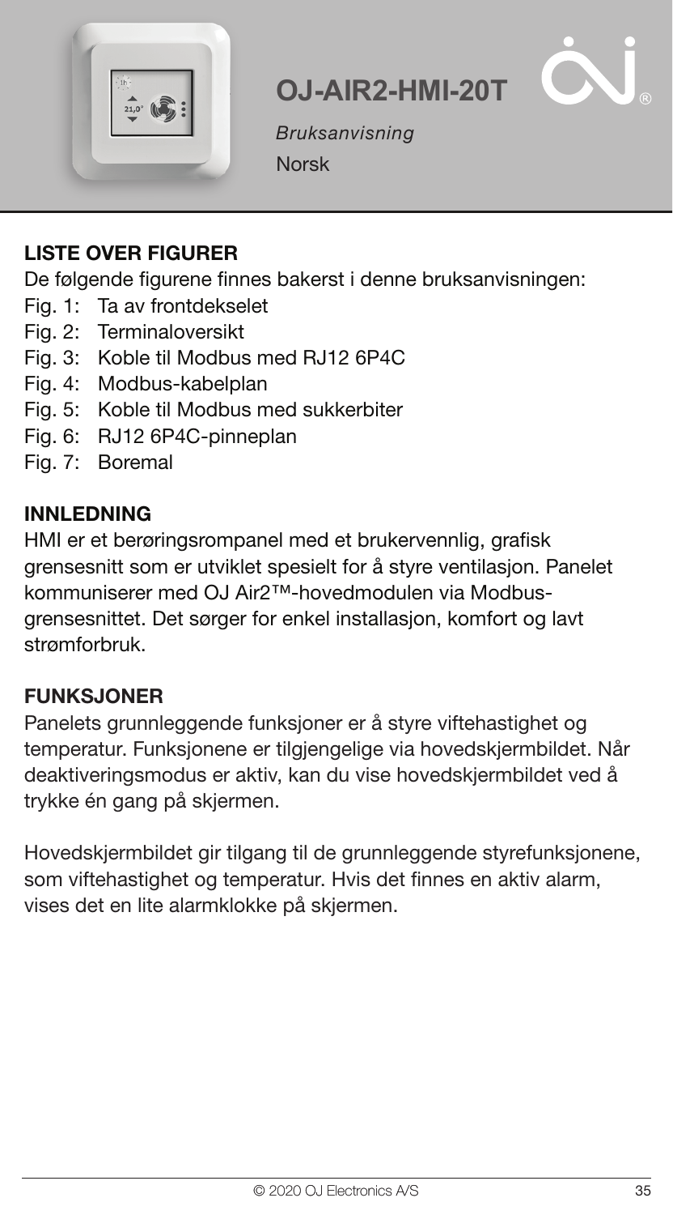# OJ-AIR2-HMI-20T

*Bruksanvisning*

Norsk

## LISTE OVER FIGURER

De følgende figurene finnes bakerst i denne bruksanvisningen:

- Fig. 1: Ta av frontdekselet
- Fig. 2: Terminaloversikt
- Fig. 3: Koble til Modbus med RJ12 6P4C
- Fig. 4: Modbus-kabelplan
- Fig. 5: Koble til Modbus med sukkerbiter
- Fig. 6: RJ12 6P4C-pinneplan
- Fig. 7: Boremal

## INNLEDNING

HMI er et berøringsrompanel med et brukervennlig, grafisk grensesnitt som er utviklet spesielt for å styre ventilasjon. Panelet kommuniserer med OJ Air2™-hovedmodulen via Modbus-grensesnittet. Det sørger for enkel installasjon, komfort og lavt strømforbruk.

## FUNKSJONER

Panelets grunnleggende funksjoner er å styre viftehastighet og temperatur. Funksjonene er tilgjengelige via hovedskjermbildet. Når deaktiveringsmodus er aktiv, kan du vise hovedskjermbildet ved å trykke én gang på skjermen.

Hovedskjermbildet gir tilgang til de grunnleggende styrefunksjonene, som viftehastighet og temperatur. Hvis det finnes en aktiv alarm, vises det en lite alarmklokke på skjermen.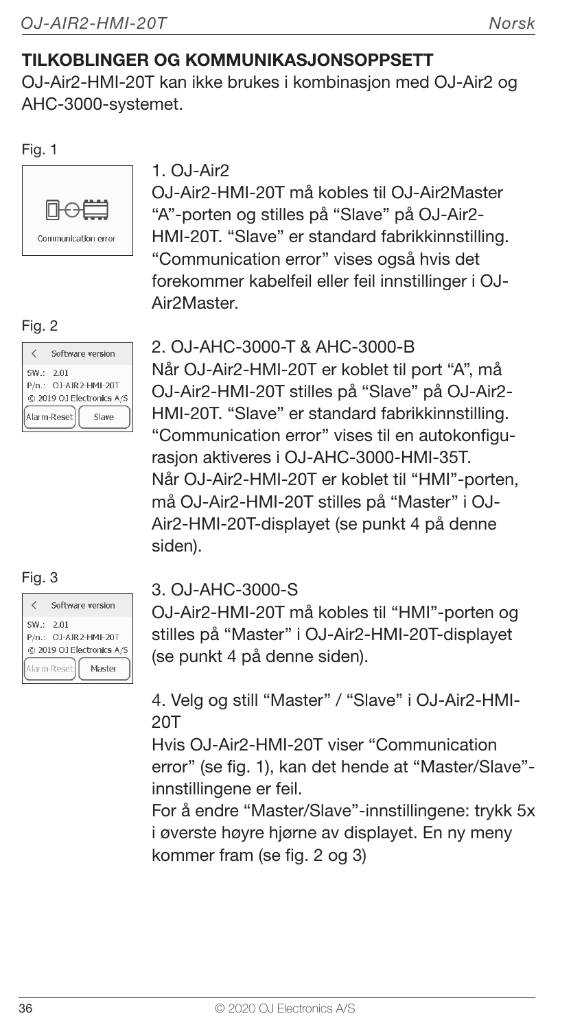## TILKOBLINGER OG KOMMUNIKASJONSOPPSETT

OJ-Air2-HMI-20T kan ikke brukes i kombinasjon med OJ-Air2 og AHC-3000-systemet.

Fig. 1

Communication error

Fig. 2

Software version
SW.: 2.01
P/n.: OJ-AIR2-HMI-20T
© 2019 OJ Electronics A/S
Alarm-Reset | Slave

Fig. 3

Software version
SW.: 2.01
P/n.: OJ-AIR2-HMI-20T
© 2019 OJ Electronics A/S
Alarm-Reset | Master

1. OJ-Air2

OJ-Air2-HMI-20T må kobles til OJ-Air2Master "A"-porten og stilles på "Slave" på OJ-Air2-HMI-20T. "Slave" er standard fabrikkinnstilling. "Communication error" vises også hvis det forekommer kabelfeil eller feil innstillinger i OJ-Air2Master.

2. OJ-AHC-3000-T & AHC-3000-B

Når OJ-Air2-HMI-20T er koblet til port "A", må OJ-Air2-HMI-20T stilles på "Slave" på OJ-Air2-HMI-20T. "Slave" er standard fabrikkinnstilling. "Communication error" vises til en autokonfigurasjon aktiveres i OJ-AHC-3000-HMI-35T. Når OJ-Air2-HMI-20T er koblet til "HMI"-porten, må OJ-Air2-HMI-20T stilles på "Master" i OJ-Air2-HMI-20T-displayet (se punkt 4 på denne siden).

3. OJ-AHC-3000-S

OJ-Air2-HMI-20T må kobles til "HMI"-porten og stilles på "Master" i OJ-Air2-HMI-20T-displayet (se punkt 4 på denne siden).

4. Velg og still "Master" / "Slave" i OJ-Air2-HMI-20T

Hvis OJ-Air2-HMI-20T viser "Communication error" (se fig. 1), kan det hende at "Master/Slave"-innstillingene er feil.

For å endre "Master/Slave"-innstillingene: trykk 5x i øverste høyre hjørne av displayet. En ny meny kommer fram (se fig. 2 og 3)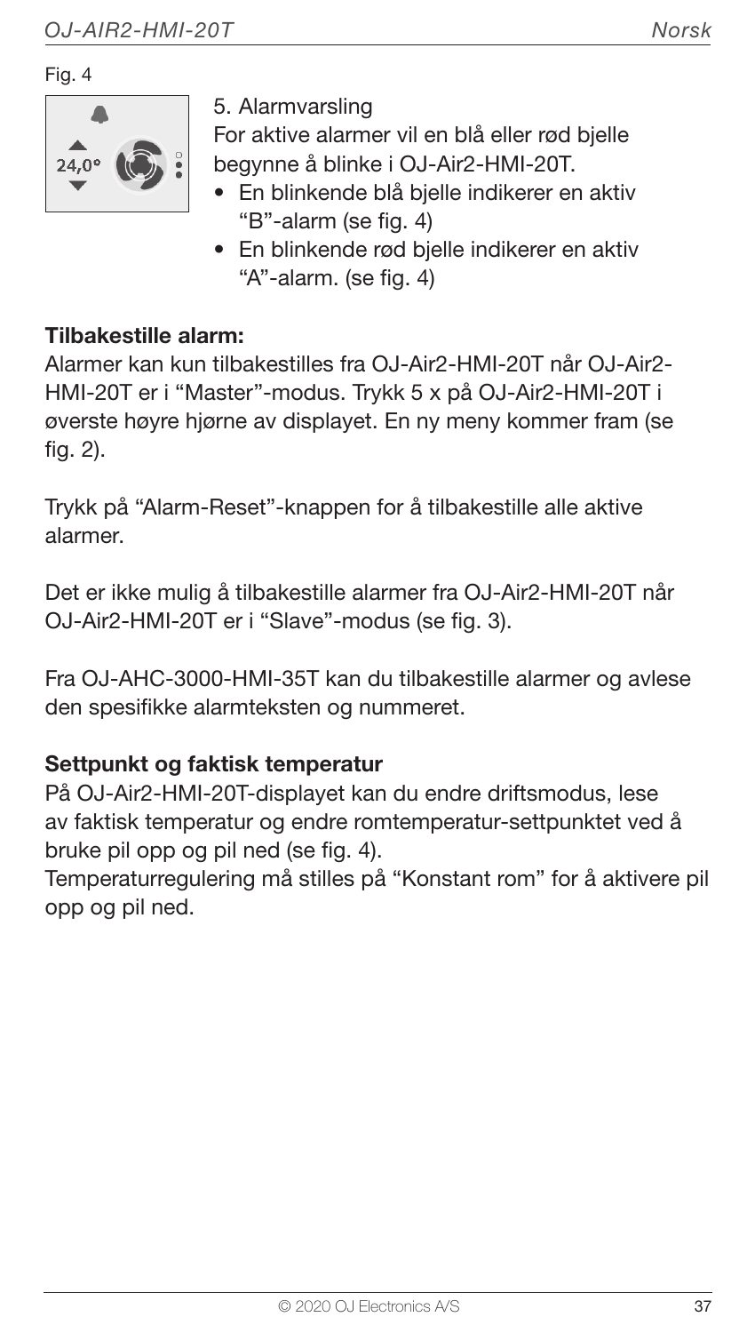Fig. 4

5. Alarmvarsling

For aktive alarmer vil en blå eller rød bjelle begynne å blinke i OJ-Air2-HMI-20T.

- En blinkende blå bjelle indikerer en aktiv "B"-alarm (se fig. 4)
- En blinkende rød bjelle indikerer en aktiv "A"-alarm. (se fig. 4)

**Tilbakestille alarm:**

Alarmer kan kun tilbakestilles fra OJ-Air2-HMI-20T når OJ-Air2-HMI-20T er i "Master"-modus. Trykk 5 x på OJ-Air2-HMI-20T i øverste høyre hjørne av displayet. En ny meny kommer fram (se fig. 2).

Trykk på "Alarm-Reset"-knappen for å tilbakestille alle aktive alarmer.

Det er ikke mulig å tilbakestille alarmer fra OJ-Air2-HMI-20T når OJ-Air2-HMI-20T er i "Slave"-modus (se fig. 3).

Fra OJ-AHC-3000-HMI-35T kan du tilbakestille alarmer og avlese den spesifikke alarmteksten og nummeret.

**Settpunkt og faktisk temperatur**

På OJ-Air2-HMI-20T-displayet kan du endre driftsmodus, lese av faktisk temperatur og endre romtemperatur-settpunktet ved å bruke pil opp og pil ned (se fig. 4).

Temperaturregulering må stilles på "Konstant rom" for å aktivere pil opp og pil ned.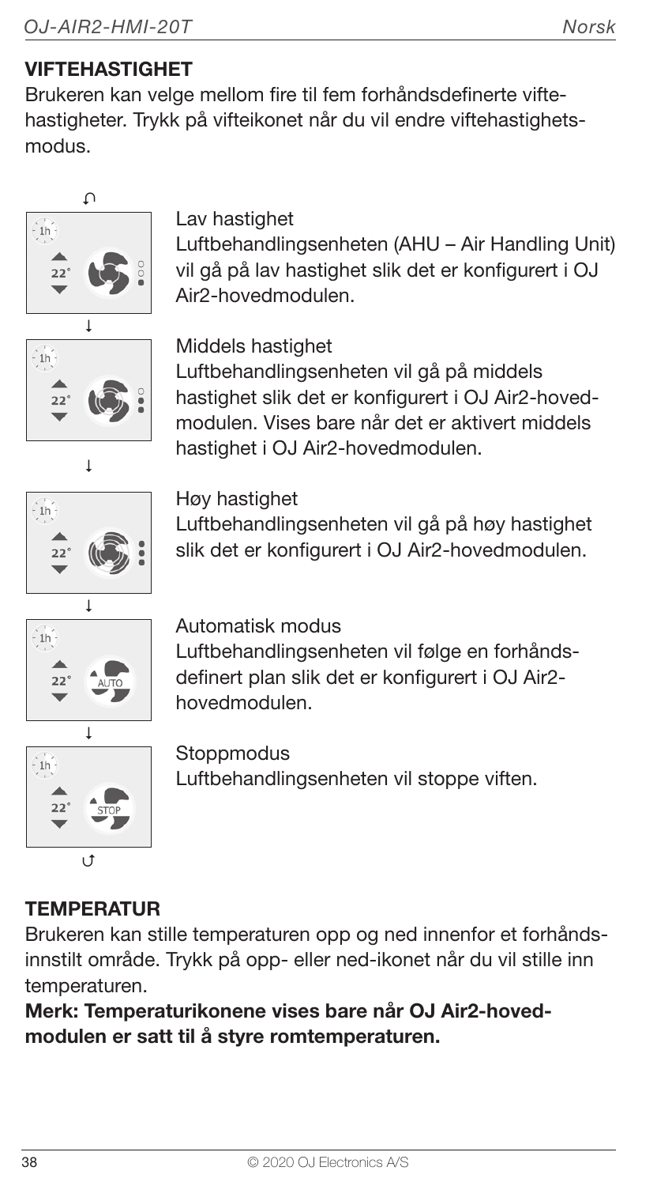## VIFTEHASTIGHET

Brukeren kan velge mellom fire til fem forhåndsdefinerte viftehastigheter. Trykk på vifteikonet når du vil endre viftehastighetsmodus.

Lav hastighet
Luftbehandlingsenheten (AHU – Air Handling Unit) vil gå på lav hastighet slik det er konfigurert i OJ Air2-hovedmodulen.

Middels hastighet
Luftbehandlingsenheten vil gå på middels hastighet slik det er konfigurert i OJ Air2-hovedmodulen. Vises bare når det er aktivert middels hastighet i OJ Air2-hovedmodulen.

Høy hastighet
Luftbehandlingsenheten vil gå på høy hastighet slik det er konfigurert i OJ Air2-hovedmodulen.

Automatisk modus
Luftbehandlingsenheten vil følge en forhåndsdefinert plan slik det er konfigurert i OJ Air2-hovedmodulen.

Stoppmodus
Luftbehandlingsenheten vil stoppe viften.

## TEMPERATUR

Brukeren kan stille temperaturen opp og ned innenfor et forhåndsinnstilt område. Trykk på opp- eller ned-ikonet når du vil stille inn temperaturen.

**Merk: Temperaturikonene vises bare når OJ Air2-hovedmodulen er satt til å styre romtemperaturen.**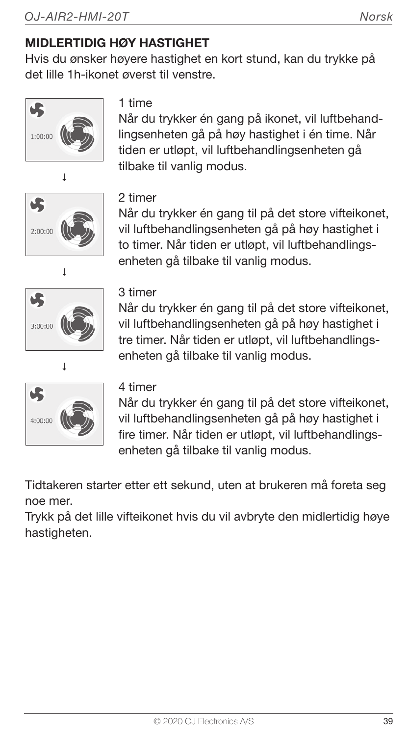## MIDLERTIDIG HØY HASTIGHET

Hvis du ønsker høyere hastighet en kort stund, kan du trykke på det lille 1h-ikonet øverst til venstre.

1:00:00

1 time

Når du trykker én gang på ikonet, vil luftbehandlingsenheten gå på høy hastighet i én time. Når tiden er utløpt, vil luftbehandlingsenheten gå tilbake til vanlig modus.

↓

2:00:00

2 timer

Når du trykker én gang til på det store vifteikonet, vil luftbehandlingsenheten gå på høy hastighet i to timer. Når tiden er utløpt, vil luftbehandlingsenheten gå tilbake til vanlig modus.

↓

3:00:00

3 timer

Når du trykker én gang til på det store vifteikonet, vil luftbehandlingsenheten gå på høy hastighet i tre timer. Når tiden er utløpt, vil luftbehandlingsenheten gå tilbake til vanlig modus.

↓

4:00:00

4 timer

Når du trykker én gang til på det store vifteikonet, vil luftbehandlingsenheten gå på høy hastighet i fire timer. Når tiden er utløpt, vil luftbehandlingsenheten gå tilbake til vanlig modus.

Tidtakeren starter etter ett sekund, uten at brukeren må foreta seg noe mer.

Trykk på det lille vifteikonet hvis du vil avbryte den midlertidig høye hastigheten.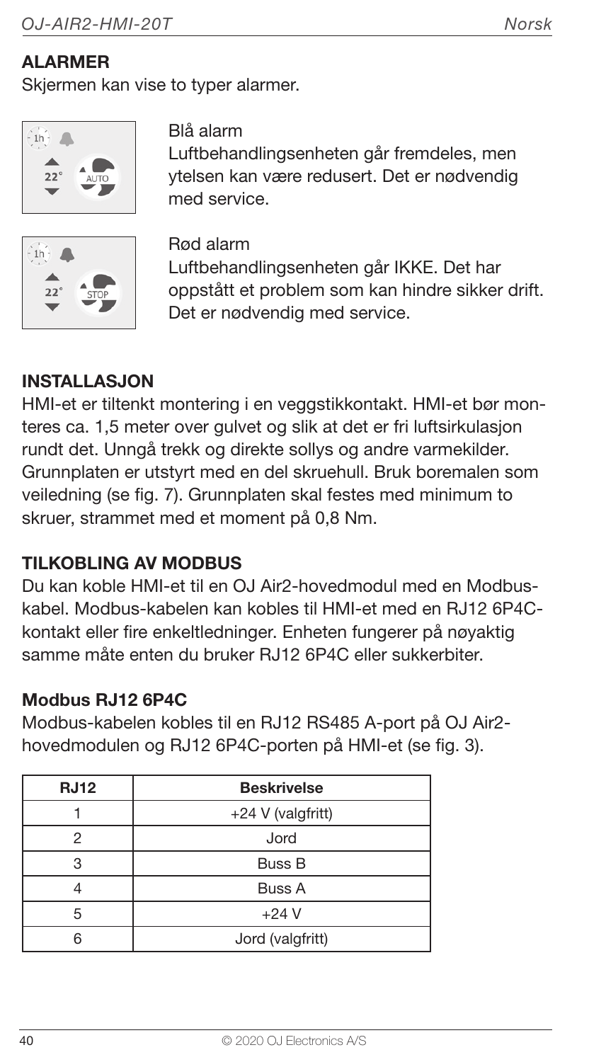## ALARMER

Skjermen kan vise to typer alarmer.

Blå alarm
Luftbehandlingsenheten går fremdeles, men ytelsen kan være redusert. Det er nødvendig med service.

Rød alarm
Luftbehandlingsenheten går IKKE. Det har oppstått et problem som kan hindre sikker drift. Det er nødvendig med service.

## INSTALLASJON

HMI-et er tiltenkt montering i en veggstikkontakt. HMI-et bør monteres ca. 1,5 meter over gulvet og slik at det er fri luftsirkulasjon rundt det. Unngå trekk og direkte sollys og andre varmekilder. Grunnplaten er utstyrt med en del skruehull. Bruk boremalen som veiledning (se fig. 7). Grunnplaten skal festes med minimum to skruer, strammet med et moment på 0,8 Nm.

## TILKOBLING AV MODBUS

Du kan koble HMI-et til en OJ Air2-hovedmodul med en Modbus-kabel. Modbus-kabelen kan kobles til HMI-et med en RJ12 6P4C-kontakt eller fire enkeltledninger. Enheten fungerer på nøyaktig samme måte enten du bruker RJ12 6P4C eller sukkerbiter.

### Modbus RJ12 6P4C

Modbus-kabelen kobles til en RJ12 RS485 A-port på OJ Air2-hovedmodulen og RJ12 6P4C-porten på HMI-et (se fig. 3).

| RJ12 | Beskrivelse |
|---|---|
| 1 | +24 V (valgfritt) |
| 2 | Jord |
| 3 | Buss B |
| 4 | Buss A |
| 5 | +24 V |
| 6 | Jord (valgfritt) |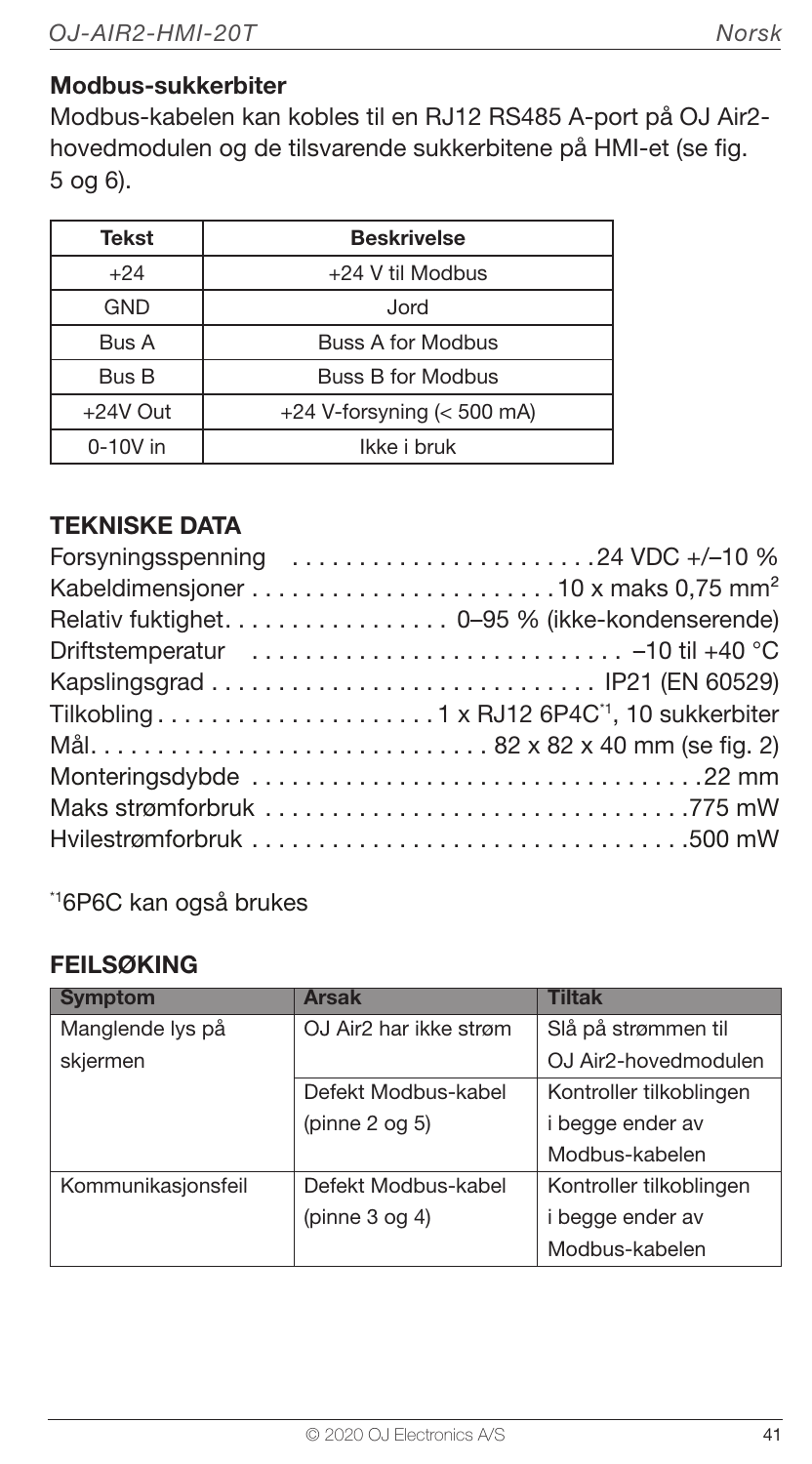### Modbus-sukkerbiter

Modbus-kabelen kan kobles til en RJ12 RS485 A-port på OJ Air2-hovedmodulen og de tilsvarende sukkerbitene på HMI-et (se fig. 5 og 6).

| Tekst | Beskrivelse |
|---|---|
| +24 | +24 V til Modbus |
| GND | Jord |
| Bus A | Buss A for Modbus |
| Bus B | Buss B for Modbus |
| +24V Out | +24 V-forsyning (< 500 mA) |
| 0-10V in | Ikke i bruk |

## TEKNISKE DATA

Forsyningsspenning ....................... 24 VDC +/–10 %
Kabeldimensjoner ....................... 10 x maks 0,75 $mm^2$
Relativ fuktighet................. 0–95 % (ikke-kondenserende)
Driftstemperatur ............................ –10 til +40 °C
Kapslingsgrad ............................ IP21 (EN 60529)
Tilkobling..................... 1 x RJ12 6P4C[*1], 10 sukkerbiter
Mål............................. 82 x 82 x 40 mm (se fig. 2)
Monteringsdybde ................................... 22 mm
Maks strømforbruk ................................ 775 mW
Hvilestrømforbruk ................................. 500 mW

[*1]6P6C kan også brukes

## FEILSØKING

| Symptom | Årsak | Tiltak |
|---|---|---|
| Manglende lys på skjermen | OJ Air2 har ikke strøm | Slå på strømmen til OJ Air2-hovedmodulen |
| | Defekt Modbus-kabel (pinne 2 og 5) | Kontroller tilkoblingen i begge ender av Modbus-kabelen |
| Kommunikasjonsfeil | Defekt Modbus-kabel (pinne 3 og 4) | Kontroller tilkoblingen i begge ender av Modbus-kabelen |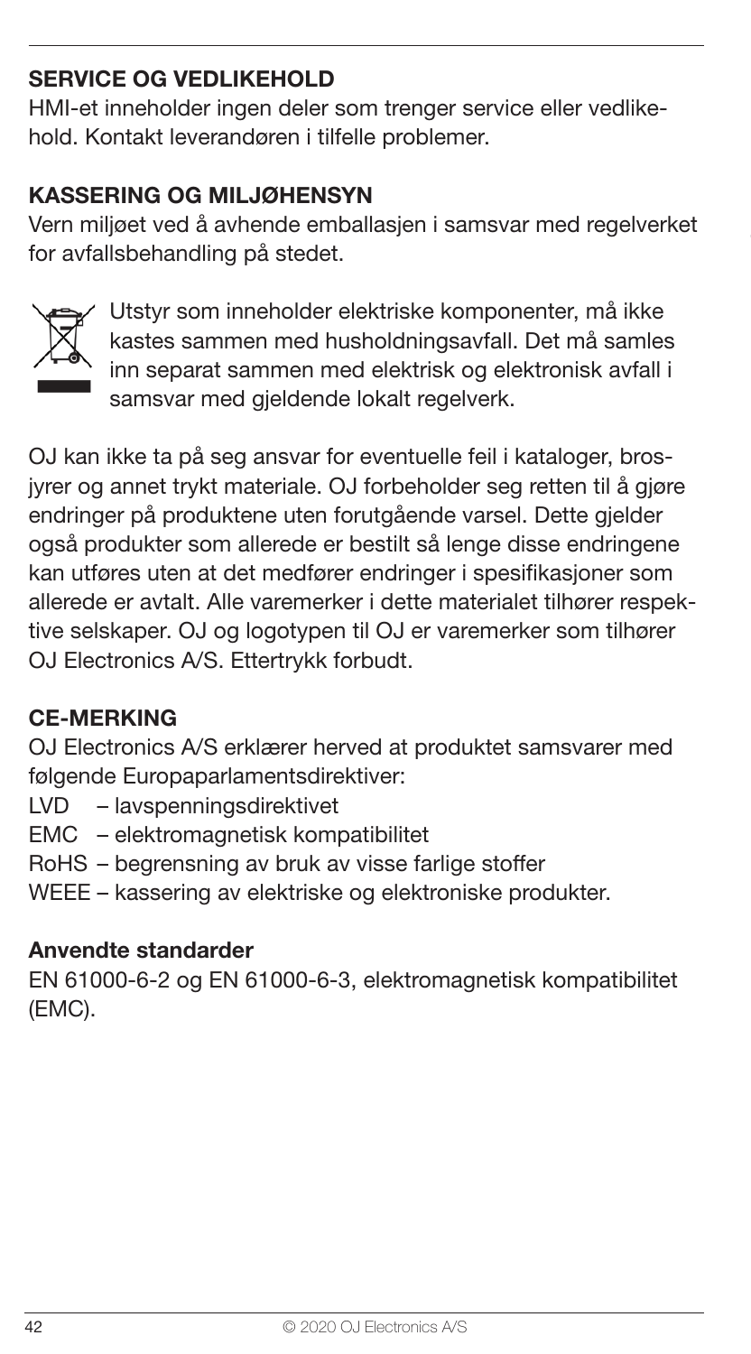## SERVICE OG VEDLIKEHOLD

HMI-et inneholder ingen deler som trenger service eller vedlikehold. Kontakt leverandøren i tilfelle problemer.

## KASSERING OG MILJØHENSYN

Vern miljøet ved å avhende emballasjen i samsvar med regelverket for avfallsbehandling på stedet.

Utstyr som inneholder elektriske komponenter, må ikke kastes sammen med husholdningsavfall. Det må samles inn separat sammen med elektrisk og elektronisk avfall i samsvar med gjeldende lokalt regelverk.

OJ kan ikke ta på seg ansvar for eventuelle feil i kataloger, brosjyrer og annet trykt materiale. OJ forbeholder seg retten til å gjøre endringer på produktene uten forutgående varsel. Dette gjelder også produkter som allerede er bestilt så lenge disse endringene kan utføres uten at det medfører endringer i spesifikasjoner som allerede er avtalt. Alle varemerker i dette materialet tilhører respektive selskaper. OJ og logotypen til OJ er varemerker som tilhører OJ Electronics A/S. Ettertrykk forbudt.

## CE-MERKING

OJ Electronics A/S erklærer herved at produktet samsvarer med følgende Europaparlamentsdirektiver:

LVD – lavspenningsdirektivet
EMC – elektromagnetisk kompatibilitet
RoHS – begrensning av bruk av visse farlige stoffer
WEEE – kassering av elektriske og elektroniske produkter.

### Anvendte standarder

EN 61000-6-2 og EN 61000-6-3, elektromagnetisk kompatibilitet (EMC).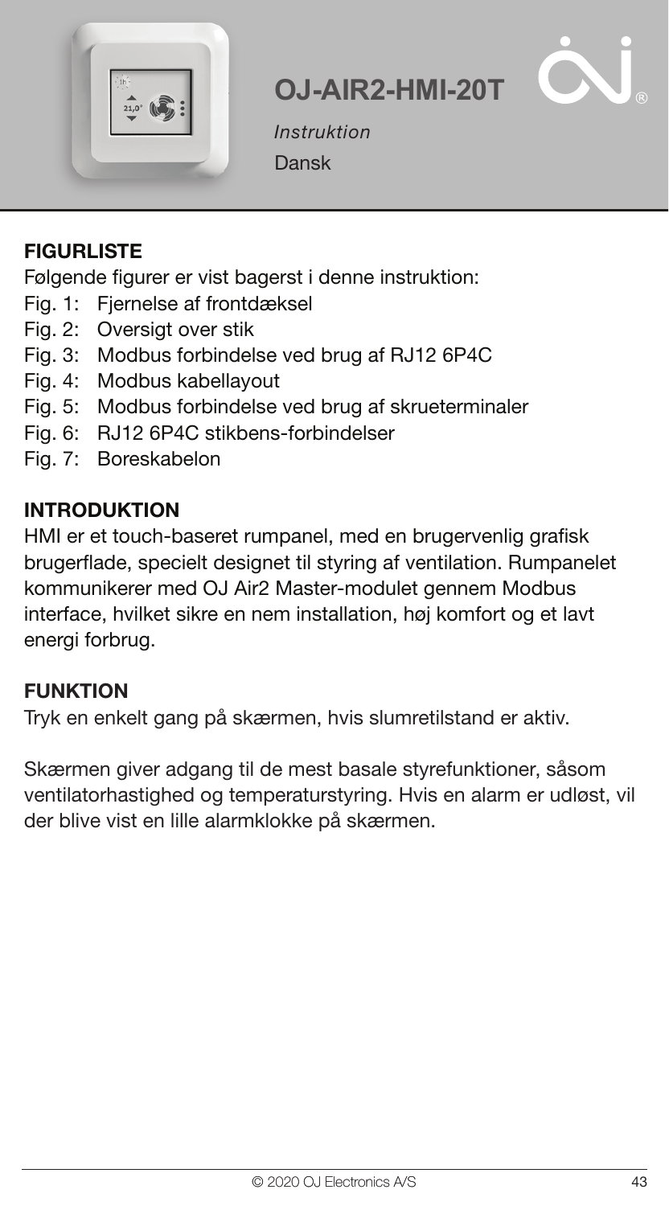# OJ-AIR2-HMI-20T

*Instruktion*

Dansk

## FIGURLISTE

Følgende figurer er vist bagerst i denne instruktion:

- Fig. 1: Fjernelse af frontdæksel
- Fig. 2: Oversigt over stik
- Fig. 3: Modbus forbindelse ved brug af RJ12 6P4C
- Fig. 4: Modbus kabellayout
- Fig. 5: Modbus forbindelse ved brug af skrueterminaler
- Fig. 6: RJ12 6P4C stikbens-forbindelser
- Fig. 7: Boreskabelon

## INTRODUKTION

HMI er et touch-baseret rumpanel, med en brugervenlig grafisk brugerflade, specielt designet til styring af ventilation. Rumpanelet kommunikerer med OJ Air2 Master-modulet gennem Modbus interface, hvilket sikre en nem installation, høj komfort og et lavt energi forbrug.

## FUNKTION

Tryk en enkelt gang på skærmen, hvis slumretilstand er aktiv.

Skærmen giver adgang til de mest basale styrefunktioner, såsom ventilatorhastighed og temperaturstyring. Hvis en alarm er udløst, vil der blive vist en lille alarmklokke på skærmen.

© 2020 OJ Electronics A/S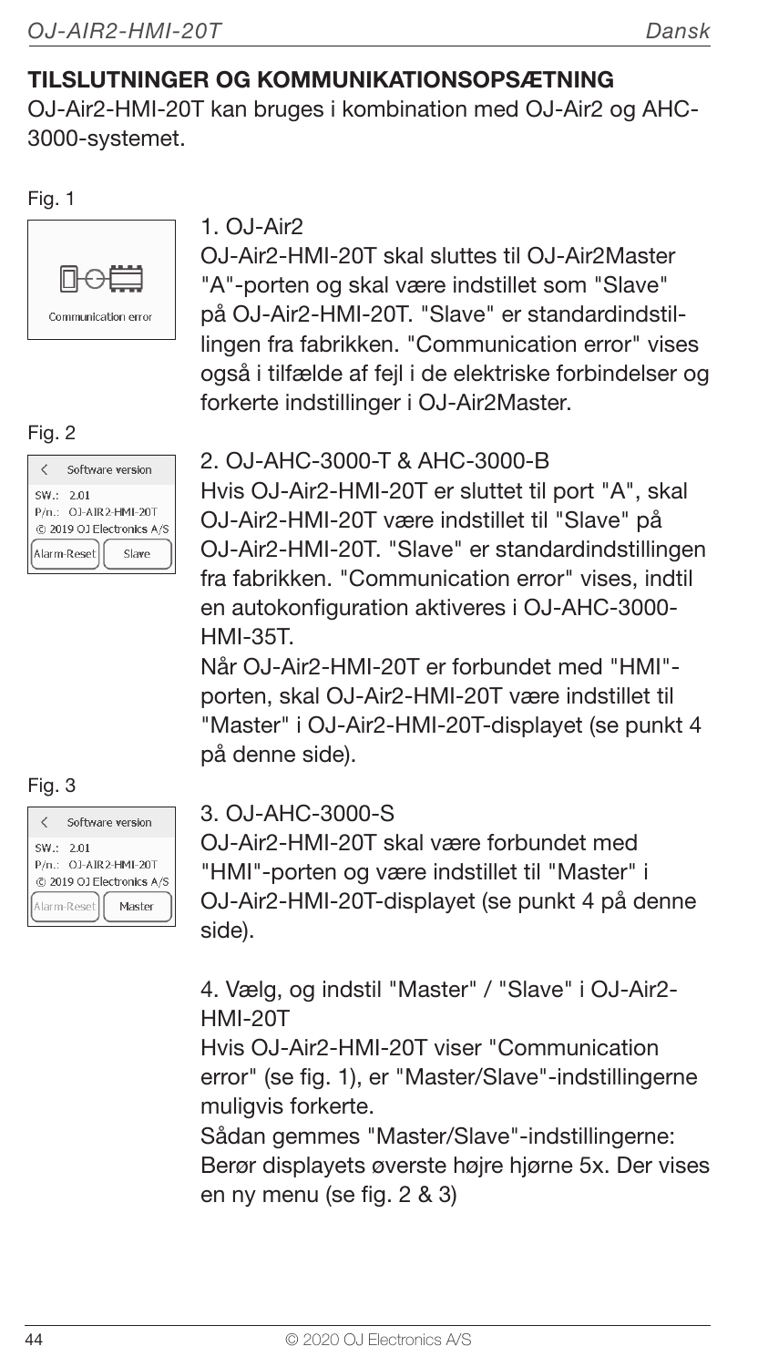## TILSLUTNINGER OG KOMMUNIKATIONSOPSÆTNING

OJ-Air2-HMI-20T kan bruges i kombination med OJ-Air2 og AHC-3000-systemet.

Fig. 1

Communication error

**1. OJ-Air2**

OJ-Air2-HMI-20T skal sluttes til OJ-Air2Master "A"-porten og skal være indstillet som "Slave" på OJ-Air2-HMI-20T. "Slave" er standardindstillingen fra fabrikken. "Communication error" vises også i tilfælde af fejl i de elektriske forbindelser og forkerte indstillinger i OJ-Air2Master.

Fig. 2

Software version
SW.: 2.01
P/n.: OJ-AIR2-HMI-20T
© 2019 OJ Electronics A/S
Alarm-Reset | Slave

**2. OJ-AHC-3000-T & AHC-3000-B**

Hvis OJ-Air2-HMI-20T er sluttet til port "A", skal OJ-Air2-HMI-20T være indstillet til "Slave" på OJ-Air2-HMI-20T. "Slave" er standardindstillingen fra fabrikken. "Communication error" vises, indtil en autokonfiguration aktiveres i OJ-AHC-3000-HMI-35T.

Når OJ-Air2-HMI-20T er forbundet med "HMI"-porten, skal OJ-Air2-HMI-20T være indstillet til "Master" i OJ-Air2-HMI-20T-displayet (se punkt 4 på denne side).

Fig. 3

Software version
SW.: 2.01
P/n.: OJ-AIR2-HMI-20T
© 2019 OJ Electronics A/S
Alarm-Reset | Master

**3. OJ-AHC-3000-S**

OJ-Air2-HMI-20T skal være forbundet med "HMI"-porten og være indstillet til "Master" i OJ-Air2-HMI-20T-displayet (se punkt 4 på denne side).

**4. Vælg, og indstil "Master" / "Slave" i OJ-Air2-HMI-20T**

Hvis OJ-Air2-HMI-20T viser "Communication error" (se fig. 1), er "Master/Slave"-indstillingerne muligvis forkerte.

Sådan gemmes "Master/Slave"-indstillingerne: Berør displayets øverste højre hjørne 5x. Der vises en ny menu (se fig. 2 & 3)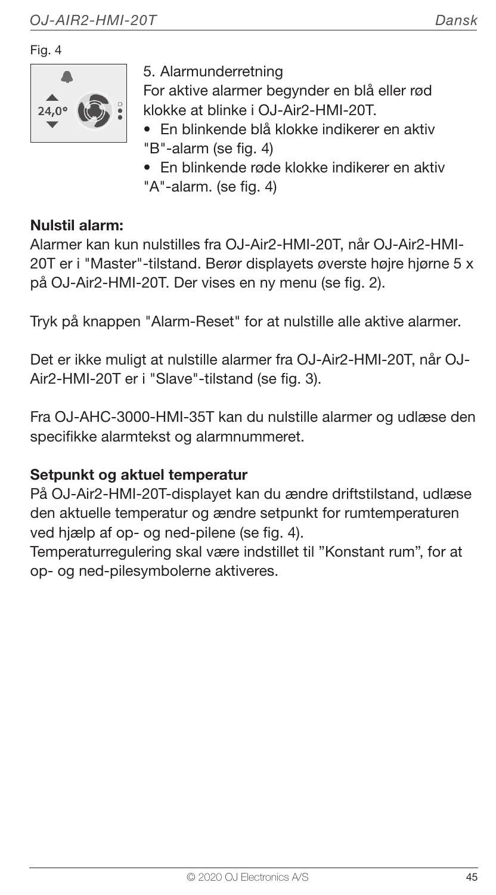Fig. 4

5. Alarmunderretning

For aktive alarmer begynder en blå eller rød klokke at blinke i OJ-Air2-HMI-20T.

- En blinkende blå klokke indikerer en aktiv "B"-alarm (se fig. 4)
- En blinkende røde klokke indikerer en aktiv "A"-alarm. (se fig. 4)

**Nulstil alarm:**

Alarmer kan kun nulstilles fra OJ-Air2-HMI-20T, når OJ-Air2-HMI-20T er i "Master"-tilstand. Berør displayets øverste højre hjørne 5 x på OJ-Air2-HMI-20T. Der vises en ny menu (se fig. 2).

Tryk på knappen "Alarm-Reset" for at nulstille alle aktive alarmer.

Det er ikke muligt at nulstille alarmer fra OJ-Air2-HMI-20T, når OJ-Air2-HMI-20T er i "Slave"-tilstand (se fig. 3).

Fra OJ-AHC-3000-HMI-35T kan du nulstille alarmer og udlæse den specifikke alarmtekst og alarmnummeret.

**Setpunkt og aktuel temperatur**

På OJ-Air2-HMI-20T-displayet kan du ændre driftstilstand, udlæse den aktuelle temperatur og ændre setpunkt for rumtemperaturen ved hjælp af op- og ned-pilene (se fig. 4).

Temperaturregulering skal være indstillet til "Konstant rum", for at op- og ned-pilesymbolerne aktiveres.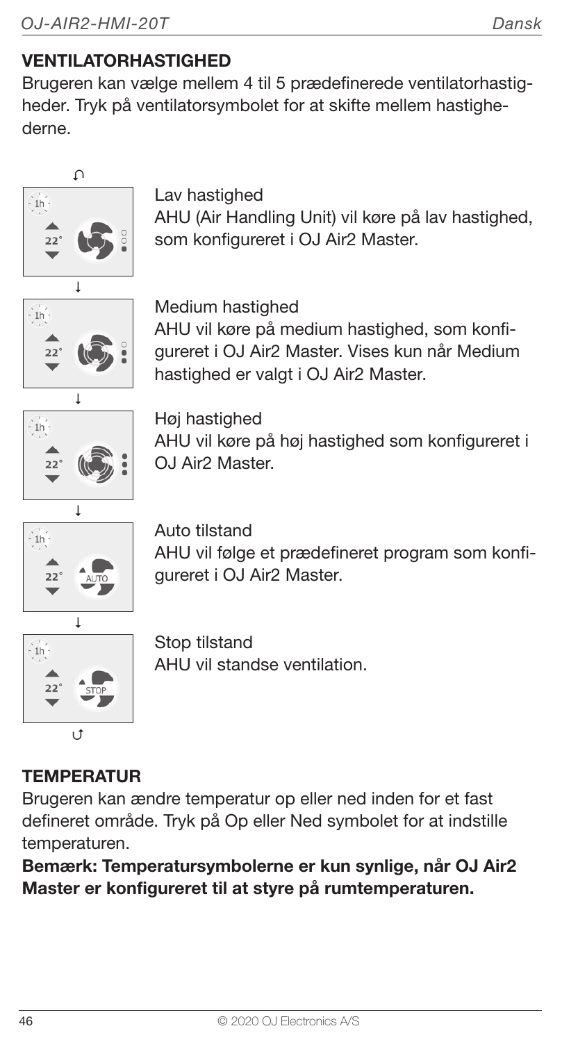## VENTILATORHASTIGHED

Brugeren kan vælge mellem 4 til 5 prædefinerede ventilatorhastigheder. Tryk på ventilatorsymbolet for at skifte mellem hastighederne.

Lav hastighed
AHU (Air Handling Unit) vil køre på lav hastighed, som konfigureret i OJ Air2 Master.

Medium hastighed
AHU vil køre på medium hastighed, som konfigureret i OJ Air2 Master. Vises kun når Medium hastighed er valgt i OJ Air2 Master.

Høj hastighed
AHU vil køre på høj hastighed som konfigureret i OJ Air2 Master.

Auto tilstand
AHU vil følge et prædefineret program som konfigureret i OJ Air2 Master.

Stop tilstand
AHU vil standse ventilation.

## TEMPERATUR

Brugeren kan ændre temperatur op eller ned inden for et fast defineret område. Tryk på Op eller Ned symbolet for at indstille temperaturen.

**Bemærk: Temperatursymbolerne er kun synlige, når OJ Air2 Master er konfigureret til at styre på rumtemperaturen.**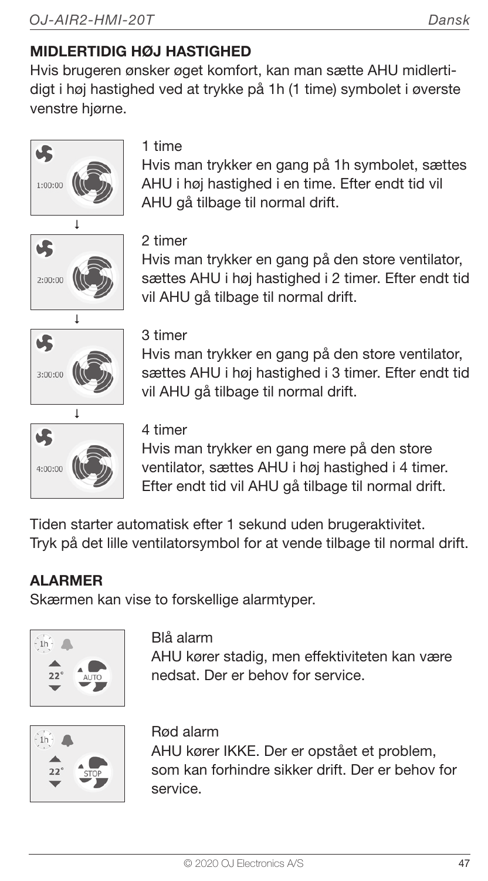## MIDLERTIDIG HØJ HASTIGHED

Hvis brugeren ønsker øget komfort, kan man sætte AHU midlertidigt i høj hastighed ved at trykke på 1h (1 time) symbolet i øverste venstre hjørne.

1 time
Hvis man trykker en gang på 1h symbolet, sættes AHU i høj hastighed i en time. Efter endt tid vil AHU gå tilbage til normal drift.

2 timer
Hvis man trykker en gang på den store ventilator, sættes AHU i høj hastighed i 2 timer. Efter endt tid vil AHU gå tilbage til normal drift.

3 timer
Hvis man trykker en gang på den store ventilator, sættes AHU i høj hastighed i 3 timer. Efter endt tid vil AHU gå tilbage til normal drift.

4 timer
Hvis man trykker en gang mere på den store ventilator, sættes AHU i høj hastighed i 4 timer. Efter endt tid vil AHU gå tilbage til normal drift.

Tiden starter automatisk efter 1 sekund uden brugeraktivitet.
Tryk på det lille ventilatorsymbol for at vende tilbage til normal drift.

## ALARMER

Skærmen kan vise to forskellige alarmtyper.

Blå alarm
AHU kører stadig, men effektiviteten kan være nedsat. Der er behov for service.

Rød alarm
AHU kører IKKE. Der er opstået et problem, som kan forhindre sikker drift. Der er behov for service.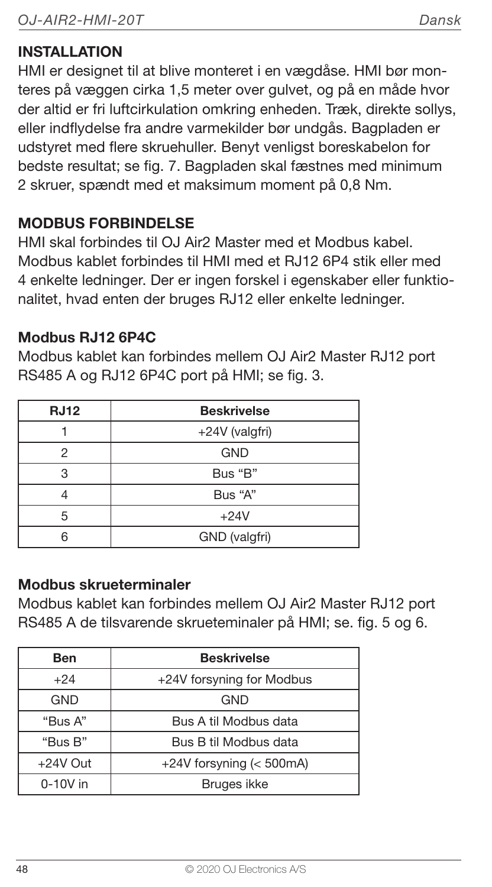## INSTALLATION

HMI er designet til at blive monteret i en vægdåse. HMI bør monteres på væggen cirka 1,5 meter over gulvet, og på en måde hvor der altid er fri luftcirkulation omkring enheden. Træk, direkte sollys, eller indflydelse fra andre varmekilder bør undgås. Bagpladen er udstyret med flere skruehuller. Benyt venligst boreskabelon for bedste resultat; se fig. 7. Bagpladen skal fæstnes med minimum 2 skruer, spændt med et maksimum moment på 0,8 Nm.

## MODBUS FORBINDELSE

HMI skal forbindes til OJ Air2 Master med et Modbus kabel. Modbus kablet forbindes til HMI med et RJ12 6P4 stik eller med 4 enkelte ledninger. Der er ingen forskel i egenskaber eller funktionalitet, hvad enten der bruges RJ12 eller enkelte ledninger.

### Modbus RJ12 6P4C

Modbus kablet kan forbindes mellem OJ Air2 Master RJ12 port RS485 A og RJ12 6P4C port på HMI; se fig. 3.

| RJ12 | Beskrivelse |
|---|---|
| 1 | +24V (valgfri) |
| 2 | GND |
| 3 | Bus "B" |
| 4 | Bus "A" |
| 5 | +24V |
| 6 | GND (valgfri) |

### Modbus skrueterminaler

Modbus kablet kan forbindes mellem OJ Air2 Master RJ12 port RS485 A de tilsvarende skrueteminaler på HMI; se. fig. 5 og 6.

| Ben | Beskrivelse |
|---|---|
| +24 | +24V forsyning for Modbus |
| GND | GND |
| "Bus A" | Bus A til Modbus data |
| "Bus B" | Bus B til Modbus data |
| +24V Out | +24V forsyning (< 500mA) |
| 0-10V in | Bruges ikke |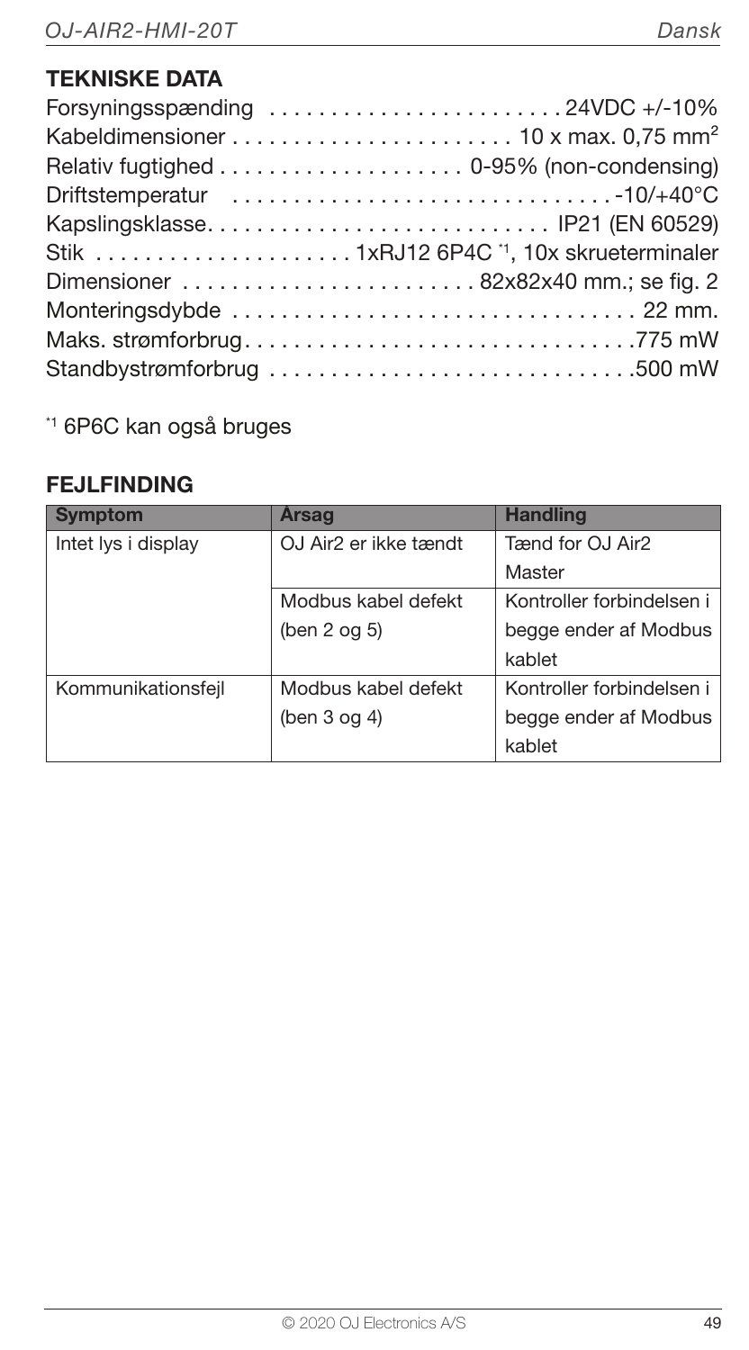## TEKNISKE DATA

Forsyningsspænding . . . . . . . . . . . . . . . . . . . . . . . . 24VDC +/-10%
Kabeldimensioner . . . . . . . . . . . . . . . . . . . . . . . 10 x max. 0,75 mm²
Relativ fugtighed . . . . . . . . . . . . . . . . . . . 0-95% (non-condensing)
Driftstemperatur . . . . . . . . . . . . . . . . . . . . . . . . . . . . . . . -10/+40°C
Kapslingsklasse. . . . . . . . . . . . . . . . . . . . . . . . . . . . IP21 (EN 60529)
Stik . . . . . . . . . . . . . . . . . . . . . 1xRJ12 6P4C [*1], 10x skrueterminaler
Dimensioner . . . . . . . . . . . . . . . . . . . . . . . 82x82x40 mm.; se fig. 2
Monteringsdybde . . . . . . . . . . . . . . . . . . . . . . . . . . . . . . . . . 22 mm.
Maks. strømforbrug. . . . . . . . . . . . . . . . . . . . . . . . . . . . . . . . .775 mW
Standbystrømforbrug . . . . . . . . . . . . . . . . . . . . . . . . . . . . . .500 mW

[*1] 6P6C kan også bruges

## FEJLFINDING

| Symptom | Årsag | Handling |
|---|---|---|
| Intet lys i display | OJ Air2 er ikke tændt | Tænd for OJ Air2 Master |
| | Modbus kabel defekt (ben 2 og 5) | Kontroller forbindelsen i begge ender af Modbus kablet |
| Kommunikationsfejl | Modbus kabel defekt (ben 3 og 4) | Kontroller forbindelsen i begge ender af Modbus kablet |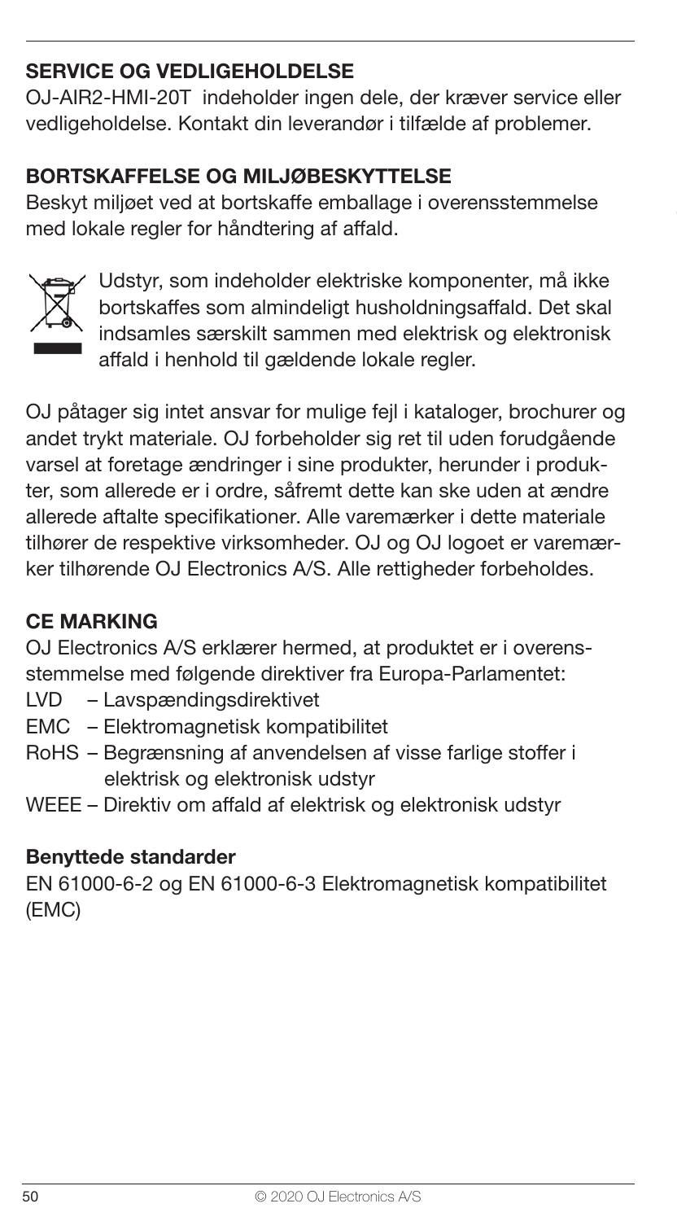## SERVICE OG VEDLIGEHOLDELSE

OJ-AIR2-HMI-20T indeholder ingen dele, der kræver service eller vedligeholdelse. Kontakt din leverandør i tilfælde af problemer.

## BORTSKAFFELSE OG MILJØBESKYTTELSE

Beskyt miljøet ved at bortskaffe emballage i overensstemmelse med lokale regler for håndtering af affald.

Udstyr, som indeholder elektriske komponenter, må ikke bortskaffes som almindeligt husholdningsaffald. Det skal indsamles særskilt sammen med elektrisk og elektronisk affald i henhold til gældende lokale regler.

OJ påtager sig intet ansvar for mulige fejl i kataloger, brochurer og andet trykt materiale. OJ forbeholder sig ret til uden forudgående varsel at foretage ændringer i sine produkter, herunder i produkter, som allerede er i ordre, såfremt dette kan ske uden at ændre allerede aftalte specifikationer. Alle varemærker i dette materiale tilhører de respektive virksomheder. OJ og OJ logoet er varemærker tilhørende OJ Electronics A/S. Alle rettigheder forbeholdes.

## CE MARKING

OJ Electronics A/S erklærer hermed, at produktet er i overensstemmelse med følgende direktiver fra Europa-Parlamentet:

- LVD – Lavspændingsdirektivet
- EMC – Elektromagnetisk kompatibilitet
- RoHS – Begrænsning af anvendelsen af visse farlige stoffer i elektrisk og elektronisk udstyr
- WEEE – Direktiv om affald af elektrisk og elektronisk udstyr

### Benyttede standarder

EN 61000-6-2 og EN 61000-6-3 Elektromagnetisk kompatibilitet (EMC)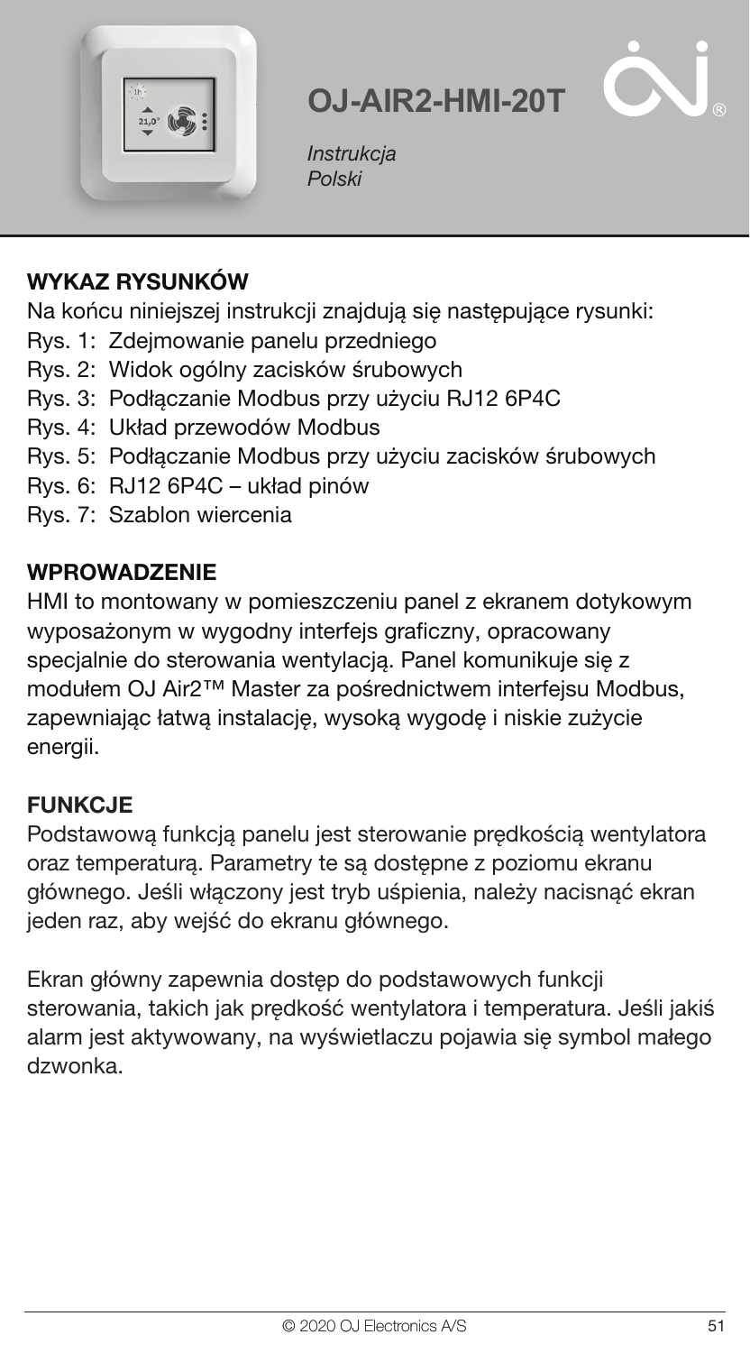# OJ-AIR2-HMI-20T

*Instrukcja*
*Polski*

## WYKAZ RYSUNKÓW

Na końcu niniejszej instrukcji znajdują się następujące rysunki:

- Rys. 1: Zdejmowanie panelu przedniego
- Rys. 2: Widok ogólny zacisków śrubowych
- Rys. 3: Podłączanie Modbus przy użyciu RJ12 6P4C
- Rys. 4: Układ przewodów Modbus
- Rys. 5: Podłączanie Modbus przy użyciu zacisków śrubowych
- Rys. 6: RJ12 6P4C – układ pinów
- Rys. 7: Szablon wiercenia

## WPROWADZENIE

HMI to montowany w pomieszczeniu panel z ekranem dotykowym wyposażonym w wygodny interfejs graficzny, opracowany specjalnie do sterowania wentylacją. Panel komunikuje się z modułem OJ Air2™ Master za pośrednictwem interfejsu Modbus, zapewniając łatwą instalację, wysoką wygodę i niskie zużycie energii.

## FUNKCJE

Podstawową funkcją panelu jest sterowanie prędkością wentylatora oraz temperaturą. Parametry te są dostępne z poziomu ekranu głównego. Jeśli włączony jest tryb uśpienia, należy nacisnąć ekran jeden raz, aby wejść do ekranu głównego.

Ekran główny zapewnia dostęp do podstawowych funkcji sterowania, takich jak prędkość wentylatora i temperatura. Jeśli jakiś alarm jest aktywowany, na wyświetlaczu pojawia się symbol małego dzwonka.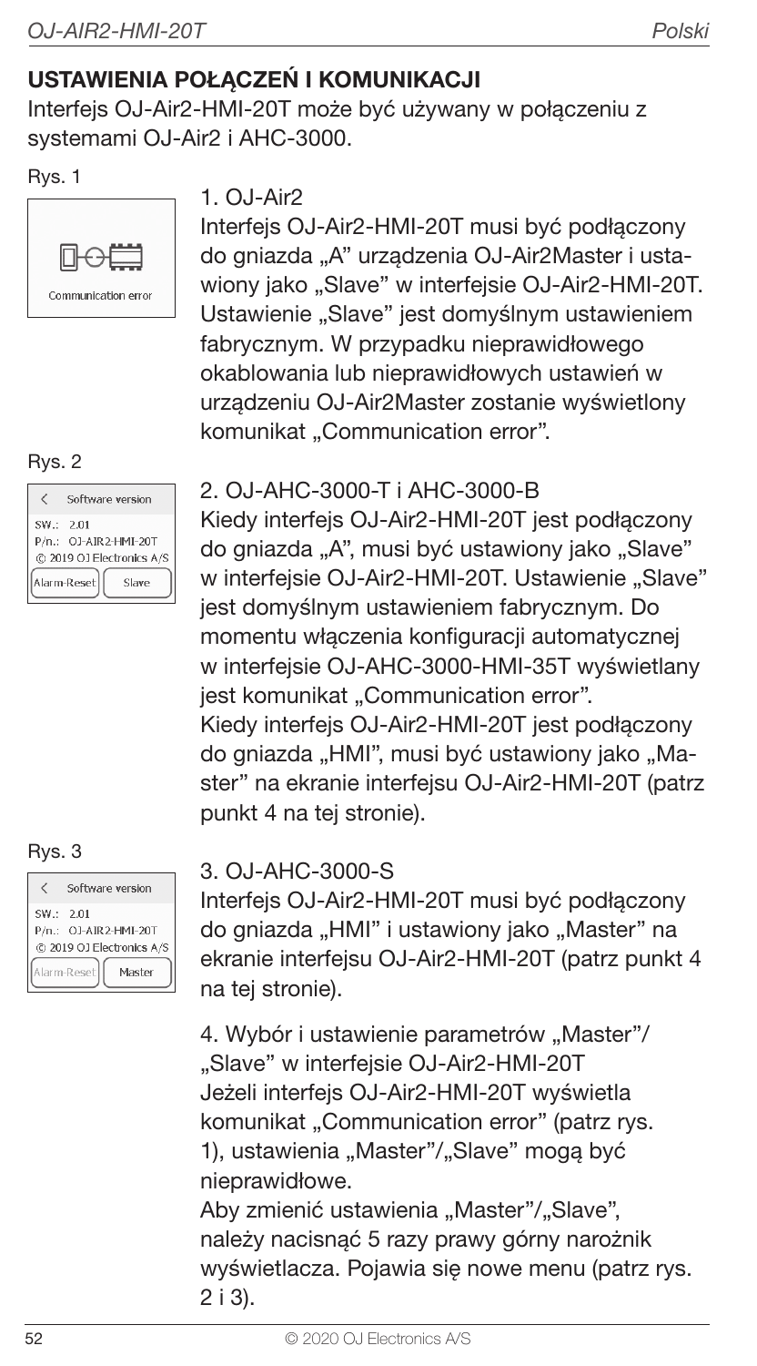## USTAWIENIA POŁĄCZEŃ I KOMUNIKACJI

Interfejs OJ-Air2-HMI-20T może być używany w połączeniu z systemami OJ-Air2 i AHC-3000.

Rys. 1

Communication error

1. OJ-Air2

Interfejs OJ-Air2-HMI-20T musi być podłączony do gniazda „A" urządzenia OJ-Air2Master i ustawiony jako „Slave" w interfejsie OJ-Air2-HMI-20T. Ustawienie „Slave" jest domyślnym ustawieniem fabrycznym. W przypadku nieprawidłowego okablowania lub nieprawidłowych ustawień w urządzeniu OJ-Air2Master zostanie wyświetlony komunikat „Communication error".

Rys. 2

Software version
SW.: 2.01
P/n.: OJ-AIR2-HMI-20T
© 2019 OJ Electronics A/S
Alarm-Reset | Slave

2. OJ-AHC-3000-T i AHC-3000-B

Kiedy interfejs OJ-Air2-HMI-20T jest podłączony do gniazda „A", musi być ustawiony jako „Slave" w interfejsie OJ-Air2-HMI-20T. Ustawienie „Slave" jest domyślnym ustawieniem fabrycznym. Do momentu włączenia konfiguracji automatycznej w interfejsie OJ-AHC-3000-HMI-35T wyświetlany jest komunikat „Communication error".

Kiedy interfejs OJ-Air2-HMI-20T jest podłączony do gniazda „HMI", musi być ustawiony jako „Master" na ekranie interfejsu OJ-Air2-HMI-20T (patrz punkt 4 na tej stronie).

Rys. 3

Software version
SW.: 2.01
P/n.: OJ-AIR2-HMI-20T
© 2019 OJ Electronics A/S
Alarm-Reset | Master

3. OJ-AHC-3000-S

Interfejs OJ-Air2-HMI-20T musi być podłączony do gniazda „HMI" i ustawiony jako „Master" na ekranie interfejsu OJ-Air2-HMI-20T (patrz punkt 4 na tej stronie).

4. Wybór i ustawienie parametrów „Master"/„Slave" w interfejsie OJ-Air2-HMI-20T

Jeżeli interfejs OJ-Air2-HMI-20T wyświetla komunikat „Communication error" (patrz rys. 1), ustawienia „Master"/„Slave" mogą być nieprawidłowe.

Aby zmienić ustawienia „Master"/„Slave", należy nacisnąć 5 razy prawy górny narożnik wyświetlacza. Pojawia się nowe menu (patrz rys. 2 i 3).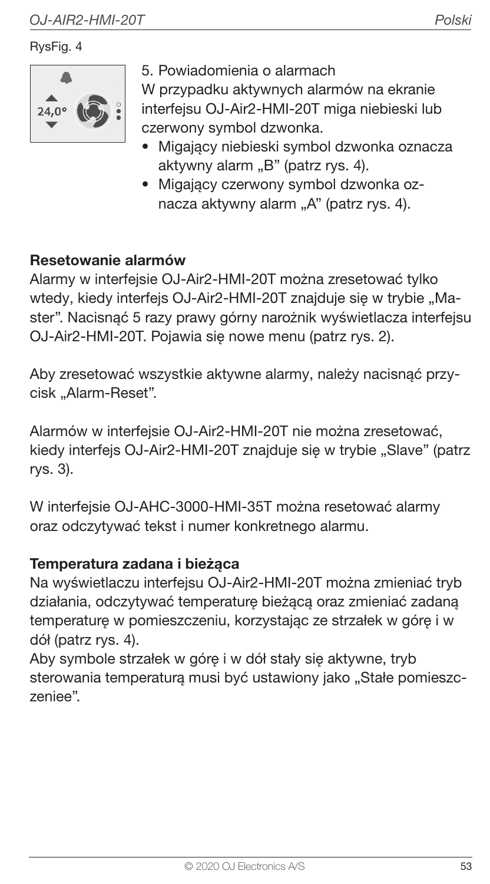RysFig. 4

5. Powiadomienia o alarmach

W przypadku aktywnych alarmów na ekranie interfejsu OJ-Air2-HMI-20T miga niebieski lub czerwony symbol dzwonka.

- Migający niebieski symbol dzwonka oznacza aktywny alarm „B" (patrz rys. 4).
- Migający czerwony symbol dzwonka oznacza aktywny alarm „A" (patrz rys. 4).

**Resetowanie alarmów**

Alarmy w interfejsie OJ-Air2-HMI-20T można zresetować tylko wtedy, kiedy interfejs OJ-Air2-HMI-20T znajduje się w trybie „Master". Nacisnąć 5 razy prawy górny narożnik wyświetlacza interfejsu OJ-Air2-HMI-20T. Pojawia się nowe menu (patrz rys. 2).

Aby zresetować wszystkie aktywne alarmy, należy nacisnąć przycisk „Alarm-Reset".

Alarmów w interfejsie OJ-Air2-HMI-20T nie można zresetować, kiedy interfejs OJ-Air2-HMI-20T znajduje się w trybie „Slave" (patrz rys. 3).

W interfejsie OJ-AHC-3000-HMI-35T można resetować alarmy oraz odczytywać tekst i numer konkretnego alarmu.

**Temperatura zadana i bieżąca**

Na wyświetlaczu interfejsu OJ-Air2-HMI-20T można zmieniać tryb działania, odczytywać temperaturę bieżącą oraz zmieniać zadaną temperaturę w pomieszczeniu, korzystając ze strzałek w górę i w dół (patrz rys. 4).

Aby symbole strzałek w górę i w dół stały się aktywne, tryb sterowania temperaturą musi być ustawiony jako „Stałe pomieszczeniee".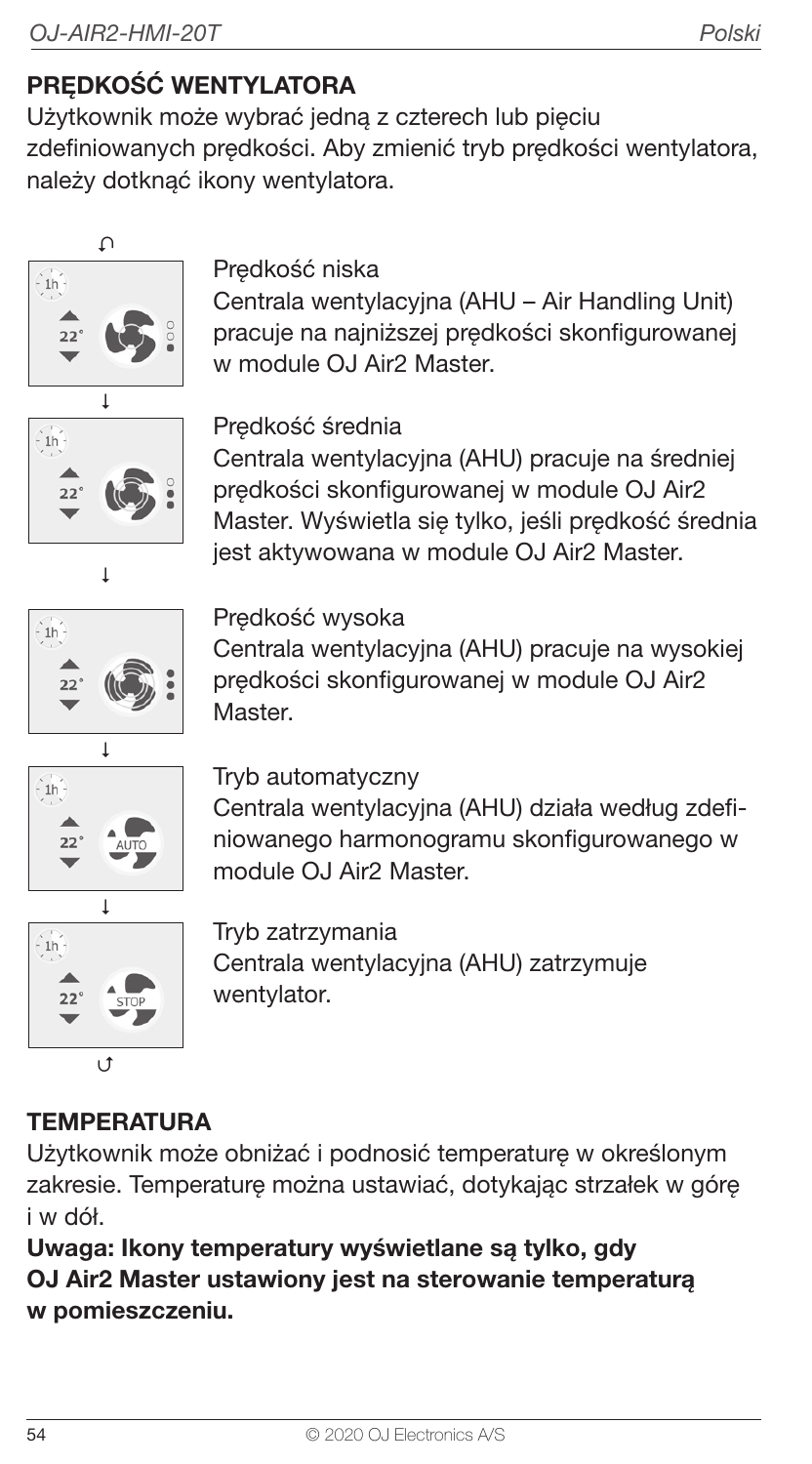## PRĘDKOŚĆ WENTYLATORA

Użytkownik może wybrać jedną z czterech lub pięciu zdefiniowanych prędkości. Aby zmienić tryb prędkości wentylatora, należy dotknąć ikony wentylatora.

Prędkość niska
Centrala wentylacyjna (AHU – Air Handling Unit) pracuje na najniższej prędkości skonfigurowanej w module OJ Air2 Master.

Prędkość średnia
Centrala wentylacyjna (AHU) pracuje na średniej prędkości skonfigurowanej w module OJ Air2 Master. Wyświetla się tylko, jeśli prędkość średnia jest aktywowana w module OJ Air2 Master.

Prędkość wysoka
Centrala wentylacyjna (AHU) pracuje na wysokiej prędkości skonfigurowanej w module OJ Air2 Master.

Tryb automatyczny
Centrala wentylacyjna (AHU) działa według zdefiniowanego harmonogramu skonfigurowanego w module OJ Air2 Master.

Tryb zatrzymania
Centrala wentylacyjna (AHU) zatrzymuje wentylator.

## TEMPERATURA

Użytkownik może obniżać i podnosić temperaturę w określonym zakresie. Temperaturę można ustawiać, dotykając strzałek w górę i w dół.

**Uwaga: Ikony temperatury wyświetlane są tylko, gdy OJ Air2 Master ustawiony jest na sterowanie temperaturą w pomieszczeniu.**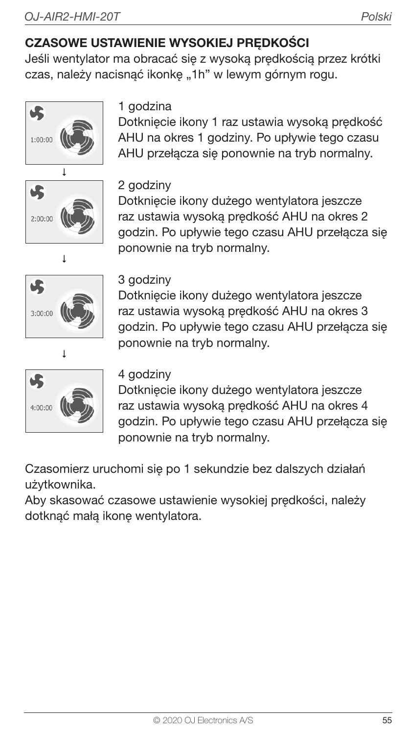## CZASOWE USTAWIENIE WYSOKIEJ PRĘDKOŚCI

Jeśli wentylator ma obracać się z wysoką prędkością przez krótki czas, należy nacisnąć ikonkę „1h" w lewym górnym rogu.

1:00:00

1 godzina
Dotknięcie ikony 1 raz ustawia wysoką prędkość AHU na okres 1 godziny. Po upływie tego czasu AHU przełącza się ponownie na tryb normalny.

↓

2:00:00

2 godziny
Dotknięcie ikony dużego wentylatora jeszcze raz ustawia wysoką prędkość AHU na okres 2 godzin. Po upływie tego czasu AHU przełącza się ponownie na tryb normalny.

↓

3:00:00

3 godziny
Dotknięcie ikony dużego wentylatora jeszcze raz ustawia wysoką prędkość AHU na okres 3 godzin. Po upływie tego czasu AHU przełącza się ponownie na tryb normalny.

↓

4:00:00

4 godziny
Dotknięcie ikony dużego wentylatora jeszcze raz ustawia wysoką prędkość AHU na okres 4 godzin. Po upływie tego czasu AHU przełącza się ponownie na tryb normalny.

Czasomierz uruchomi się po 1 sekundzie bez dalszych działań użytkownika.
Aby skasować czasowe ustawienie wysokiej prędkości, należy dotknąć małą ikonę wentylatora.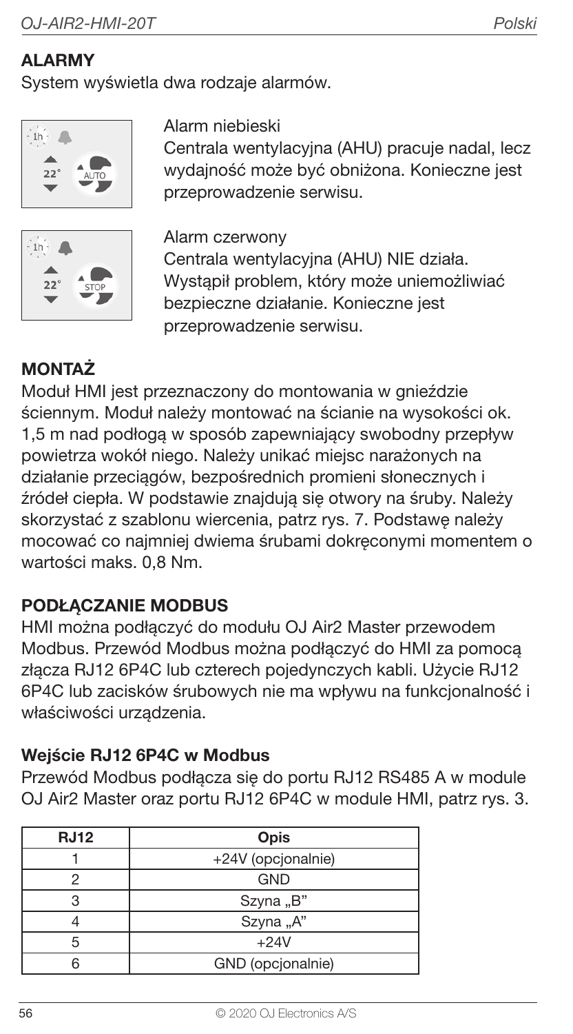## ALARMY

System wyświetla dwa rodzaje alarmów.

Alarm niebieski
Centrala wentylacyjna (AHU) pracuje nadal, lecz wydajność może być obniżona. Konieczne jest przeprowadzenie serwisu.

Alarm czerwony
Centrala wentylacyjna (AHU) NIE działa. Wystąpił problem, który może uniemożliwiać bezpieczne działanie. Konieczne jest przeprowadzenie serwisu.

## MONTAŻ

Moduł HMI jest przeznaczony do montowania w gnieździe ściennym. Moduł należy montować na ścianie na wysokości ok. 1,5 m nad podłogą w sposób zapewniający swobodny przepływ powietrza wokół niego. Należy unikać miejsc narażonych na działanie przeciągów, bezpośrednich promieni słonecznych i źródeł ciepła. W podstawie znajdują się otwory na śruby. Należy skorzystać z szablonu wiercenia, patrz rys. 7. Podstawę należy mocować co najmniej dwiema śrubami dokręconymi momentem o wartości maks. 0,8 Nm.

## PODŁĄCZANIE MODBUS

HMI można podłączyć do modułu OJ Air2 Master przewodem Modbus. Przewód Modbus można podłączyć do HMI za pomocą złącza RJ12 6P4C lub czterech pojedynczych kabli. Użycie RJ12 6P4C lub zacisków śrubowych nie ma wpływu na funkcjonalność i właściwości urządzenia.

### Wejście RJ12 6P4C w Modbus

Przewód Modbus podłącza się do portu RJ12 RS485 A w module OJ Air2 Master oraz portu RJ12 6P4C w module HMI, patrz rys. 3.

| RJ12 | Opis |
|---|---|
| 1 | +24V (opcjonalnie) |
| 2 | GND |
| 3 | Szyna „B” |
| 4 | Szyna „A” |
| 5 | +24V |
| 6 | GND (opcjonalnie) |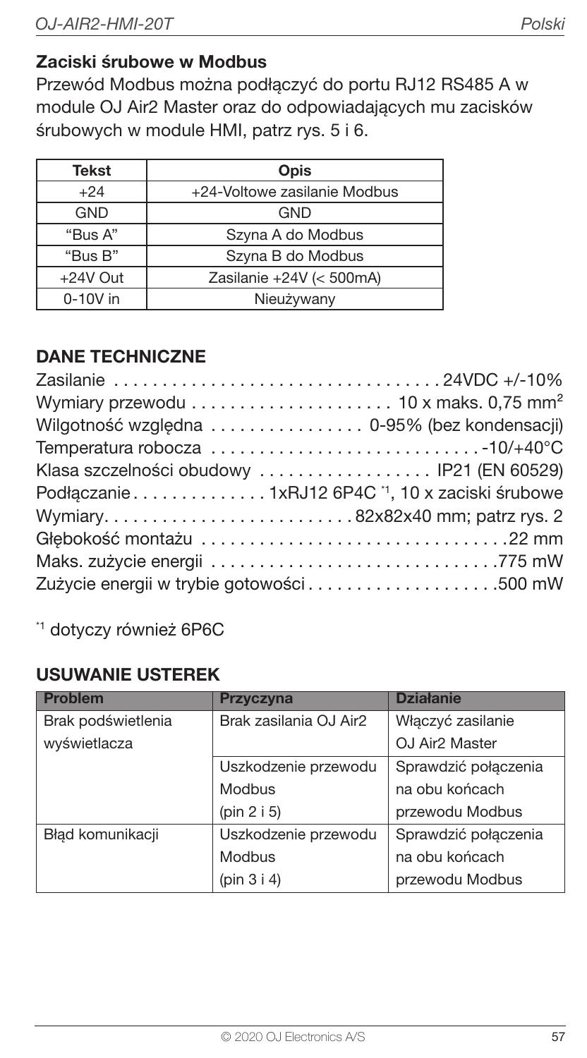### Zaciski śrubowe w Modbus

Przewód Modbus można podłączyć do portu RJ12 RS485 A w module OJ Air2 Master oraz do odpowiadających mu zacisków śrubowych w module HMI, patrz rys. 5 i 6.

| Tekst | Opis |
|---|---|
| +24 | +24-Voltowe zasilanie Modbus |
| GND | GND |
| "Bus A" | Szyna A do Modbus |
| "Bus B" | Szyna B do Modbus |
| +24V Out | Zasilanie +24V (< 500mA) |
| 0-10V in | Nieużywany |

## DANE TECHNICZNE

Zasilanie .................................. 24VDC +/-10%
Wymiary przewodu .................... 10 x maks. 0,75 mm²
Wilgotność względna ................ 0-95% (bez kondensacji)
Temperatura robocza ........................... -10/+40°C
Klasa szczelności obudowy .................. IP21 (EN 60529)
Podłączanie .............. 1xRJ12 6P4C [*1], 10 x zaciski śrubowe
Wymiary.......................... 82x82x40 mm; patrz rys. 2
Głębokość montażu ................................ 22 mm
Maks. zużycie energii ............................. 775 mW
Zużycie energii w trybie gotowości .................... 500 mW

[*1] dotyczy również 6P6C

## USUWANIE USTEREK

| Problem | Przyczyna | Działanie |
|---|---|---|
| Brak podświetlenia wyświetlacza | Brak zasilania OJ Air2 | Włączyć zasilanie OJ Air2 Master |
| | Uszkodzenie przewodu Modbus (pin 2 i 5) | Sprawdzić połączenia na obu końcach przewodu Modbus |
| Błąd komunikacji | Uszkodzenie przewodu Modbus (pin 3 i 4) | Sprawdzić połączenia na obu końcach przewodu Modbus |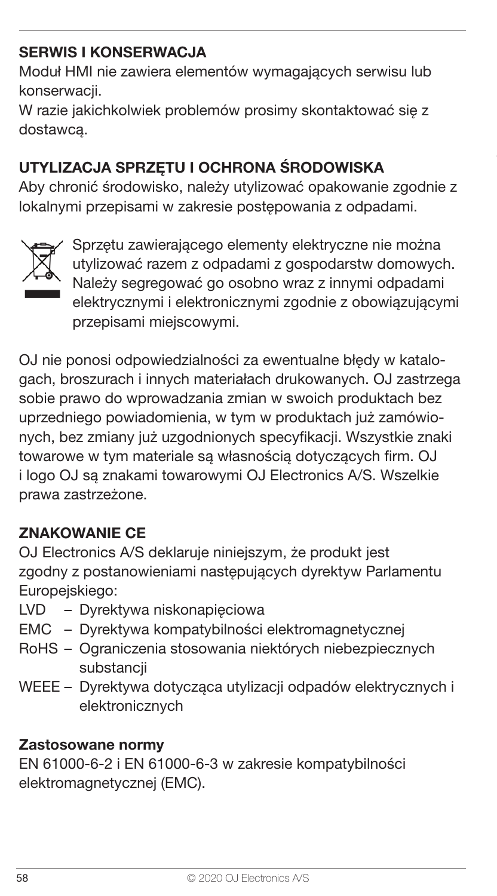## SERWIS I KONSERWACJA

Moduł HMI nie zawiera elementów wymagających serwisu lub konserwacji.
W razie jakichkolwiek problemów prosimy skontaktować się z dostawcą.

## UTYLIZACJA SPRZĘTU I OCHRONA ŚRODOWISKA

Aby chronić środowisko, należy utylizować opakowanie zgodnie z lokalnymi przepisami w zakresie postępowania z odpadami.

Sprzętu zawierającego elementy elektryczne nie można utylizować razem z odpadami z gospodarstw domowych. Należy segregować go osobno wraz z innymi odpadami elektrycznymi i elektronicznymi zgodnie z obowiązującymi przepisami miejscowymi.

OJ nie ponosi odpowiedzialności za ewentualne błędy w katalogach, broszurach i innych materiałach drukowanych. OJ zastrzega sobie prawo do wprowadzania zmian w swoich produktach bez uprzedniego powiadomienia, w tym w produktach już zamówionych, bez zmiany już uzgodnionych specyfikacji. Wszystkie znaki towarowe w tym materiale są własnością dotyczących firm. OJ i logo OJ są znakami towarowymi OJ Electronics A/S. Wszelkie prawa zastrzeżone.

## ZNAKOWANIE CE

OJ Electronics A/S deklaruje niniejszym, że produkt jest zgodny z postanowieniami następujących dyrektyw Parlamentu Europejskiego:

- LVD – Dyrektywa niskonapięciowa
- EMC – Dyrektywa kompatybilności elektromagnetycznej
- RoHS – Ograniczenia stosowania niektórych niebezpiecznych substancji
- WEEE – Dyrektywa dotycząca utylizacji odpadów elektrycznych i elektronicznych

### Zastosowane normy

EN 61000-6-2 i EN 61000-6-3 w zakresie kompatybilności elektromagnetycznej (EMC).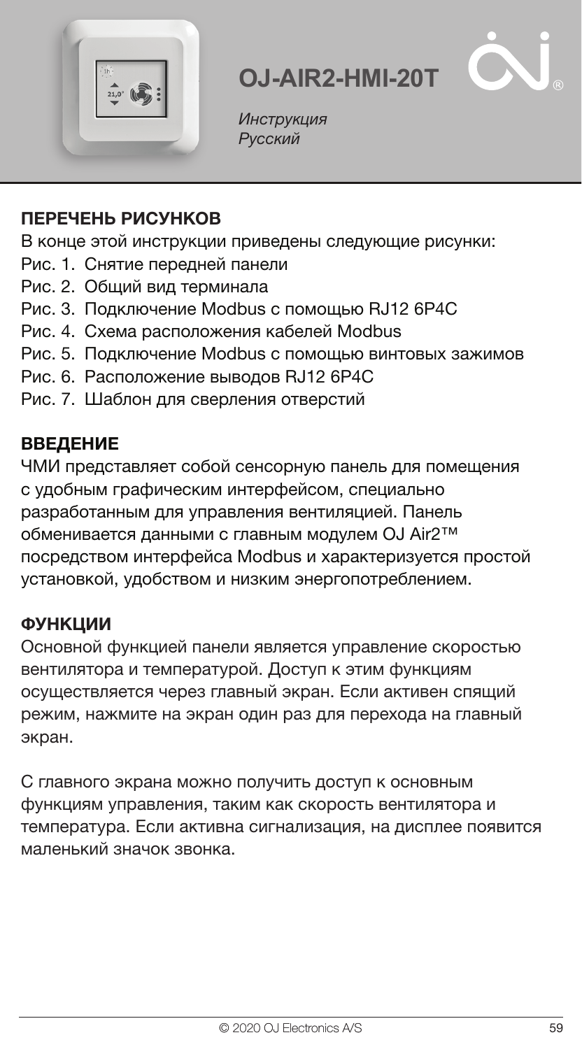# OJ-AIR2-HMI-20T

*Инструкция*
*Русский*

## ПЕРЕЧЕНЬ РИСУНКОВ

В конце этой инструкции приведены следующие рисунки:

- Рис. 1. Снятие передней панели
- Рис. 2. Общий вид терминала
- Рис. 3. Подключение Modbus с помощью RJ12 6P4C
- Рис. 4. Схема расположения кабелей Modbus
- Рис. 5. Подключение Modbus с помощью винтовых зажимов
- Рис. 6. Расположение выводов RJ12 6P4C
- Рис. 7. Шаблон для сверления отверстий

## ВВЕДЕНИЕ

ЧМИ представляет собой сенсорную панель для помещения с удобным графическим интерфейсом, специально разработанным для управления вентиляцией. Панель обменивается данными с главным модулем OJ Air2™ посредством интерфейса Modbus и характеризуется простой установкой, удобством и низким энергопотреблением.

## ФУНКЦИИ

Основной функцией панели является управление скоростью вентилятора и температурой. Доступ к этим функциям осуществляется через главный экран. Если активен спящий режим, нажмите на экран один раз для перехода на главный экран.

С главного экрана можно получить доступ к основным функциям управления, таким как скорость вентилятора и температура. Если активна сигнализация, на дисплее появится маленький значок звонка.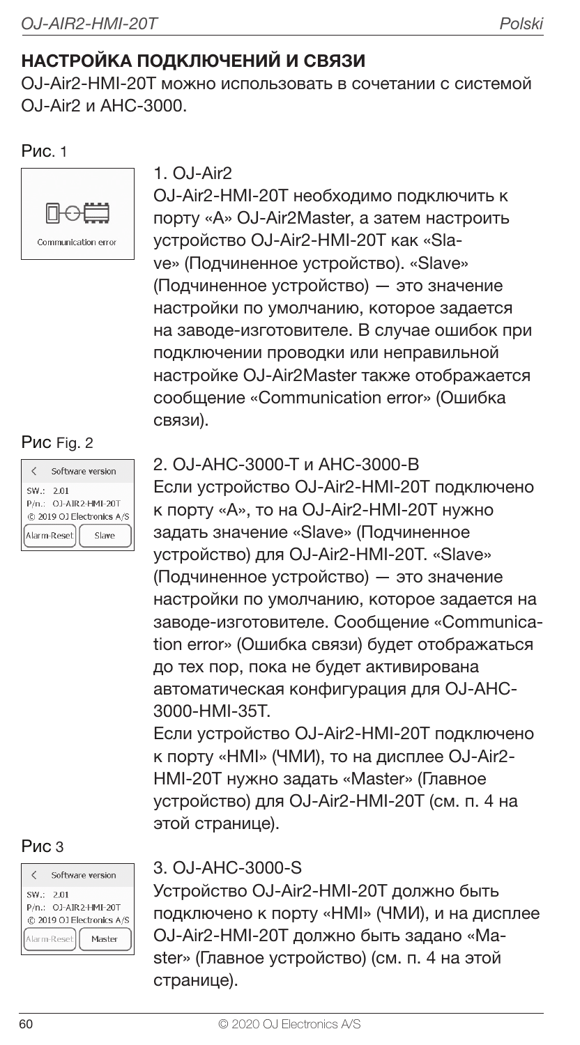## НАСТРОЙКА ПОДКЛЮЧЕНИЙ И СВЯЗИ

OJ-Air2-HMI-20T можно использовать в сочетании с системой OJ-Air2 и AHC-3000.

Рис. 1

Communication error

1. OJ-Air2

OJ-Air2-HMI-20T необходимо подключить к порту «A» OJ-Air2Master, а затем настроить устройство OJ-Air2-HMI-20T как «Slave» (Подчиненное устройство). «Slave» (Подчиненное устройство) — это значение настройки по умолчанию, которое задается на заводе-изготовителе. В случае ошибок при подключении проводки или неправильной настройке OJ-Air2Master также отображается сообщение «Communication error» (Ошибка связи).

Рис Fig. 2

Software version
SW.: 2.01
P/n.: OJ-AIR2-HMI-20T
© 2019 OJ Electronics A/S
Alarm-Reset | Slave

2. OJ-AHC-3000-T и AHC-3000-B

Если устройство OJ-Air2-HMI-20T подключено к порту «A», то на OJ-Air2-HMI-20T нужно задать значение «Slave» (Подчиненное устройство) для OJ-Air2-HMI-20T. «Slave» (Подчиненное устройство) — это значение настройки по умолчанию, которое задается на заводе-изготовителе. Сообщение «Communication error» (Ошибка связи) будет отображаться до тех пор, пока не будет активирована автоматическая конфигурация для OJ-AHC-3000-HMI-35T.

Если устройство OJ-Air2-HMI-20T подключено к порту «HMI» (ЧМИ), то на дисплее OJ-Air2-HMI-20T нужно задать «Master» (Главное устройство) для OJ-Air2-HMI-20T (см. п. 4 на этой странице).

Рис 3

Software version
SW.: 2.01
P/n.: OJ-AIR2-HMI-20T
© 2019 OJ Electronics A/S
Alarm-Reset | Master

3. OJ-AHC-3000-S

Устройство OJ-Air2-HMI-20T должно быть подключено к порту «HMI» (ЧМИ), и на дисплее OJ-Air2-HMI-20T должно быть задано «Master» (Главное устройство) (см. п. 4 на этой странице).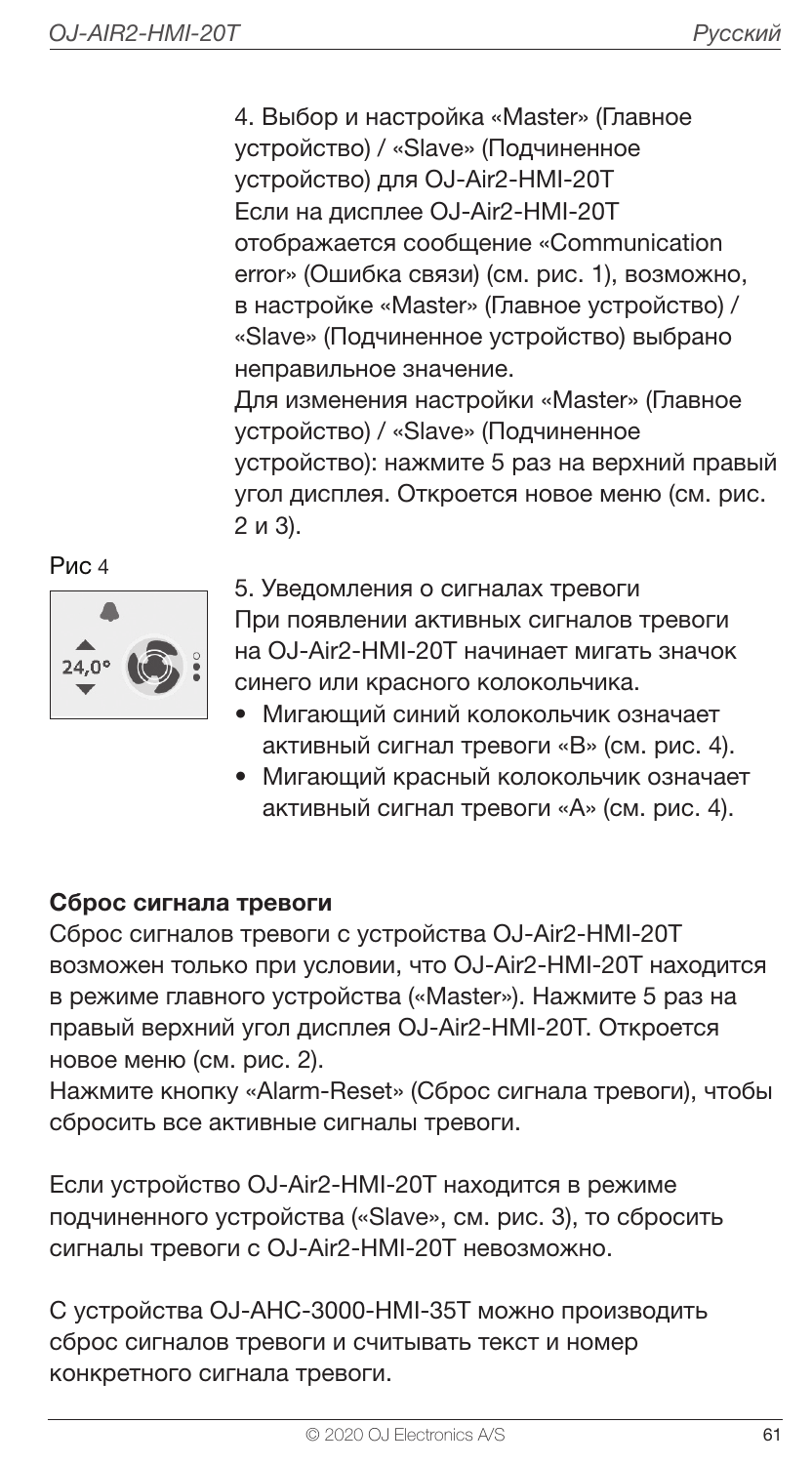4. Выбор и настройка «Master» (Главное устройство) / «Slave» (Подчиненное устройство) для OJ-Air2-HMI-20T
Если на дисплее OJ-Air2-HMI-20T отображается сообщение «Communication error» (Ошибка связи) (см. рис. 1), возможно, в настройке «Master» (Главное устройство) / «Slave» (Подчиненное устройство) выбрано неправильное значение.
Для изменения настройки «Master» (Главное устройство) / «Slave» (Подчиненное устройство): нажмите 5 раз на верхний правый угол дисплея. Откроется новое меню (см. рис. 2 и 3).

Рис 4

5. Уведомления о сигналах тревоги
При появлении активных сигналов тревоги на OJ-Air2-HMI-20T начинает мигать значок синего или красного колокольчика.

- Мигающий синий колокольчик означает активный сигнал тревоги «B» (см. рис. 4).
- Мигающий красный колокольчик означает активный сигнал тревоги «A» (см. рис. 4).

**Сброс сигнала тревоги**

Сброс сигналов тревоги с устройства OJ-Air2-HMI-20T возможен только при условии, что OJ-Air2-HMI-20T находится в режиме главного устройства («Master»). Нажмите 5 раз на правый верхний угол дисплея OJ-Air2-HMI-20T. Откроется новое меню (см. рис. 2).
Нажмите кнопку «Alarm-Reset» (Сброс сигнала тревоги), чтобы сбросить все активные сигналы тревоги.

Если устройство OJ-Air2-HMI-20T находится в режиме подчиненного устройства («Slave», см. рис. 3), то сбросить сигналы тревоги с OJ-Air2-HMI-20T невозможно.

С устройства OJ-AHC-3000-HMI-35T можно производить сброс сигналов тревоги и считывать текст и номер конкретного сигнала тревоги.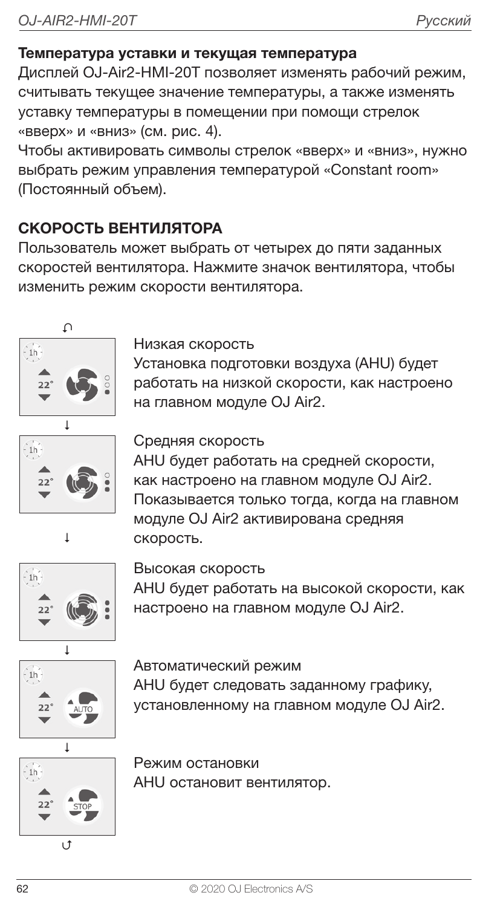**Температура уставки и текущая температура**

Дисплей OJ-Air2-HMI-20T позволяет изменять рабочий режим, считывать текущее значение температуры, а также изменять уставку температуры в помещении при помощи стрелок «вверх» и «вниз» (см. рис. 4).

Чтобы активировать символы стрелок «вверх» и «вниз», нужно выбрать режим управления температурой «Constant room» (Постоянный объем).

## СКОРОСТЬ ВЕНТИЛЯТОРА

Пользователь может выбрать от четырех до пяти заданных скоростей вентилятора. Нажмите значок вентилятора, чтобы изменить режим скорости вентилятора.

Низкая скорость
Установка подготовки воздуха (AHU) будет работать на низкой скорости, как настроено на главном модуле OJ Air2.

Средняя скорость
AHU будет работать на средней скорости, как настроено на главном модуле OJ Air2. Показывается только тогда, когда на главном модуле OJ Air2 активирована средняя скорость.

Высокая скорость
AHU будет работать на высокой скорости, как настроено на главном модуле OJ Air2.

Автоматический режим
AHU будет следовать заданному графику, установленному на главном модуле OJ Air2.

Режим остановки
AHU остановит вентилятор.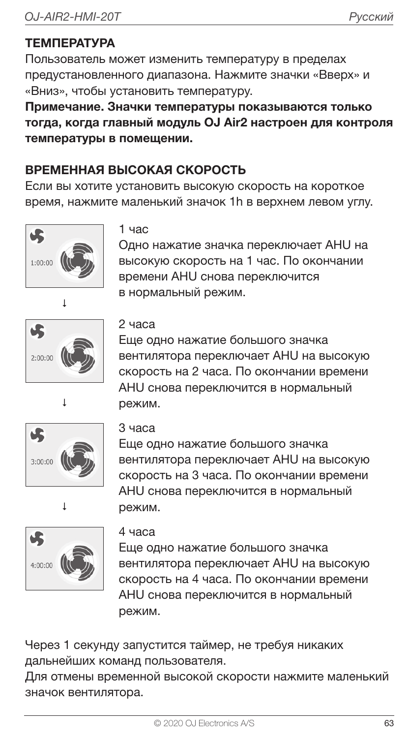## ТЕМПЕРАТУРА

Пользователь может изменить температуру в пределах предустановленного диапазона. Нажмите значки «Вверх» и «Вниз», чтобы установить температуру.

**Примечание. Значки температуры показываются только тогда, когда главный модуль OJ Air2 настроен для контроля температуры в помещении.**

## ВРЕМЕННАЯ ВЫСОКАЯ СКОРОСТЬ

Если вы хотите установить высокую скорость на короткое время, нажмите маленький значок 1h в верхнем левом углу.

1:00:00

1 час

Одно нажатие значка переключает AHU на высокую скорость на 1 час. По окончании времени AHU снова переключится в нормальный режим.

↓

2:00:00

2 часа

Еще одно нажатие большого значка вентилятора переключает AHU на высокую скорость на 2 часа. По окончании времени AHU снова переключится в нормальный режим.

↓

3:00:00

3 часа

Еще одно нажатие большого значка вентилятора переключает AHU на высокую скорость на 3 часа. По окончании времени AHU снова переключится в нормальный режим.

↓

4:00:00

4 часа

Еще одно нажатие большого значка вентилятора переключает AHU на высокую скорость на 4 часа. По окончании времени AHU снова переключится в нормальный режим.

Через 1 секунду запустится таймер, не требуя никаких дальнейших команд пользователя.

Для отмены временной высокой скорости нажмите маленький значок вентилятора.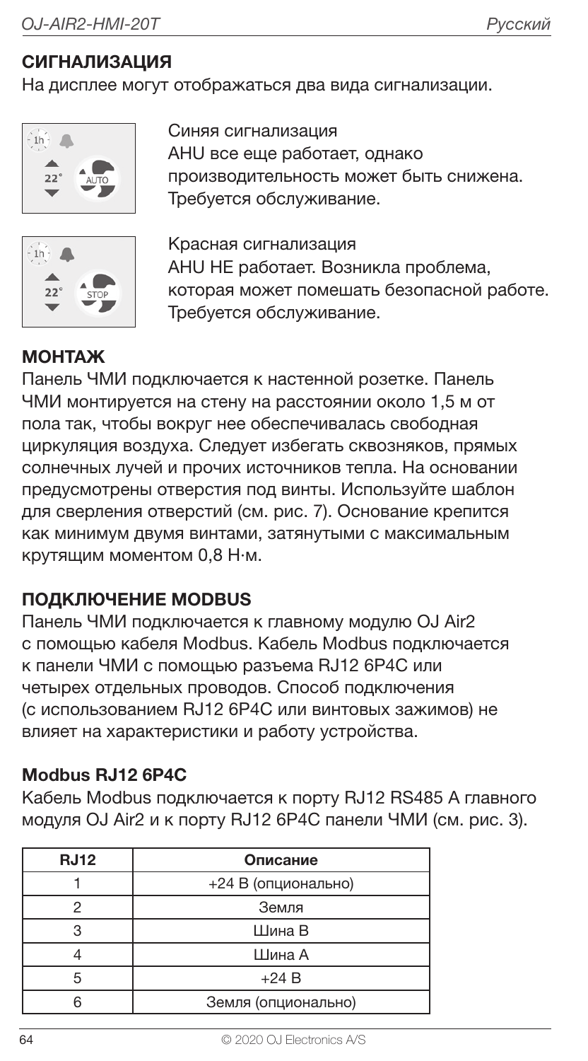## СИГНАЛИЗАЦИЯ

На дисплее могут отображаться два вида сигнализации.

Синяя сигнализация
AHU все еще работает, однако производительность может быть снижена. Требуется обслуживание.

Красная сигнализация
AHU НЕ работает. Возникла проблема, которая может помешать безопасной работе. Требуется обслуживание.

## МОНТАЖ

Панель ЧМИ подключается к настенной розетке. Панель ЧМИ монтируется на стену на расстоянии около 1,5 м от пола так, чтобы вокруг нее обеспечивалась свободная циркуляция воздуха. Следует избегать сквозняков, прямых солнечных лучей и прочих источников тепла. На основании предусмотрены отверстия под винты. Используйте шаблон для сверления отверстий (см. рис. 7). Основание крепится как минимум двумя винтами, затянутыми с максимальным крутящим моментом 0,8 Н·м.

## ПОДКЛЮЧЕНИЕ MODBUS

Панель ЧМИ подключается к главному модулю OJ Air2 с помощью кабеля Modbus. Кабель Modbus подключается к панели ЧМИ с помощью разъема RJ12 6P4C или четырех отдельных проводов. Способ подключения (с использованием RJ12 6P4C или винтовых зажимов) не влияет на характеристики и работу устройства.

### Modbus RJ12 6P4C

Кабель Modbus подключается к порту RJ12 RS485 A главного модуля OJ Air2 и к порту RJ12 6P4C панели ЧМИ (см. рис. 3).

| RJ12 | Описание |
|---|---|
| 1 | +24 В (опционально) |
| 2 | Земля |
| 3 | Шина B |
| 4 | Шина A |
| 5 | +24 В |
| 6 | Земля (опционально) |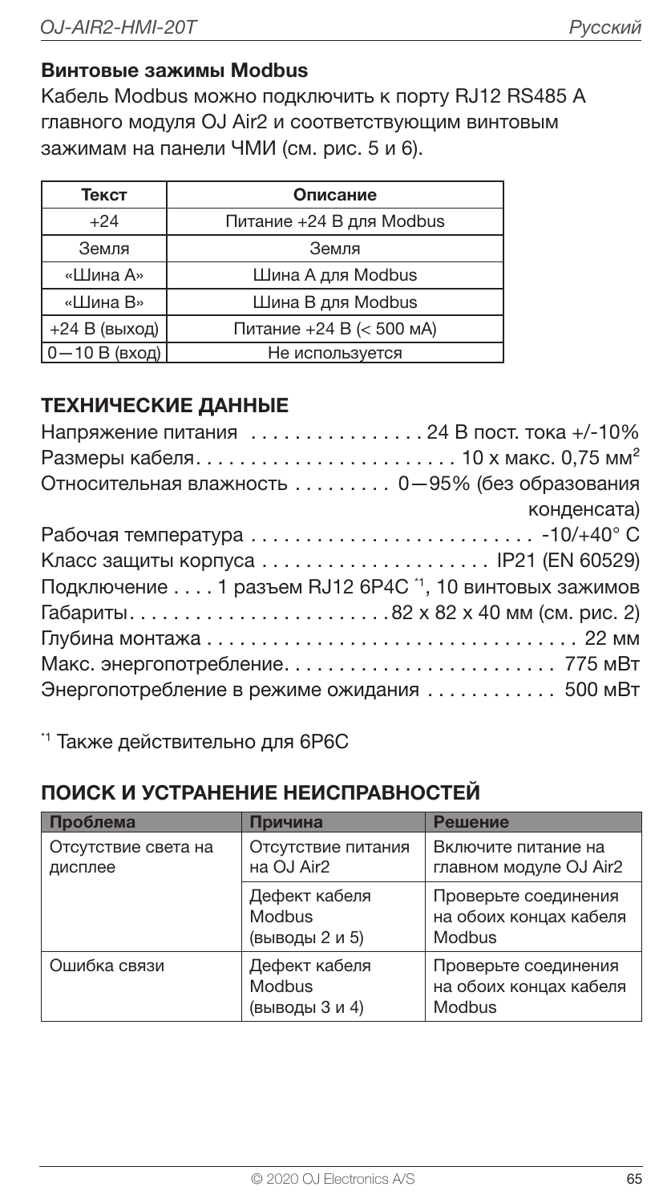### Винтовые зажимы Modbus

Кабель Modbus можно подключить к порту RJ12 RS485 A главного модуля OJ Air2 и соответствующим винтовым зажимам на панели ЧМИ (см. рис. 5 и 6).

| Текст | Описание |
|---|---|
| +24 | Питание +24 В для Modbus |
| Земля | Земля |
| «Шина A» | Шина A для Modbus |
| «Шина B» | Шина B для Modbus |
| +24 В (выход) | Питание +24 В (< 500 мА) |
| 0—10 В (вход) | Не используется |

## ТЕХНИЧЕСКИЕ ДАННЫЕ

Напряжение питания ................ 24 В пост. тока +/-10%
Размеры кабеля........................ 10 x макс. 0,75 мм²
Относительная влажность ......... 0—95% (без образования конденсата)
Рабочая температура .......................... -10/+40° C
Класс защиты корпуса ..................... IP21 (EN 60529)
Подключение .... 1 разъем RJ12 6P4C [*1], 10 винтовых зажимов
Габариты........................ 82 x 82 x 40 мм (см. рис. 2)
Глубина монтажа .................................... 22 мм
Макс. энергопотребление.......................... 775 мВт
Энергопотребление в режиме ожидания ............ 500 мВт

[*1] Также действительно для 6P6C

## ПОИСК И УСТРАНЕНИЕ НЕИСПРАВНОСТЕЙ

| Проблема | Причина | Решение |
|---|---|---|
| Отсутствие света на дисплее | Отсутствие питания на OJ Air2 | Включите питание на главном модуле OJ Air2 |
| | Дефект кабеля Modbus (выводы 2 и 5) | Проверьте соединения на обоих концах кабеля Modbus |
| Ошибка связи | Дефект кабеля Modbus (выводы 3 и 4) | Проверьте соединения на обоих концах кабеля Modbus |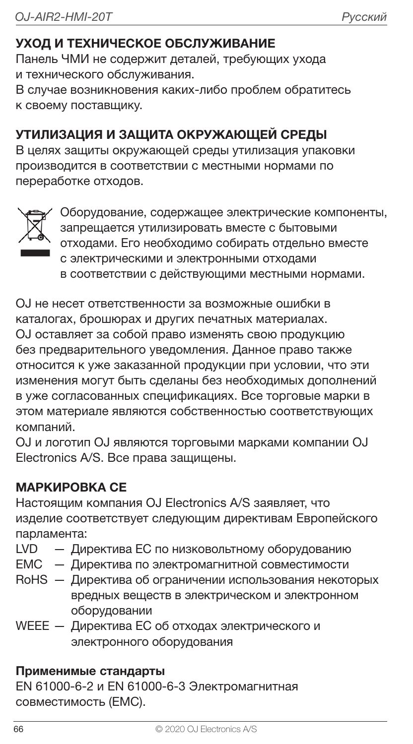## УХОД И ТЕХНИЧЕСКОЕ ОБСЛУЖИВАНИЕ

Панель ЧМИ не содержит деталей, требующих ухода и технического обслуживания.
В случае возникновения каких-либо проблем обратитесь к своему поставщику.

## УТИЛИЗАЦИЯ И ЗАЩИТА ОКРУЖАЮЩЕЙ СРЕДЫ

В целях защиты окружающей среды утилизация упаковки производится в соответствии с местными нормами по переработке отходов.

Оборудование, содержащее электрические компоненты, запрещается утилизировать вместе с бытовыми отходами. Его необходимо собирать отдельно вместе с электрическими и электронными отходами в соответствии с действующими местными нормами.

OJ не несет ответственности за возможные ошибки в каталогах, брошюрах и других печатных материалах. OJ оставляет за собой право изменять свою продукцию без предварительного уведомления. Данное право также относится к уже заказанной продукции при условии, что эти изменения могут быть сделаны без необходимых дополнений в уже согласованных спецификациях. Все торговые марки в этом материале являются собственностью соответствующих компаний.
OJ и логотип OJ являются торговыми марками компании OJ Electronics A/S. Все права защищены.

## МАРКИРОВКА CE

Настоящим компания OJ Electronics A/S заявляет, что изделие соответствует следующим директивам Европейского парламента:

- LVD — Директива ЕС по низковольтному оборудованию
- EMC — Директива по электромагнитной совместимости
- RoHS — Директива об ограничении использования некоторых вредных веществ в электрическом и электронном оборудовании
- WEEE — Директива ЕС об отходах электрического и электронного оборудования

### Применимые стандарты

EN 61000-6-2 и EN 61000-6-3 Электромагнитная совместимость (EMC).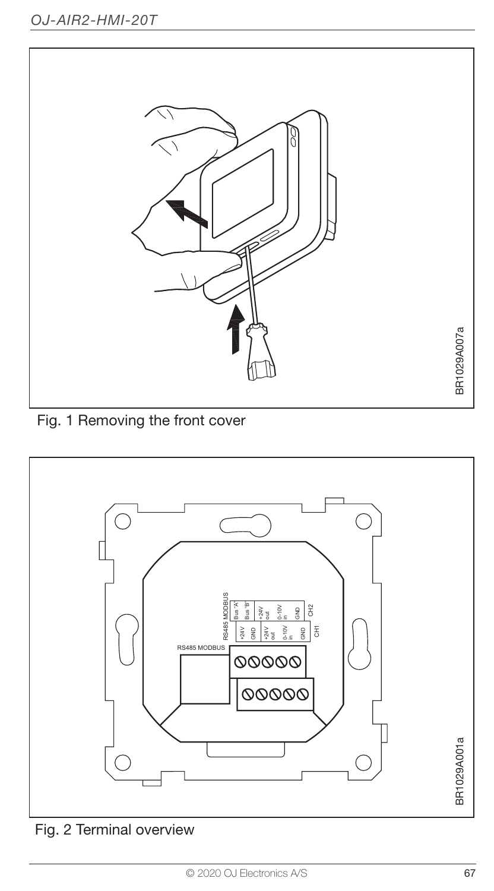Fig. 1 Removing the front cover

Fig. 2 Terminal overview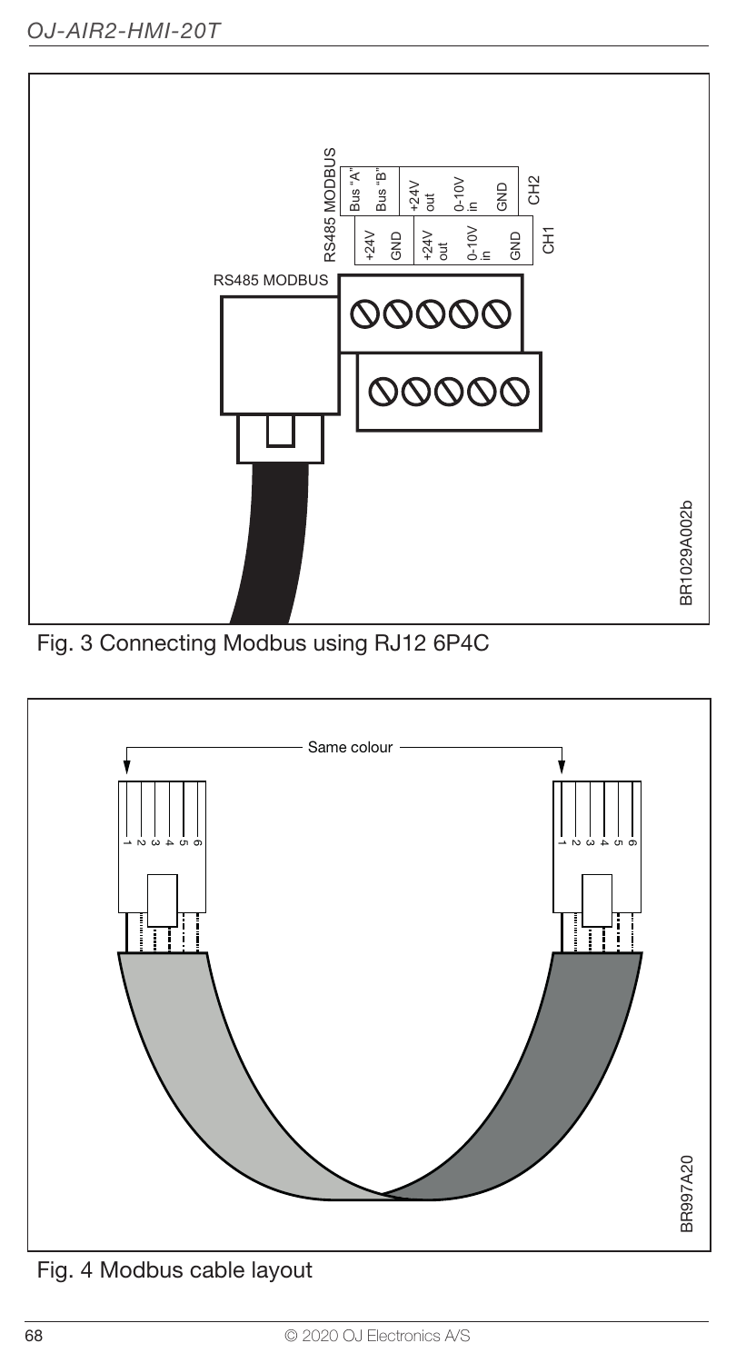Fig. 3 Connecting Modbus using RJ12 6P4C

Fig. 4 Modbus cable layout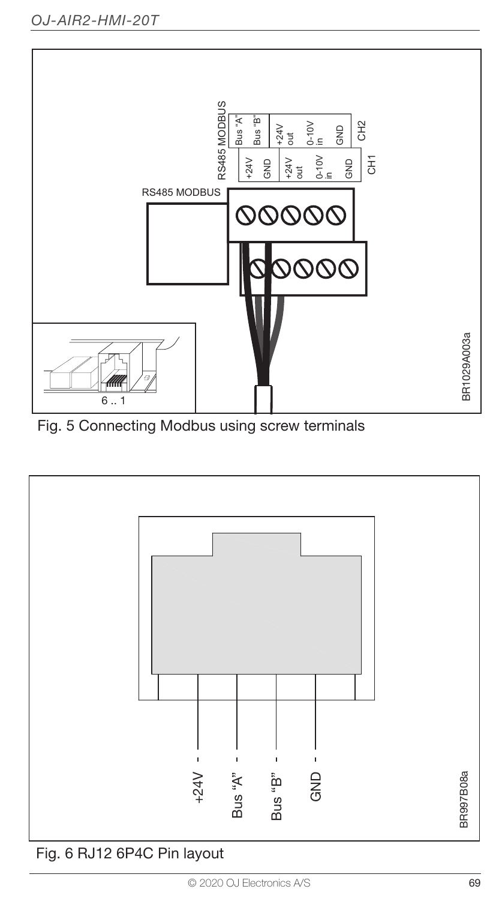Fig. 5 Connecting Modbus using screw terminals

Fig. 6 RJ12 6P4C Pin layout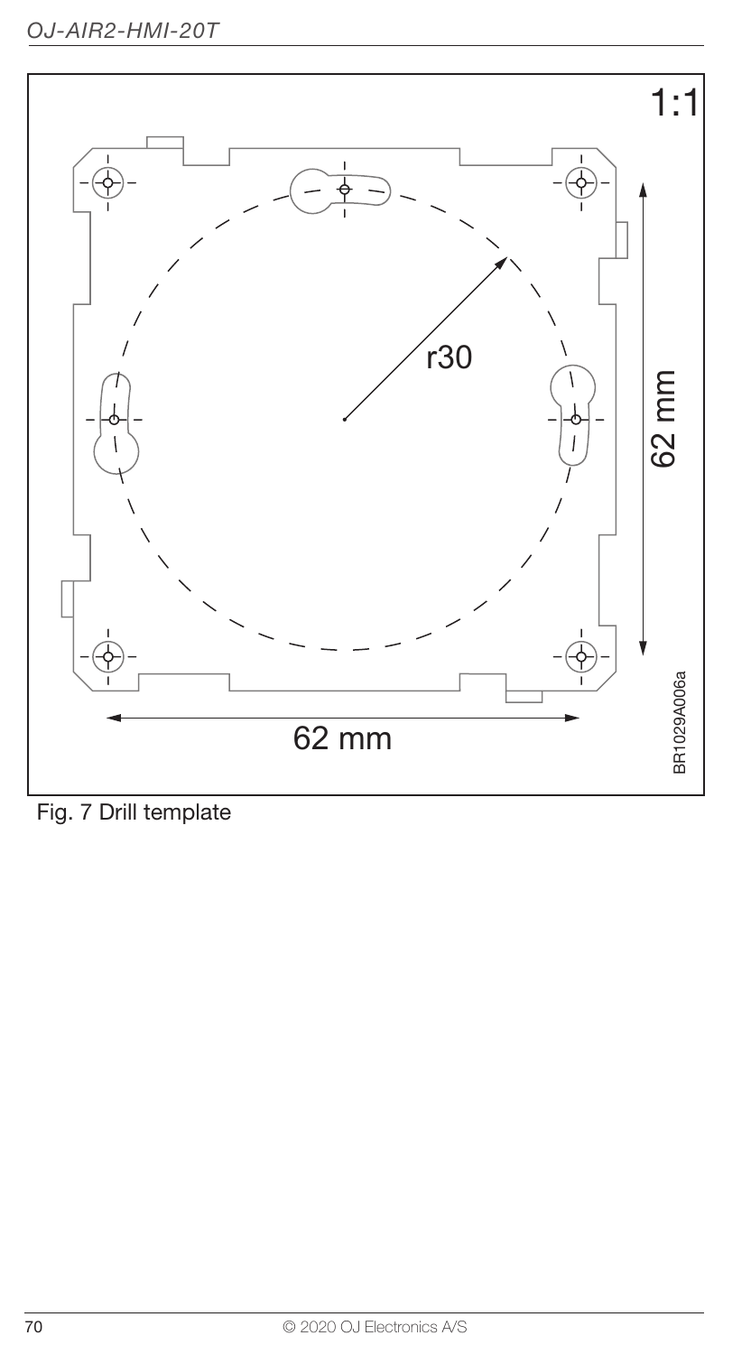1:1

r30

62 mm

62 mm

BR1029A006a

Fig. 7 Drill template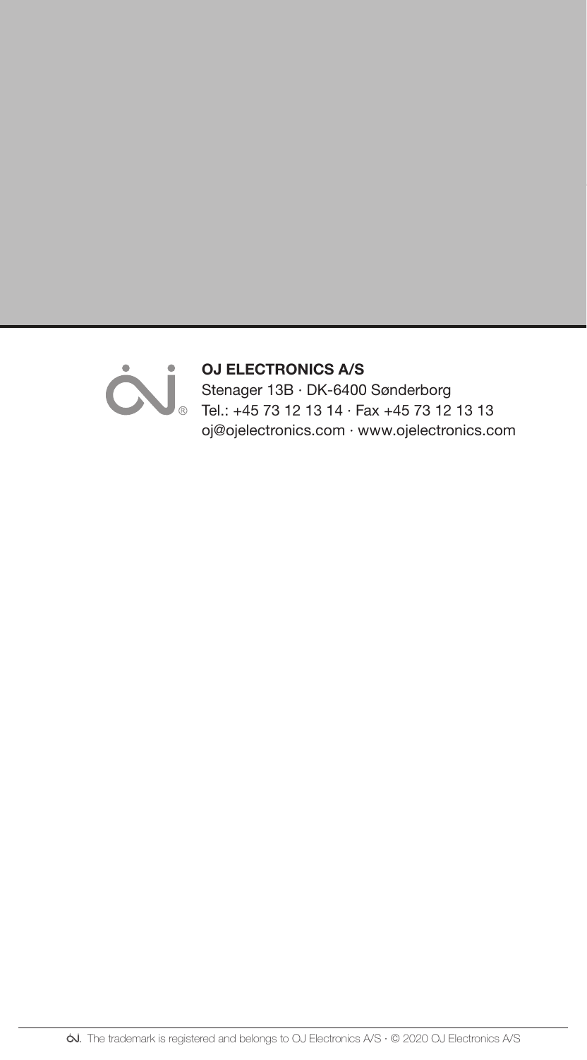**OJ ELECTRONICS A/S**
Stenager 13B · DK-6400 Sønderborg
Tel.: +45 73 12 13 14 · Fax +45 73 12 13 13
oj@ojelectronics.com · www.ojelectronics.com

The trademark is registered and belongs to OJ Electronics A/S · © 2020 OJ Electronics A/S